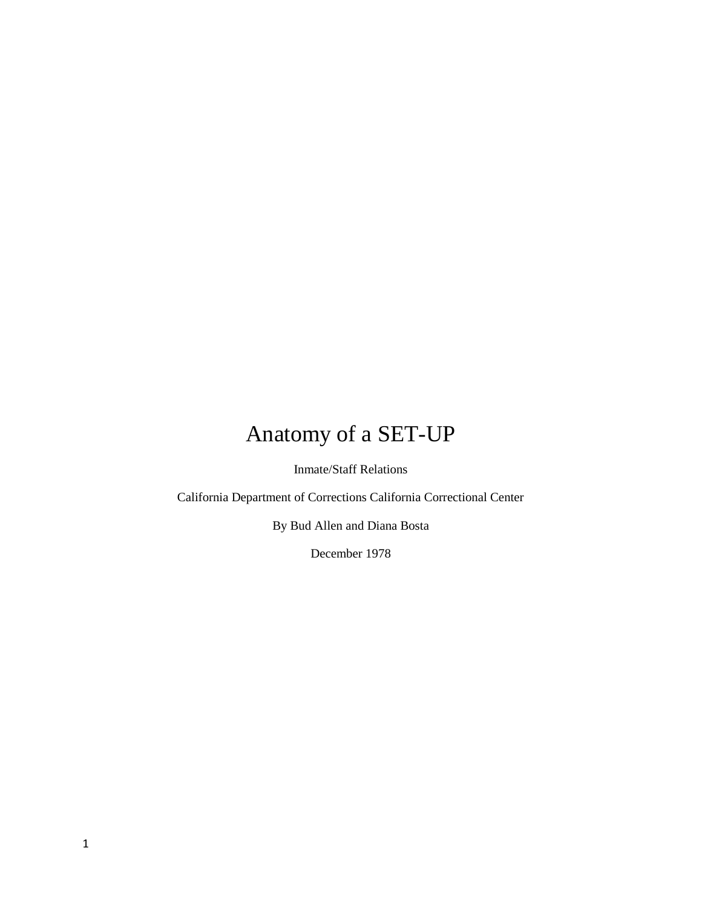# Anatomy of a SET-UP

Inmate/Staff Relations

California Department of Corrections California Correctional Center

By Bud Allen and Diana Bosta

December 1978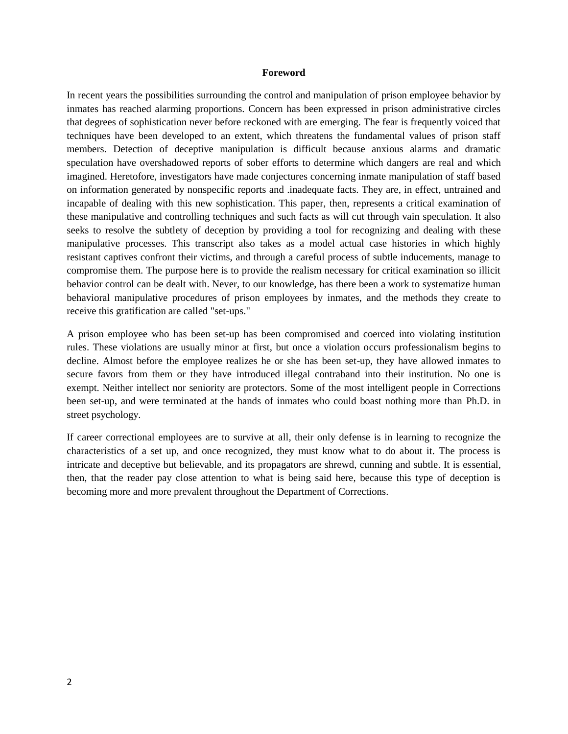**Foreword**

In recent years the possibilities surrounding the control and manipulation of prison employee behavior by inmates has reached alarming proportions. Concern has been expressed in prison administrative circles that degrees of sophistication never before reckoned with are emerging. The fear is frequently voiced that techniques have been developed to an extent, which threatens the fundamental values of prison staff members. Detection of deceptive manipulation is difficult because anxious alarms and dramatic speculation have overshadowed reports of sober efforts to determine which dangers are real and which imagined. Heretofore, investigators have made conjectures concerning inmate manipulation of staff based on information generated by nonspecific reports and .inadequate facts. They are, in effect, untrained and incapable of dealing with this new sophistication. This paper, then, represents a critical examination of these manipulative and controlling techniques and such facts as will cut through vain speculation. It also seeks to resolve the subtlety of deception by providing a tool for recognizing and dealing with these manipulative processes. This transcript also takes as a model actual case histories in which highly resistant captives confront their victims, and through a careful process of subtle inducements, manage to compromise them. The purpose here is to provide the realism necessary for critical examination so illicit behavior control can be dealt with. Never, to our knowledge, has there been a work to systematize human behavioral manipulative procedures of prison employees by inmates, and the methods they create to receive this gratification are called "set-ups."

A prison employee who has been set-up has been compromised and coerced into violating institution rules. These violations are usually minor at first, but once a violation occurs professionalism begins to decline. Almost before the employee realizes he or she has been set-up, they have allowed inmates to secure favors from them or they have introduced illegal contraband into their institution. No one is exempt. Neither intellect nor seniority are protectors. Some of the most intelligent people in Corrections been set-up, and were terminated at the hands of inmates who could boast nothing more than Ph.D. in street psychology.

If career correctional employees are to survive at all, their only defense is in learning to recognize the characteristics of a set up, and once recognized, they must know what to do about it. The process is intricate and deceptive but believable, and its propagators are shrewd, cunning and subtle. It is essential, then, that the reader pay close attention to what is being said here, because this type of deception is becoming more and more prevalent throughout the Department of Corrections.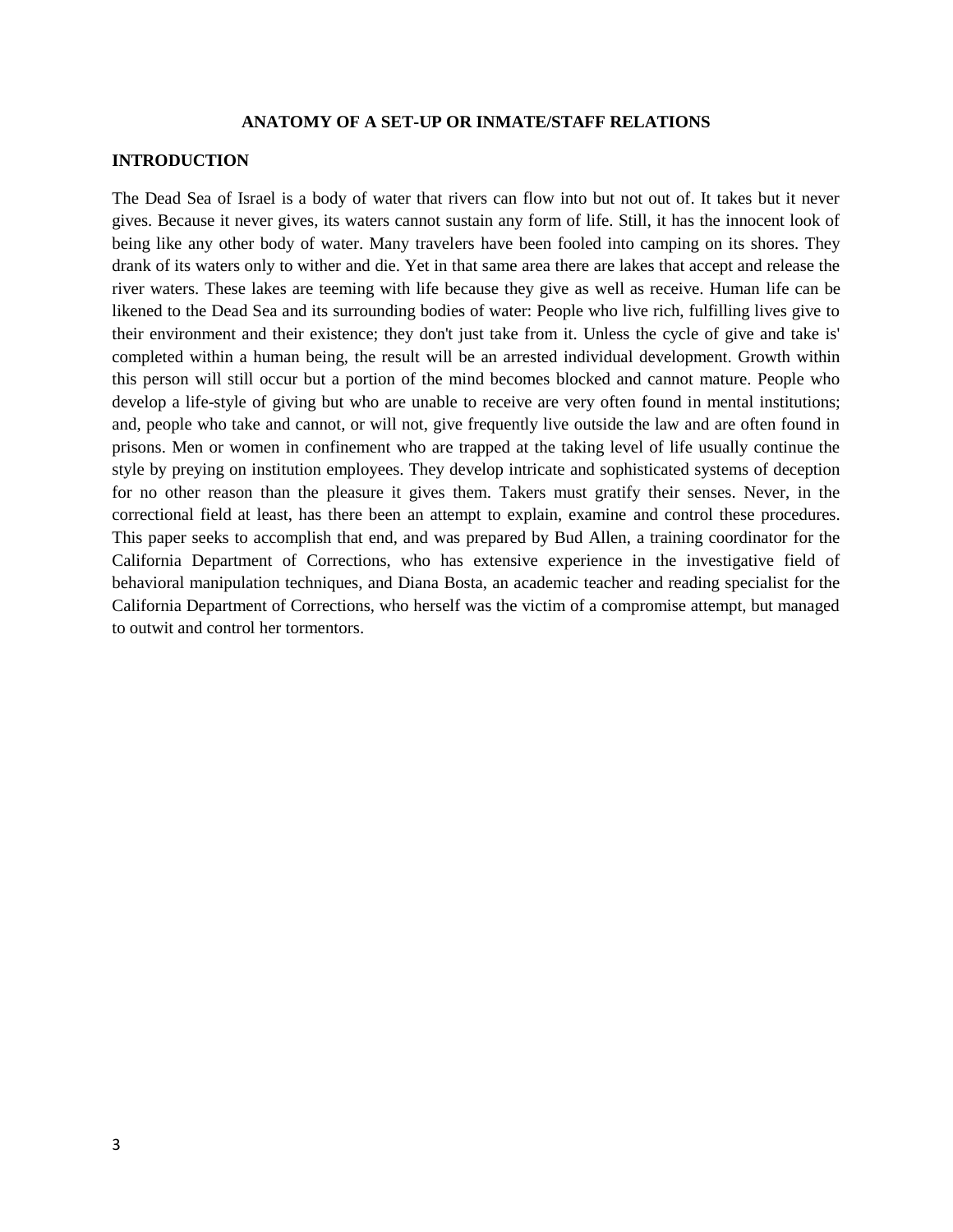**ANATOMY OF A SET-UP OR INMATE/STAFF RELATIONS**

## INTRODUCTION

The Dead Sea of Israel is a body of water that rivers can flow into but not out of. It takes but it never gives. Because it never gives, its waters cannot sustain any form of life. Still, it has the innocent look of being like any other body of water. Many travelers have been fooled into camping on its shores. They drank of its waters only to wither and die. Yet in that same area there are lakes that accept and release the river waters. These lakes are teeming with life because they give as well as receive. Human life can be likened to the Dead Sea and its surrounding bodies of water: People who live rich, fulfilling lives give to their environment and their existence; they don't just take from it. Unless the cycle of give and take is' completed within a human being, the result will be an arrested individual development. Growth within this person will still occur but a portion of the mind becomes blocked and cannot mature. People who develop a life-style of giving but who are unable to receive are very often found in mental institutions; and, people who take and cannot, or will not, give frequently live outside the law and are often found in prisons. Men or women in confinement who are trapped at the taking level of life usually continue the style by preying on institution employees. They develop intricate and sophisticated systems of deception for no other reason than the pleasure it gives them. Takers must gratify their senses. Never, in the correctional field at least, has there been an attempt to explain, examine and control these procedures. This paper seeks to accomplish that end, and was prepared by Bud Allen, a training coordinator for the California Department of Corrections, who has extensive experience in the investigative field of behavioral manipulation techniques, and Diana Bosta, an academic teacher and reading specialist for the California Department of Corrections, who herself was the victim of a compromise attempt, but managed to outwit and control her tormentors.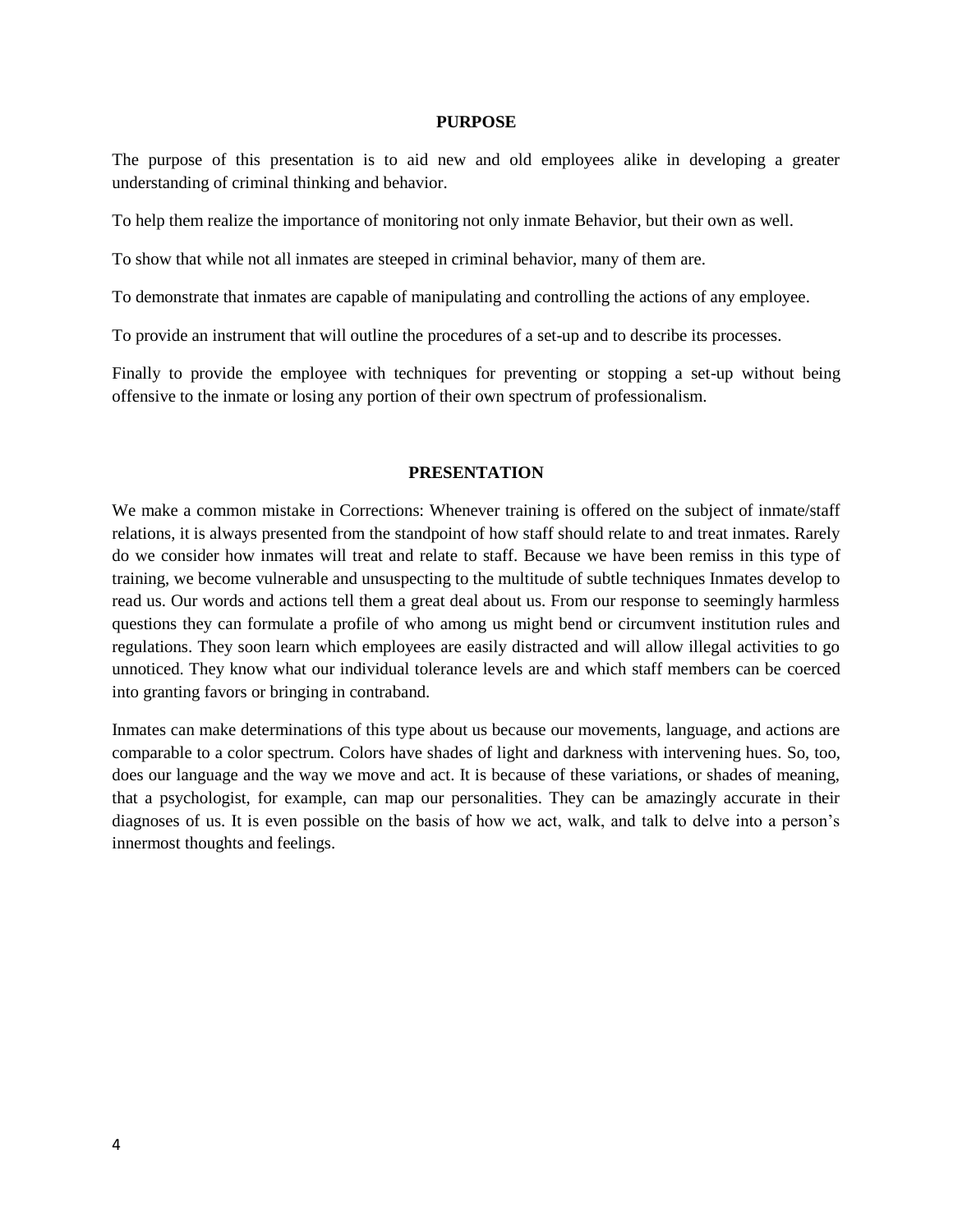## PURPOSE

The purpose of this presentation is to aid new and old employees alike in developing a greater understanding of criminal thinking and behavior.

To help them realize the importance of monitoring not only inmate Behavior, but their own as well.

To show that while not all inmates are steeped in criminal behavior, many of them are.

To demonstrate that inmates are capable of manipulating and controlling the actions of any employee.

To provide an instrument that will outline the procedures of a set-up and to describe its processes.

Finally to provide the employee with techniques for preventing or stopping a set-up without being offensive to the inmate or losing any portion of their own spectrum of professionalism.

## PRESENTATION

We make a common mistake in Corrections: Whenever training is offered on the subject of inmate/staff relations, it is always presented from the standpoint of how staff should relate to and treat inmates. Rarely do we consider how inmates will treat and relate to staff. Because we have been remiss in this type of training, we become vulnerable and unsuspecting to the multitude of subtle techniques Inmates develop to read us. Our words and actions tell them a great deal about us. From our response to seemingly harmless questions they can formulate a profile of who among us might bend or circumvent institution rules and regulations. They soon learn which employees are easily distracted and will allow illegal activities to go unnoticed. They know what our individual tolerance levels are and which staff members can be coerced into granting favors or bringing in contraband.

Inmates can make determinations of this type about us because our movements, language, and actions are comparable to a color spectrum. Colors have shades of light and darkness with intervening hues. So, too, does our language and the way we move and act. It is because of these variations, or shades of meaning, that a psychologist, for example, can map our personalities. They can be amazingly accurate in their diagnoses of us. It is even possible on the basis of how we act, walk, and talk to delve into a person's innermost thoughts and feelings.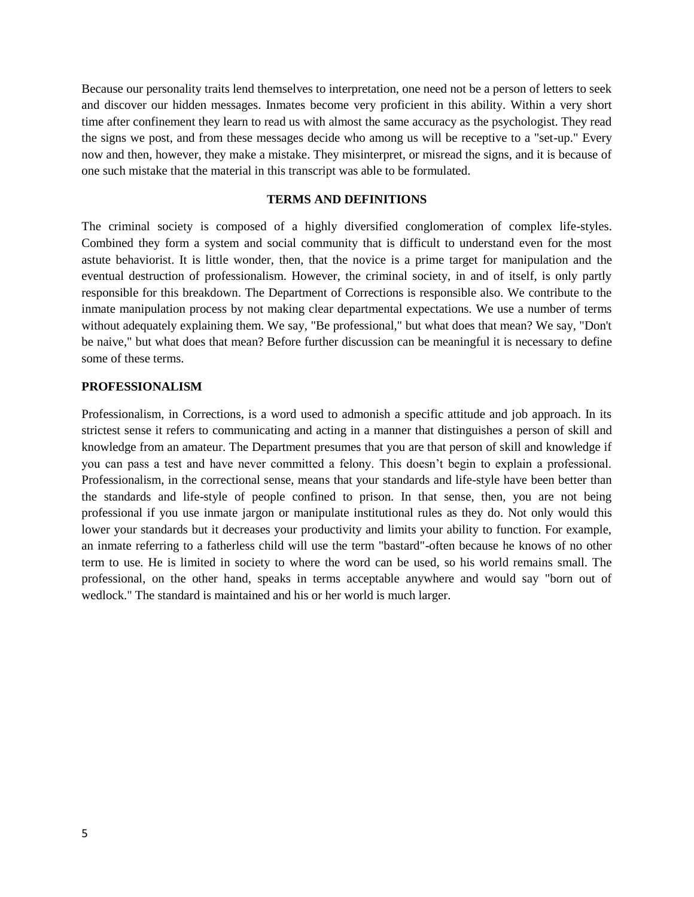Because our personality traits lend themselves to interpretation, one need not be a person of letters to seek and discover our hidden messages. Inmates become very proficient in this ability. Within a very short time after confinement they learn to read us with almost the same accuracy as the psychologist. They read the signs we post, and from these messages decide who among us will be receptive to a "set-up." Every now and then, however, they make a mistake. They misinterpret, or misread the signs, and it is because of one such mistake that the material in this transcript was able to be formulated.

## TERMS AND DEFINITIONS

The criminal society is composed of a highly diversified conglomeration of complex life-styles. Combined they form a system and social community that is difficult to understand even for the most astute behaviorist. It is little wonder, then, that the novice is a prime target for manipulation and the eventual destruction of professionalism. However, the criminal society, in and of itself, is only partly responsible for this breakdown. The Department of Corrections is responsible also. We contribute to the inmate manipulation process by not making clear departmental expectations. We use a number of terms without adequately explaining them. We say, "Be professional," but what does that mean? We say, "Don't be naive," but what does that mean? Before further discussion can be meaningful it is necessary to define some of these terms.

### PROFESSIONALISM

Professionalism, in Corrections, is a word used to admonish a specific attitude and job approach. In its strictest sense it refers to communicating and acting in a manner that distinguishes a person of skill and knowledge from an amateur. The Department presumes that you are that person of skill and knowledge if you can pass a test and have never committed a felony. This doesn't begin to explain a professional. Professionalism, in the correctional sense, means that your standards and life-style have been better than the standards and life-style of people confined to prison. In that sense, then, you are not being professional if you use inmate jargon or manipulate institutional rules as they do. Not only would this lower your standards but it decreases your productivity and limits your ability to function. For example, an inmate referring to a fatherless child will use the term "bastard"-often because he knows of no other term to use. He is limited in society to where the word can be used, so his world remains small. The professional, on the other hand, speaks in terms acceptable anywhere and would say "born out of wedlock." The standard is maintained and his or her world is much larger.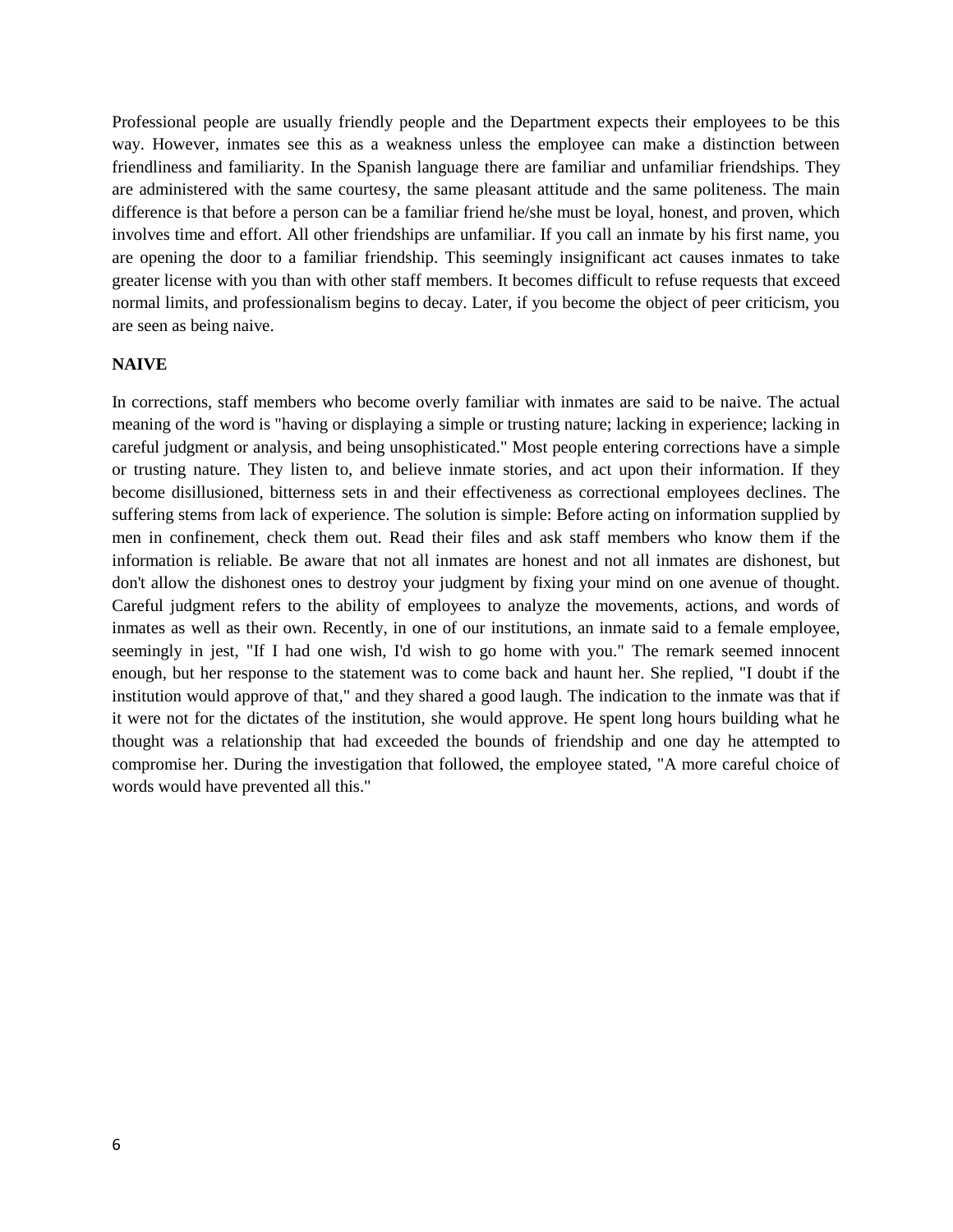Professional people are usually friendly people and the Department expects their employees to be this way. However, inmates see this as a weakness unless the employee can make a distinction between friendliness and familiarity. In the Spanish language there are familiar and unfamiliar friendships. They are administered with the same courtesy, the same pleasant attitude and the same politeness. The main difference is that before a person can be a familiar friend he/she must be loyal, honest, and proven, which involves time and effort. All other friendships are unfamiliar. If you call an inmate by his first name, you are opening the door to a familiar friendship. This seemingly insignificant act causes inmates to take greater license with you than with other staff members. It becomes difficult to refuse requests that exceed normal limits, and professionalism begins to decay. Later, if you become the object of peer criticism, you are seen as being naive.

**NAIVE**

In corrections, staff members who become overly familiar with inmates are said to be naive. The actual meaning of the word is "having or displaying a simple or trusting nature; lacking in experience; lacking in careful judgment or analysis, and being unsophisticated." Most people entering corrections have a simple or trusting nature. They listen to, and believe inmate stories, and act upon their information. If they become disillusioned, bitterness sets in and their effectiveness as correctional employees declines. The suffering stems from lack of experience. The solution is simple: Before acting on information supplied by men in confinement, check them out. Read their files and ask staff members who know them if the information is reliable. Be aware that not all inmates are honest and not all inmates are dishonest, but don't allow the dishonest ones to destroy your judgment by fixing your mind on one avenue of thought. Careful judgment refers to the ability of employees to analyze the movements, actions, and words of inmates as well as their own. Recently, in one of our institutions, an inmate said to a female employee, seemingly in jest, "If I had one wish, I'd wish to go home with you." The remark seemed innocent enough, but her response to the statement was to come back and haunt her. She replied, "I doubt if the institution would approve of that," and they shared a good laugh. The indication to the inmate was that if it were not for the dictates of the institution, she would approve. He spent long hours building what he thought was a relationship that had exceeded the bounds of friendship and one day he attempted to compromise her. During the investigation that followed, the employee stated, "A more careful choice of words would have prevented all this."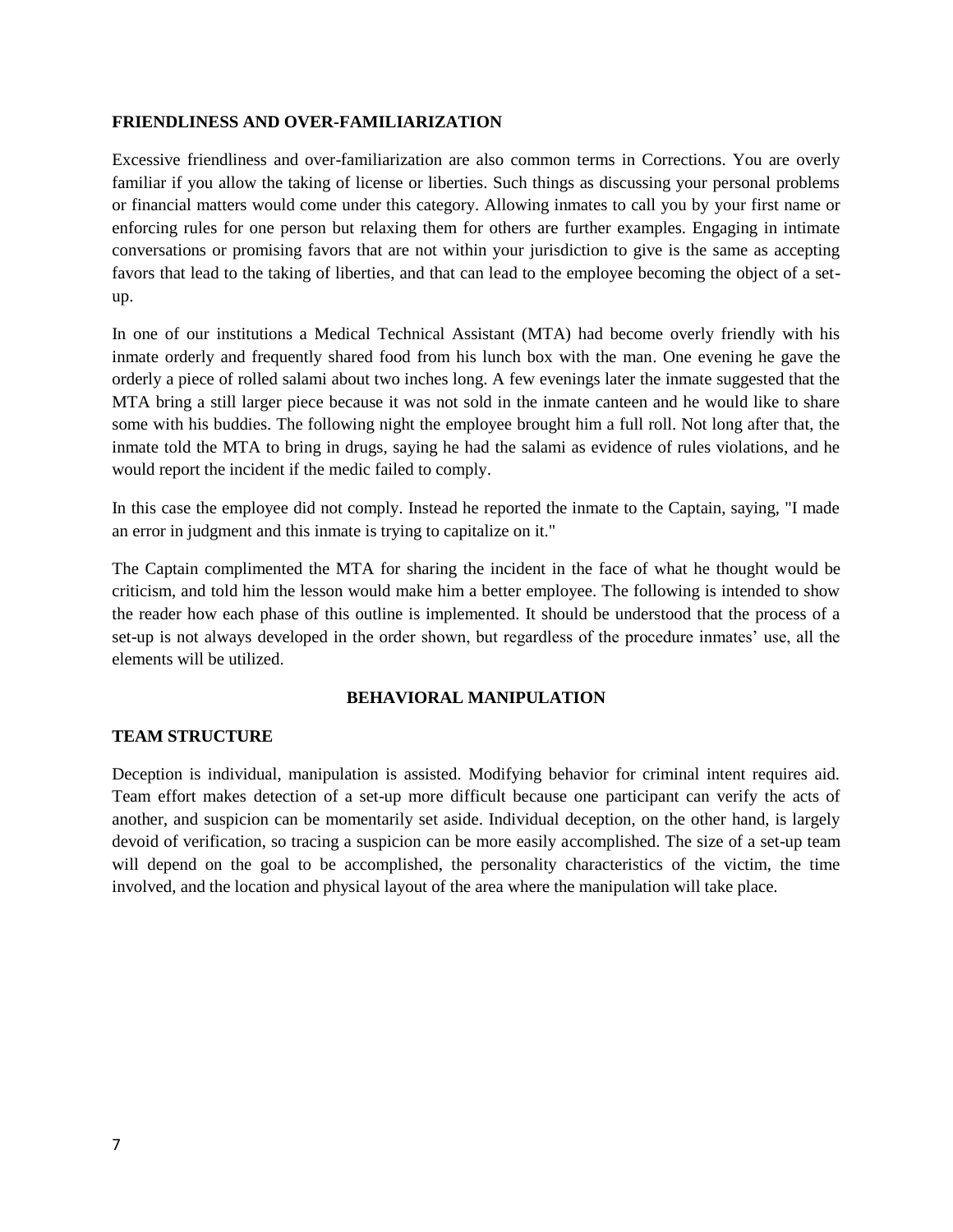**FRIENDLINESS AND OVER-FAMILIARIZATION**

Excessive friendliness and over-familiarization are also common terms in Corrections. You are overly familiar if you allow the taking of license or liberties. Such things as discussing your personal problems or financial matters would come under this category. Allowing inmates to call you by your first name or enforcing rules for one person but relaxing them for others are further examples. Engaging in intimate conversations or promising favors that are not within your jurisdiction to give is the same as accepting favors that lead to the taking of liberties, and that can lead to the employee becoming the object of a set-up.

In one of our institutions a Medical Technical Assistant (MTA) had become overly friendly with his inmate orderly and frequently shared food from his lunch box with the man. One evening he gave the orderly a piece of rolled salami about two inches long. A few evenings later the inmate suggested that the MTA bring a still larger piece because it was not sold in the inmate canteen and he would like to share some with his buddies. The following night the employee brought him a full roll. Not long after that, the inmate told the MTA to bring in drugs, saying he had the salami as evidence of rules violations, and he would report the incident if the medic failed to comply.

In this case the employee did not comply. Instead he reported the inmate to the Captain, saying, "I made an error in judgment and this inmate is trying to capitalize on it."

The Captain complimented the MTA for sharing the incident in the face of what he thought would be criticism, and told him the lesson would make him a better employee. The following is intended to show the reader how each phase of this outline is implemented. It should be understood that the process of a set-up is not always developed in the order shown, but regardless of the procedure inmates' use, all the elements will be utilized.

## BEHAVIORAL MANIPULATION

**TEAM STRUCTURE**

Deception is individual, manipulation is assisted. Modifying behavior for criminal intent requires aid. Team effort makes detection of a set-up more difficult because one participant can verify the acts of another, and suspicion can be momentarily set aside. Individual deception, on the other hand, is largely devoid of verification, so tracing a suspicion can be more easily accomplished. The size of a set-up team will depend on the goal to be accomplished, the personality characteristics of the victim, the time involved, and the location and physical layout of the area where the manipulation will take place.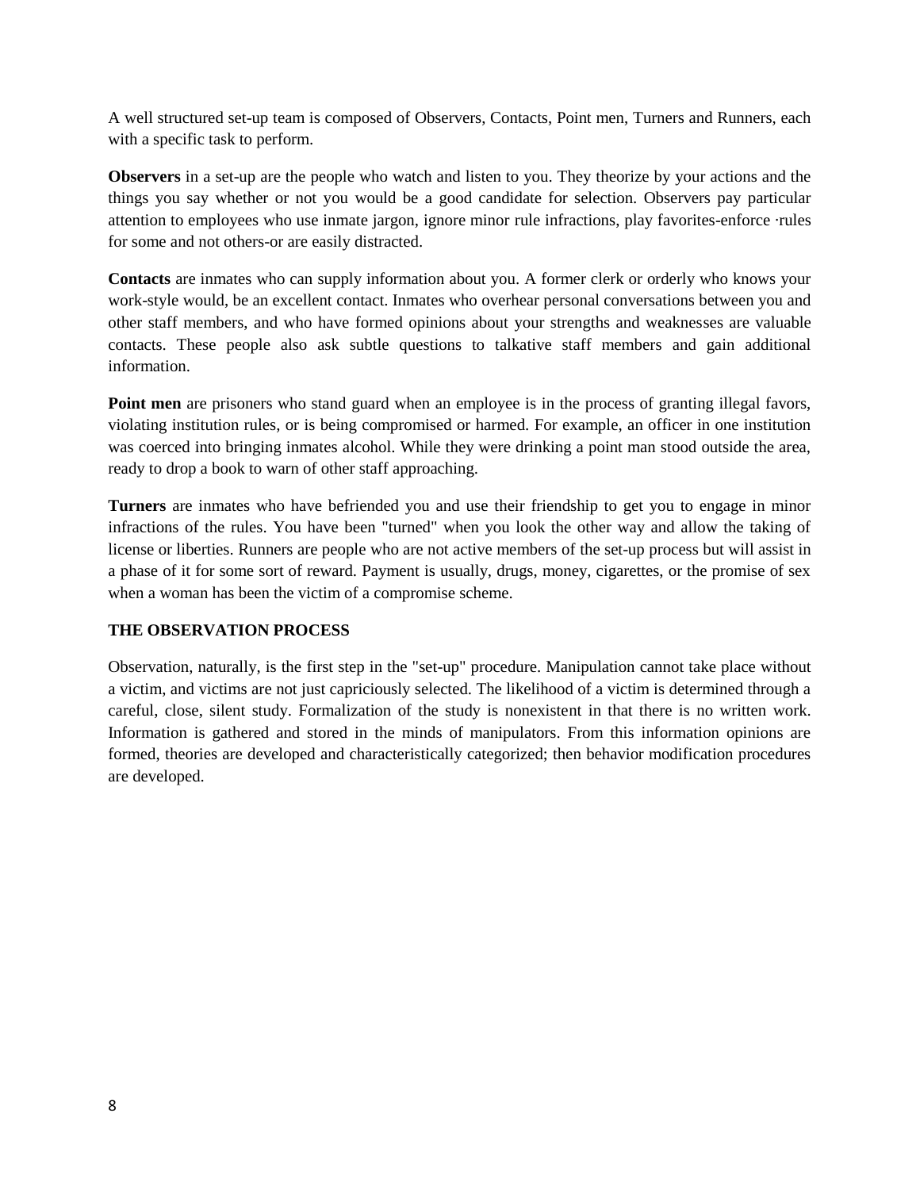A well structured set-up team is composed of Observers, Contacts, Point men, Turners and Runners, each with a specific task to perform.

**Observers** in a set-up are the people who watch and listen to you. They theorize by your actions and the things you say whether or not you would be a good candidate for selection. Observers pay particular attention to employees who use inmate jargon, ignore minor rule infractions, play favorites-enforce ·rules for some and not others-or are easily distracted.

**Contacts** are inmates who can supply information about you. A former clerk or orderly who knows your work-style would, be an excellent contact. Inmates who overhear personal conversations between you and other staff members, and who have formed opinions about your strengths and weaknesses are valuable contacts. These people also ask subtle questions to talkative staff members and gain additional information.

**Point men** are prisoners who stand guard when an employee is in the process of granting illegal favors, violating institution rules, or is being compromised or harmed. For example, an officer in one institution was coerced into bringing inmates alcohol. While they were drinking a point man stood outside the area, ready to drop a book to warn of other staff approaching.

**Turners** are inmates who have befriended you and use their friendship to get you to engage in minor infractions of the rules. You have been "turned" when you look the other way and allow the taking of license or liberties. Runners are people who are not active members of the set-up process but will assist in a phase of it for some sort of reward. Payment is usually, drugs, money, cigarettes, or the promise of sex when a woman has been the victim of a compromise scheme.

**THE OBSERVATION PROCESS**

Observation, naturally, is the first step in the "set-up" procedure. Manipulation cannot take place without a victim, and victims are not just capriciously selected. The likelihood of a victim is determined through a careful, close, silent study. Formalization of the study is nonexistent in that there is no written work. Information is gathered and stored in the minds of manipulators. From this information opinions are formed, theories are developed and characteristically categorized; then behavior modification procedures are developed.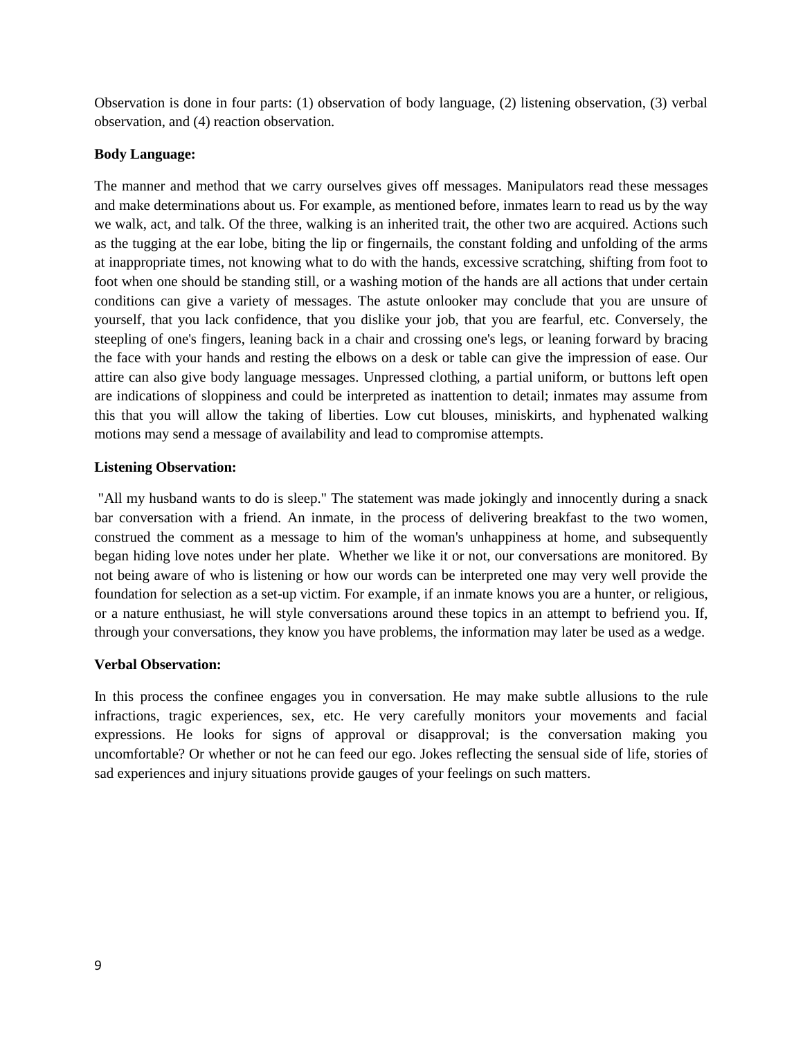Observation is done in four parts: (1) observation of body language, (2) listening observation, (3) verbal observation, and (4) reaction observation.

**Body Language:**

The manner and method that we carry ourselves gives off messages. Manipulators read these messages and make determinations about us. For example, as mentioned before, inmates learn to read us by the way we walk, act, and talk. Of the three, walking is an inherited trait, the other two are acquired. Actions such as the tugging at the ear lobe, biting the lip or fingernails, the constant folding and unfolding of the arms at inappropriate times, not knowing what to do with the hands, excessive scratching, shifting from foot to foot when one should be standing still, or a washing motion of the hands are all actions that under certain conditions can give a variety of messages. The astute onlooker may conclude that you are unsure of yourself, that you lack confidence, that you dislike your job, that you are fearful, etc. Conversely, the steepling of one's fingers, leaning back in a chair and crossing one's legs, or leaning forward by bracing the face with your hands and resting the elbows on a desk or table can give the impression of ease. Our attire can also give body language messages. Unpressed clothing, a partial uniform, or buttons left open are indications of sloppiness and could be interpreted as inattention to detail; inmates may assume from this that you will allow the taking of liberties. Low cut blouses, miniskirts, and hyphenated walking motions may send a message of availability and lead to compromise attempts.

**Listening Observation:**

"All my husband wants to do is sleep." The statement was made jokingly and innocently during a snack bar conversation with a friend. An inmate, in the process of delivering breakfast to the two women, construed the comment as a message to him of the woman's unhappiness at home, and subsequently began hiding love notes under her plate. Whether we like it or not, our conversations are monitored. By not being aware of who is listening or how our words can be interpreted one may very well provide the foundation for selection as a set-up victim. For example, if an inmate knows you are a hunter, or religious, or a nature enthusiast, he will style conversations around these topics in an attempt to befriend you. If, through your conversations, they know you have problems, the information may later be used as a wedge.

**Verbal Observation:**

In this process the confinee engages you in conversation. He may make subtle allusions to the rule infractions, tragic experiences, sex, etc. He very carefully monitors your movements and facial expressions. He looks for signs of approval or disapproval; is the conversation making you uncomfortable? Or whether or not he can feed our ego. Jokes reflecting the sensual side of life, stories of sad experiences and injury situations provide gauges of your feelings on such matters.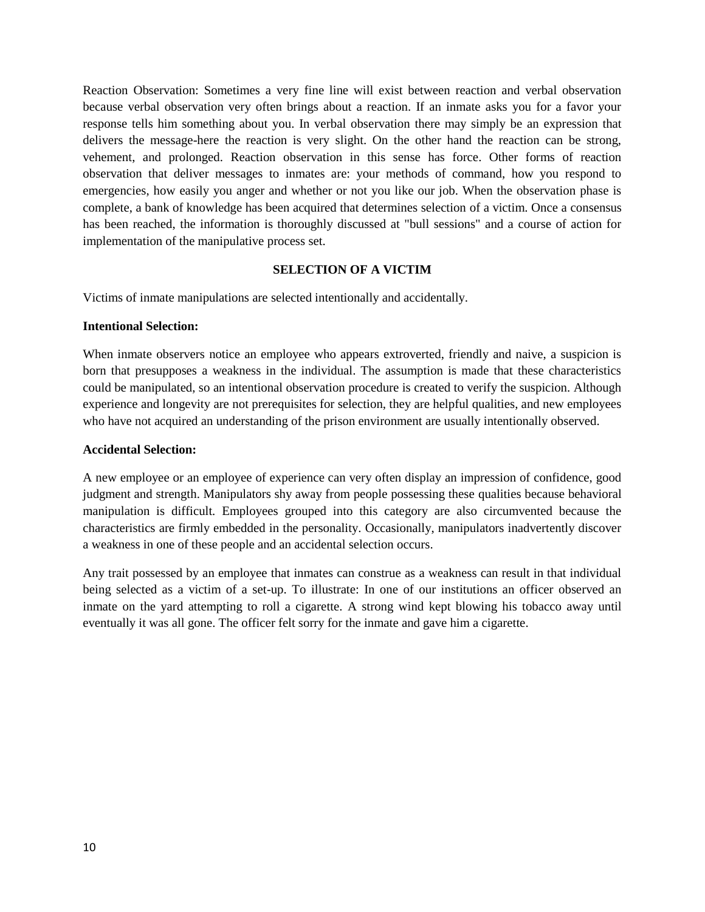Reaction Observation: Sometimes a very fine line will exist between reaction and verbal observation because verbal observation very often brings about a reaction. If an inmate asks you for a favor your response tells him something about you. In verbal observation there may simply be an expression that delivers the message-here the reaction is very slight. On the other hand the reaction can be strong, vehement, and prolonged. Reaction observation in this sense has force. Other forms of reaction observation that deliver messages to inmates are: your methods of command, how you respond to emergencies, how easily you anger and whether or not you like our job. When the observation phase is complete, a bank of knowledge has been acquired that determines selection of a victim. Once a consensus has been reached, the information is thoroughly discussed at "bull sessions" and a course of action for implementation of the manipulative process set.

## SELECTION OF A VICTIM

Victims of inmate manipulations are selected intentionally and accidentally.

**Intentional Selection:**

When inmate observers notice an employee who appears extroverted, friendly and naive, a suspicion is born that presupposes a weakness in the individual. The assumption is made that these characteristics could be manipulated, so an intentional observation procedure is created to verify the suspicion. Although experience and longevity are not prerequisites for selection, they are helpful qualities, and new employees who have not acquired an understanding of the prison environment are usually intentionally observed.

**Accidental Selection:**

A new employee or an employee of experience can very often display an impression of confidence, good judgment and strength. Manipulators shy away from people possessing these qualities because behavioral manipulation is difficult. Employees grouped into this category are also circumvented because the characteristics are firmly embedded in the personality. Occasionally, manipulators inadvertently discover a weakness in one of these people and an accidental selection occurs.

Any trait possessed by an employee that inmates can construe as a weakness can result in that individual being selected as a victim of a set-up. To illustrate: In one of our institutions an officer observed an inmate on the yard attempting to roll a cigarette. A strong wind kept blowing his tobacco away until eventually it was all gone. The officer felt sorry for the inmate and gave him a cigarette.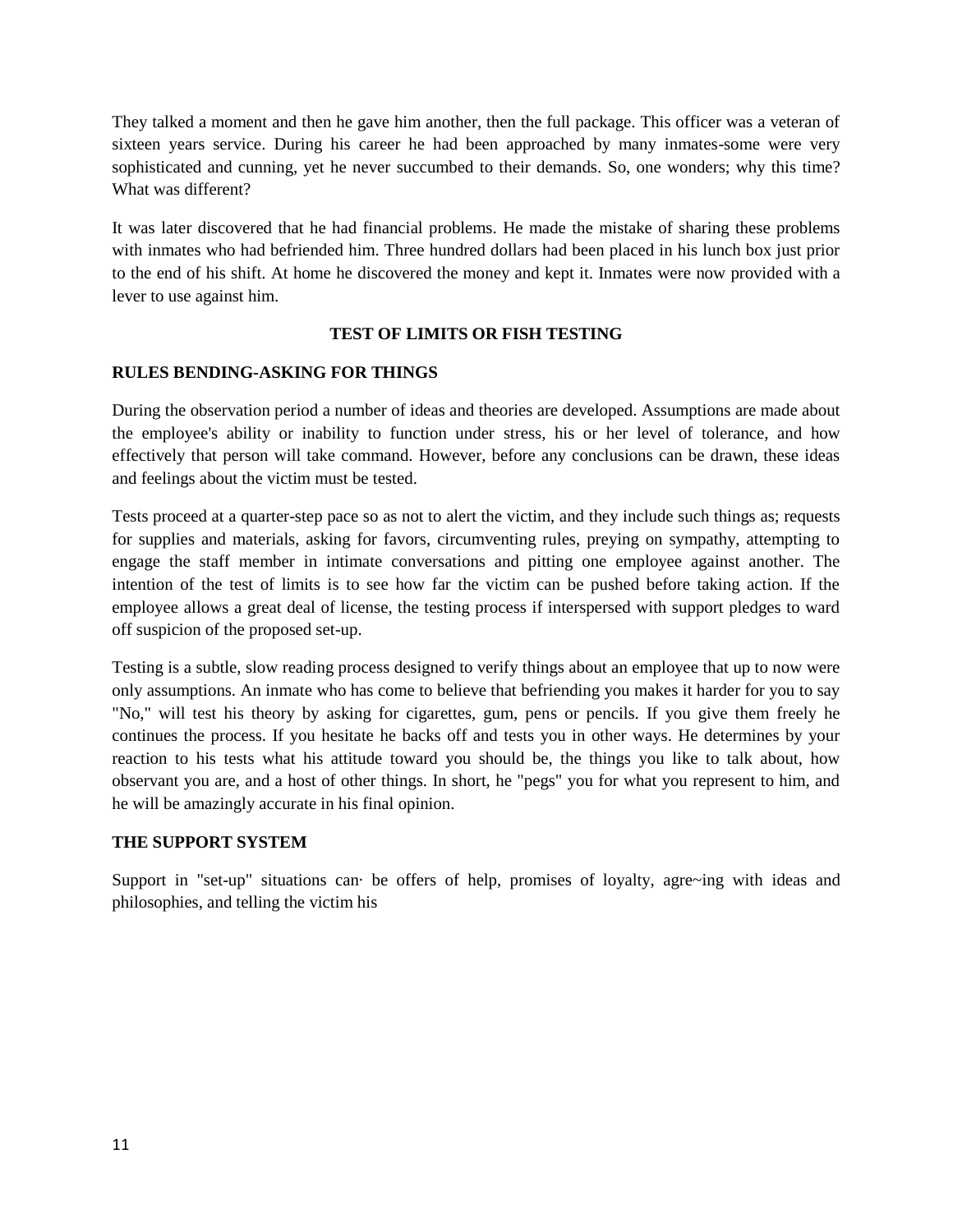They talked a moment and then he gave him another, then the full package. This officer was a veteran of sixteen years service. During his career he had been approached by many inmates-some were very sophisticated and cunning, yet he never succumbed to their demands. So, one wonders; why this time? What was different?

It was later discovered that he had financial problems. He made the mistake of sharing these problems with inmates who had befriended him. Three hundred dollars had been placed in his lunch box just prior to the end of his shift. At home he discovered the money and kept it. Inmates were now provided with a lever to use against him.

### TEST OF LIMITS OR FISH TESTING

### RULES BENDING-ASKING FOR THINGS

During the observation period a number of ideas and theories are developed. Assumptions are made about the employee's ability or inability to function under stress, his or her level of tolerance, and how effectively that person will take command. However, before any conclusions can be drawn, these ideas and feelings about the victim must be tested.

Tests proceed at a quarter-step pace so as not to alert the victim, and they include such things as; requests for supplies and materials, asking for favors, circumventing rules, preying on sympathy, attempting to engage the staff member in intimate conversations and pitting one employee against another. The intention of the test of limits is to see how far the victim can be pushed before taking action. If the employee allows a great deal of license, the testing process if interspersed with support pledges to ward off suspicion of the proposed set-up.

Testing is a subtle, slow reading process designed to verify things about an employee that up to now were only assumptions. An inmate who has come to believe that befriending you makes it harder for you to say "No," will test his theory by asking for cigarettes, gum, pens or pencils. If you give them freely he continues the process. If you hesitate he backs off and tests you in other ways. He determines by your reaction to his tests what his attitude toward you should be, the things you like to talk about, how observant you are, and a host of other things. In short, he "pegs" you for what you represent to him, and he will be amazingly accurate in his final opinion.

### THE SUPPORT SYSTEM

Support in "set-up" situations can· be offers of help, promises of loyalty, agre~ing with ideas and philosophies, and telling the victim his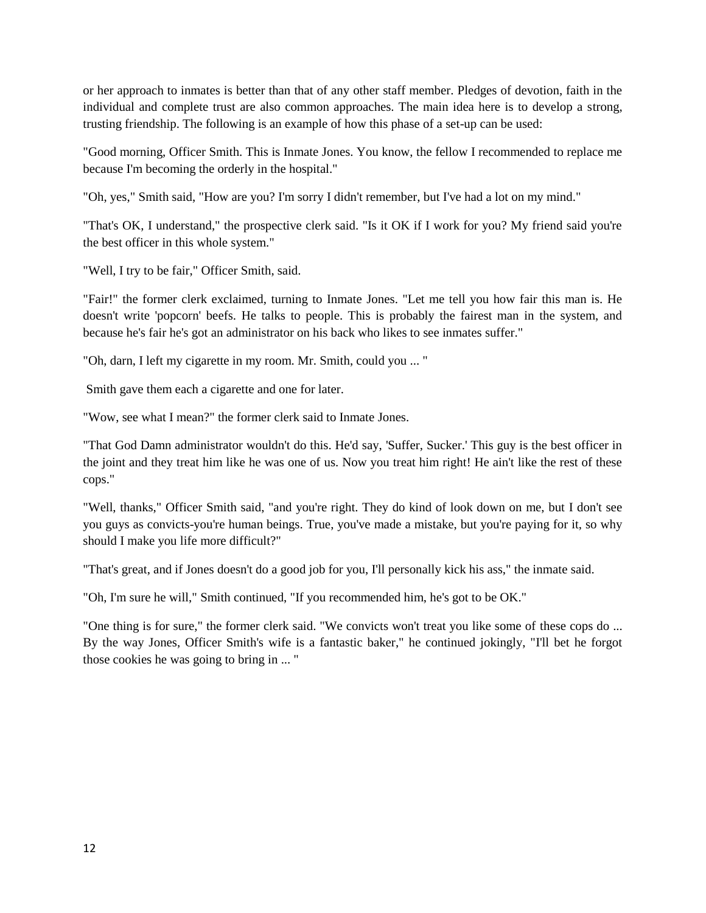or her approach to inmates is better than that of any other staff member. Pledges of devotion, faith in the individual and complete trust are also common approaches. The main idea here is to develop a strong, trusting friendship. The following is an example of how this phase of a set-up can be used:

"Good morning, Officer Smith. This is Inmate Jones. You know, the fellow I recommended to replace me because I'm becoming the orderly in the hospital."

"Oh, yes," Smith said, "How are you? I'm sorry I didn't remember, but I've had a lot on my mind."

"That's OK, I understand," the prospective clerk said. "Is it OK if I work for you? My friend said you're the best officer in this whole system."

"Well, I try to be fair," Officer Smith, said.

"Fair!" the former clerk exclaimed, turning to Inmate Jones. "Let me tell you how fair this man is. He doesn't write 'popcorn' beefs. He talks to people. This is probably the fairest man in the system, and because he's fair he's got an administrator on his back who likes to see inmates suffer."

"Oh, darn, I left my cigarette in my room. Mr. Smith, could you ... "

Smith gave them each a cigarette and one for later.

"Wow, see what I mean?" the former clerk said to Inmate Jones.

"That God Damn administrator wouldn't do this. He'd say, 'Suffer, Sucker.' This guy is the best officer in the joint and they treat him like he was one of us. Now you treat him right! He ain't like the rest of these cops."

"Well, thanks," Officer Smith said, "and you're right. They do kind of look down on me, but I don't see you guys as convicts-you're human beings. True, you've made a mistake, but you're paying for it, so why should I make you life more difficult?"

"That's great, and if Jones doesn't do a good job for you, I'll personally kick his ass," the inmate said.

"Oh, I'm sure he will," Smith continued, "If you recommended him, he's got to be OK."

"One thing is for sure," the former clerk said. "We convicts won't treat you like some of these cops do ... By the way Jones, Officer Smith's wife is a fantastic baker," he continued jokingly, "I'll bet he forgot those cookies he was going to bring in ... "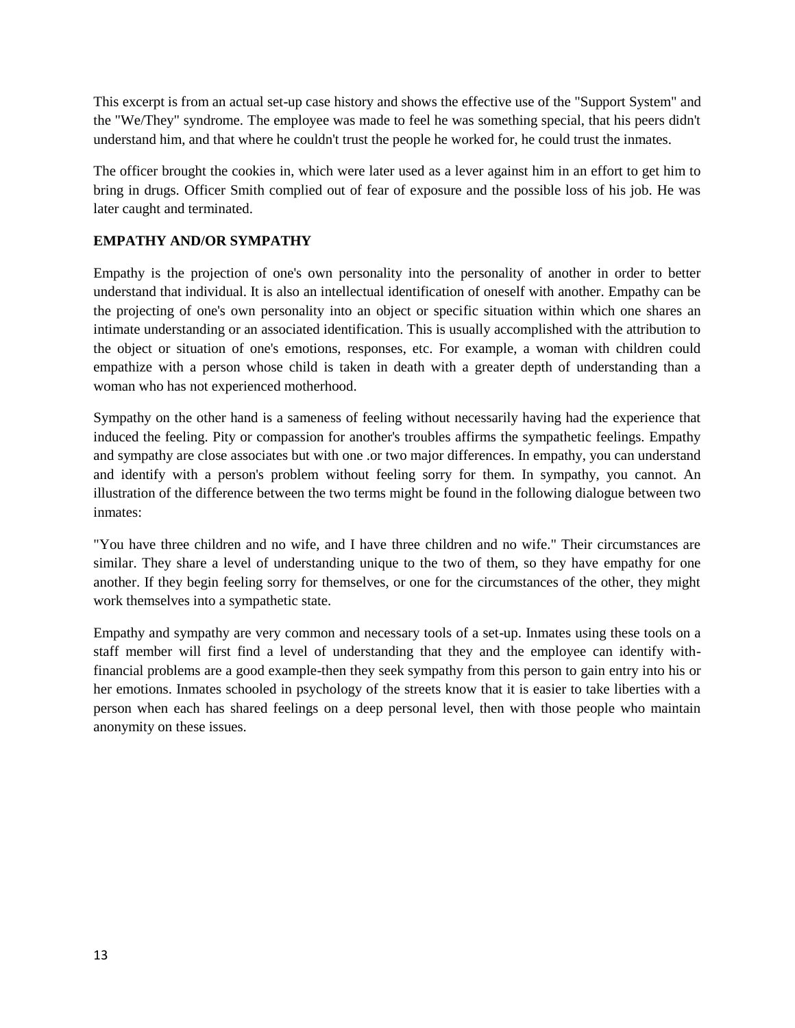This excerpt is from an actual set-up case history and shows the effective use of the "Support System" and the "We/They" syndrome. The employee was made to feel he was something special, that his peers didn't understand him, and that where he couldn't trust the people he worked for, he could trust the inmates.

The officer brought the cookies in, which were later used as a lever against him in an effort to get him to bring in drugs. Officer Smith complied out of fear of exposure and the possible loss of his job. He was later caught and terminated.

**EMPATHY AND/OR SYMPATHY**

Empathy is the projection of one's own personality into the personality of another in order to better understand that individual. It is also an intellectual identification of oneself with another. Empathy can be the projecting of one's own personality into an object or specific situation within which one shares an intimate understanding or an associated identification. This is usually accomplished with the attribution to the object or situation of one's emotions, responses, etc. For example, a woman with children could empathize with a person whose child is taken in death with a greater depth of understanding than a woman who has not experienced motherhood.

Sympathy on the other hand is a sameness of feeling without necessarily having had the experience that induced the feeling. Pity or compassion for another's troubles affirms the sympathetic feelings. Empathy and sympathy are close associates but with one .or two major differences. In empathy, you can understand and identify with a person's problem without feeling sorry for them. In sympathy, you cannot. An illustration of the difference between the two terms might be found in the following dialogue between two inmates:

"You have three children and no wife, and I have three children and no wife." Their circumstances are similar. They share a level of understanding unique to the two of them, so they have empathy for one another. If they begin feeling sorry for themselves, or one for the circumstances of the other, they might work themselves into a sympathetic state.

Empathy and sympathy are very common and necessary tools of a set-up. Inmates using these tools on a staff member will first find a level of understanding that they and the employee can identify with-financial problems are a good example-then they seek sympathy from this person to gain entry into his or her emotions. Inmates schooled in psychology of the streets know that it is easier to take liberties with a person when each has shared feelings on a deep personal level, then with those people who maintain anonymity on these issues.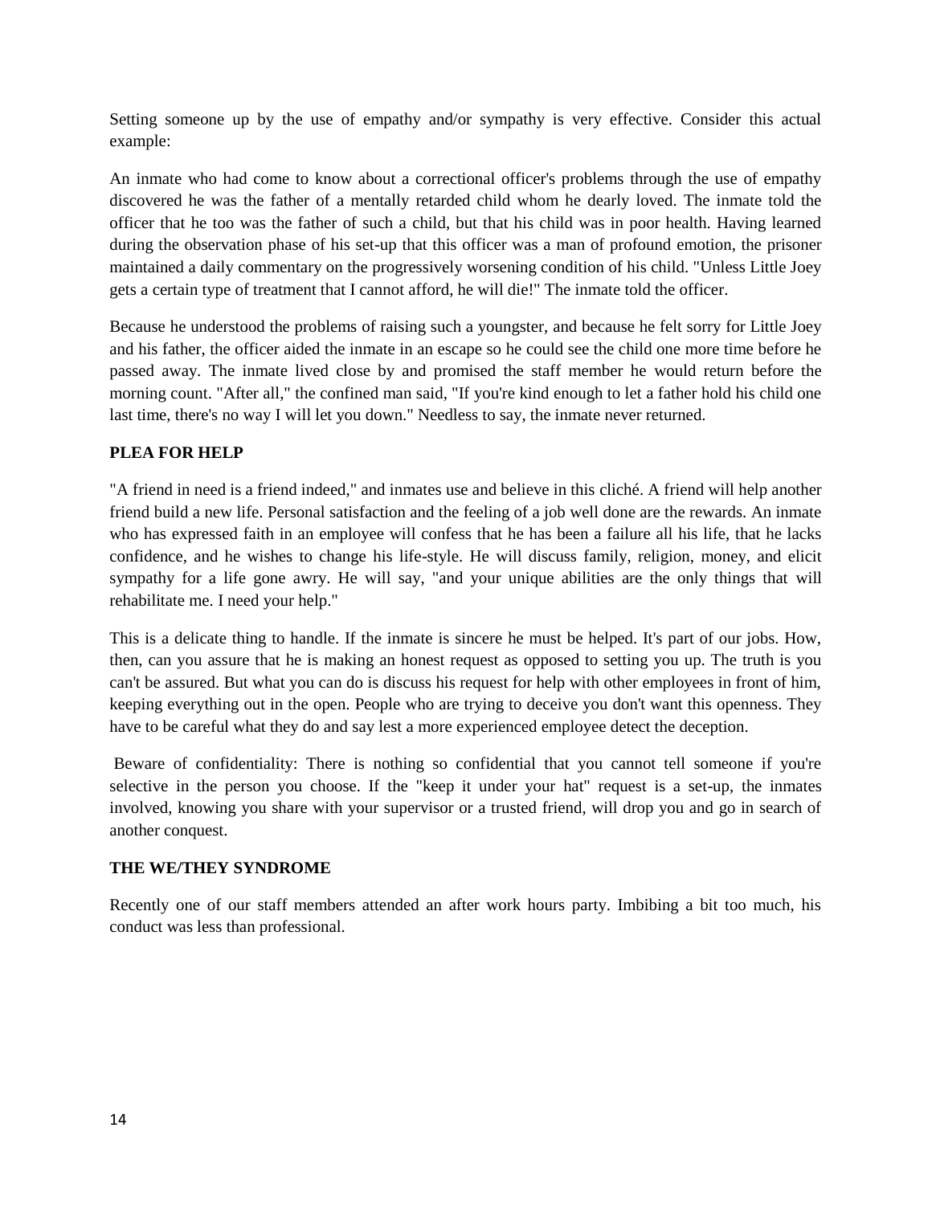Setting someone up by the use of empathy and/or sympathy is very effective. Consider this actual example:

An inmate who had come to know about a correctional officer's problems through the use of empathy discovered he was the father of a mentally retarded child whom he dearly loved. The inmate told the officer that he too was the father of such a child, but that his child was in poor health. Having learned during the observation phase of his set-up that this officer was a man of profound emotion, the prisoner maintained a daily commentary on the progressively worsening condition of his child. "Unless Little Joey gets a certain type of treatment that I cannot afford, he will die!" The inmate told the officer.

Because he understood the problems of raising such a youngster, and because he felt sorry for Little Joey and his father, the officer aided the inmate in an escape so he could see the child one more time before he passed away. The inmate lived close by and promised the staff member he would return before the morning count. "After all," the confined man said, "If you're kind enough to let a father hold his child one last time, there's no way I will let you down." Needless to say, the inmate never returned.

**PLEA FOR HELP**

"A friend in need is a friend indeed," and inmates use and believe in this cliché. A friend will help another friend build a new life. Personal satisfaction and the feeling of a job well done are the rewards. An inmate who has expressed faith in an employee will confess that he has been a failure all his life, that he lacks confidence, and he wishes to change his life-style. He will discuss family, religion, money, and elicit sympathy for a life gone awry. He will say, "and your unique abilities are the only things that will rehabilitate me. I need your help."

This is a delicate thing to handle. If the inmate is sincere he must be helped. It's part of our jobs. How, then, can you assure that he is making an honest request as opposed to setting you up. The truth is you can't be assured. But what you can do is discuss his request for help with other employees in front of him, keeping everything out in the open. People who are trying to deceive you don't want this openness. They have to be careful what they do and say lest a more experienced employee detect the deception.

Beware of confidentiality: There is nothing so confidential that you cannot tell someone if you're selective in the person you choose. If the "keep it under your hat" request is a set-up, the inmates involved, knowing you share with your supervisor or a trusted friend, will drop you and go in search of another conquest.

**THE WE/THEY SYNDROME**

Recently one of our staff members attended an after work hours party. Imbibing a bit too much, his conduct was less than professional.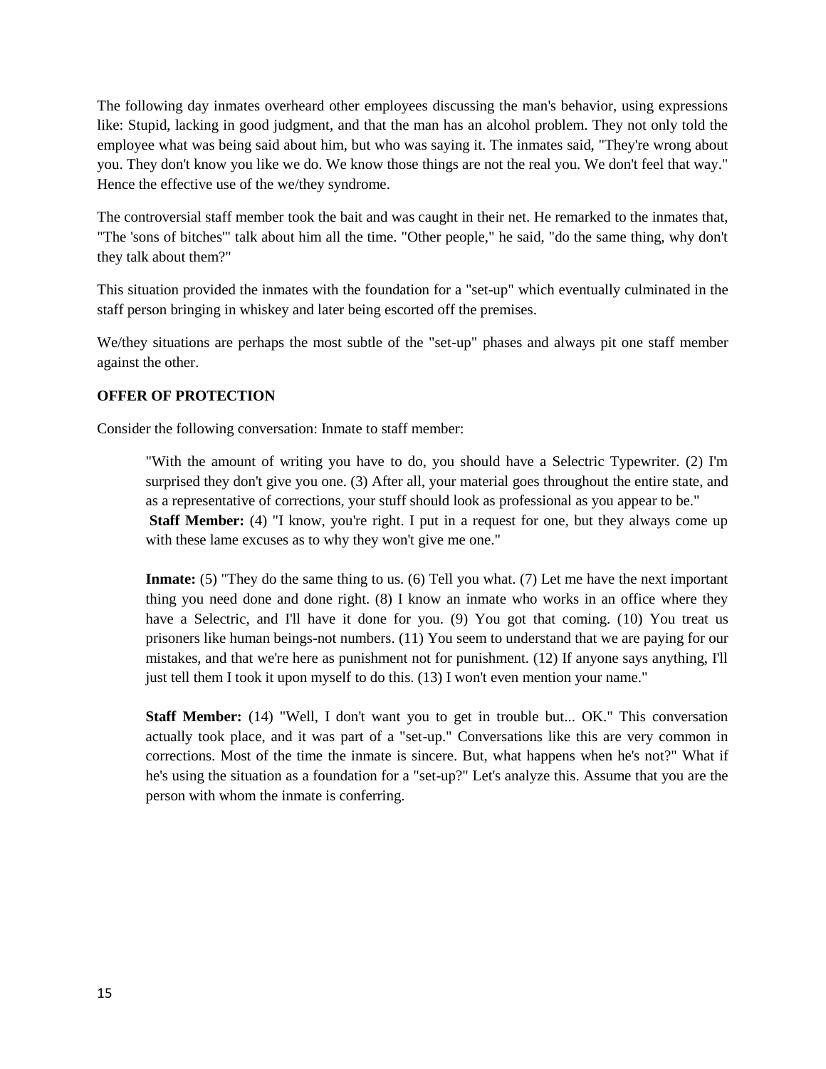The following day inmates overheard other employees discussing the man's behavior, using expressions like: Stupid, lacking in good judgment, and that the man has an alcohol problem. They not only told the employee what was being said about him, but who was saying it. The inmates said, "They're wrong about you. They don't know you like we do. We know those things are not the real you. We don't feel that way." Hence the effective use of the we/they syndrome.

The controversial staff member took the bait and was caught in their net. He remarked to the inmates that, "The 'sons of bitches'" talk about him all the time. "Other people," he said, "do the same thing, why don't they talk about them?"

This situation provided the inmates with the foundation for a "set-up" which eventually culminated in the staff person bringing in whiskey and later being escorted off the premises.

We/they situations are perhaps the most subtle of the "set-up" phases and always pit one staff member against the other.

**OFFER OF PROTECTION**

Consider the following conversation: Inmate to staff member:

> "With the amount of writing you have to do, you should have a Selectric Typewriter. (2) I'm surprised they don't give you one. (3) After all, your material goes throughout the entire state, and as a representative of corrections, your stuff should look as professional as you appear to be."
> **Staff Member:** (4) "I know, you're right. I put in a request for one, but they always come up with these lame excuses as to why they won't give me one."
>
> **Inmate:** (5) "They do the same thing to us. (6) Tell you what. (7) Let me have the next important thing you need done and done right. (8) I know an inmate who works in an office where they have a Selectric, and I'll have it done for you. (9) You got that coming. (10) You treat us prisoners like human beings-not numbers. (11) You seem to understand that we are paying for our mistakes, and that we're here as punishment not for punishment. (12) If anyone says anything, I'll just tell them I took it upon myself to do this. (13) I won't even mention your name."
>
> **Staff Member:** (14) "Well, I don't want you to get in trouble but... OK." This conversation actually took place, and it was part of a "set-up." Conversations like this are very common in corrections. Most of the time the inmate is sincere. But, what happens when he's not?" What if he's using the situation as a foundation for a "set-up?" Let's analyze this. Assume that you are the person with whom the inmate is conferring.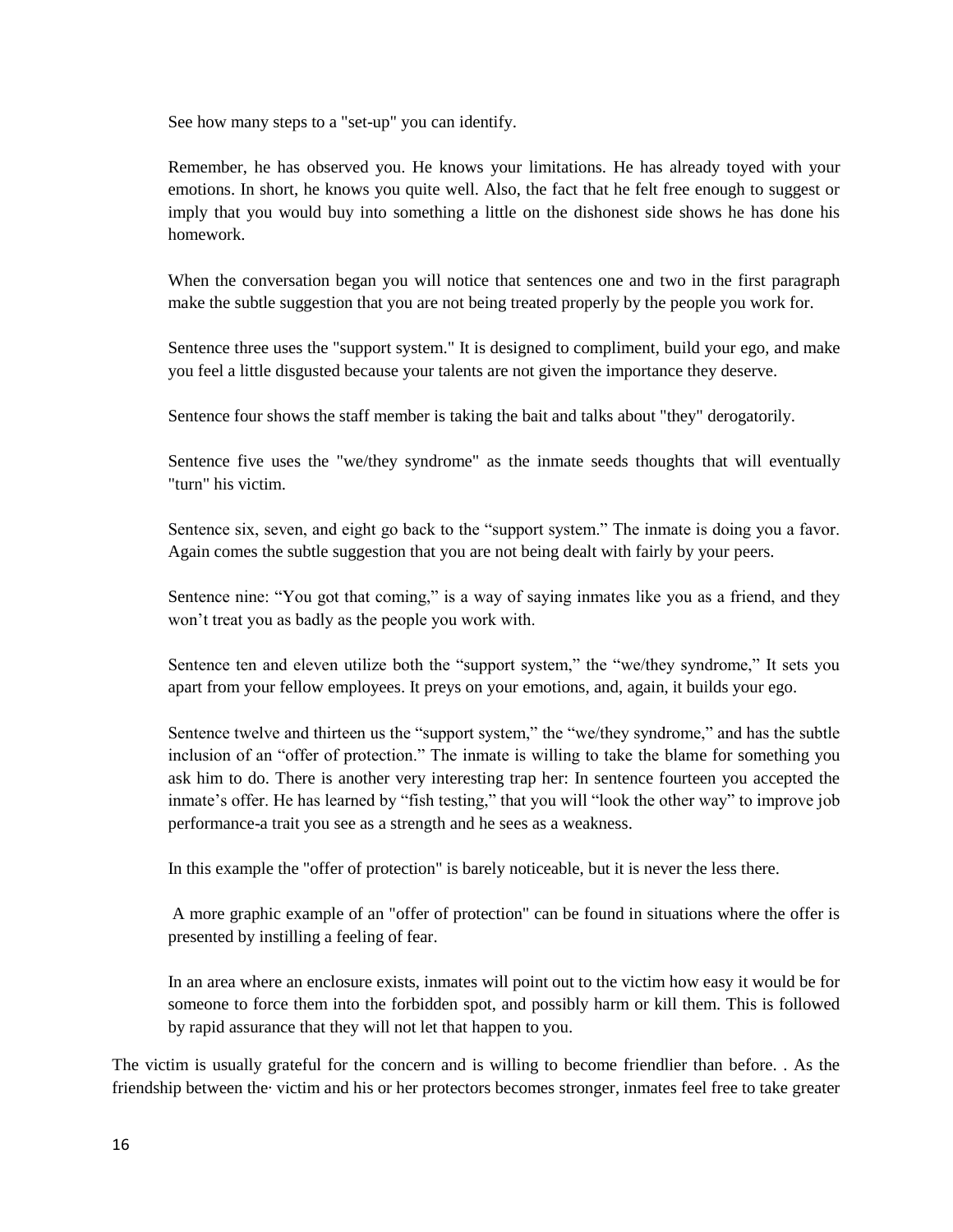See how many steps to a "set-up" you can identify.

Remember, he has observed you. He knows your limitations. He has already toyed with your emotions. In short, he knows you quite well. Also, the fact that he felt free enough to suggest or imply that you would buy into something a little on the dishonest side shows he has done his homework.

When the conversation began you will notice that sentences one and two in the first paragraph make the subtle suggestion that you are not being treated properly by the people you work for.

Sentence three uses the "support system." It is designed to compliment, build your ego, and make you feel a little disgusted because your talents are not given the importance they deserve.

Sentence four shows the staff member is taking the bait and talks about "they" derogatorily.

Sentence five uses the "we/they syndrome" as the inmate seeds thoughts that will eventually "turn" his victim.

Sentence six, seven, and eight go back to the "support system." The inmate is doing you a favor. Again comes the subtle suggestion that you are not being dealt with fairly by your peers.

Sentence nine: "You got that coming," is a way of saying inmates like you as a friend, and they won't treat you as badly as the people you work with.

Sentence ten and eleven utilize both the "support system," the "we/they syndrome," It sets you apart from your fellow employees. It preys on your emotions, and, again, it builds your ego.

Sentence twelve and thirteen us the "support system," the "we/they syndrome," and has the subtle inclusion of an "offer of protection." The inmate is willing to take the blame for something you ask him to do. There is another very interesting trap her: In sentence fourteen you accepted the inmate's offer. He has learned by "fish testing," that you will "look the other way" to improve job performance-a trait you see as a strength and he sees as a weakness.

In this example the "offer of protection" is barely noticeable, but it is never the less there.

A more graphic example of an "offer of protection" can be found in situations where the offer is presented by instilling a feeling of fear.

In an area where an enclosure exists, inmates will point out to the victim how easy it would be for someone to force them into the forbidden spot, and possibly harm or kill them. This is followed by rapid assurance that they will not let that happen to you.

The victim is usually grateful for the concern and is willing to become friendlier than before. . As the friendship between the· victim and his or her protectors becomes stronger, inmates feel free to take greater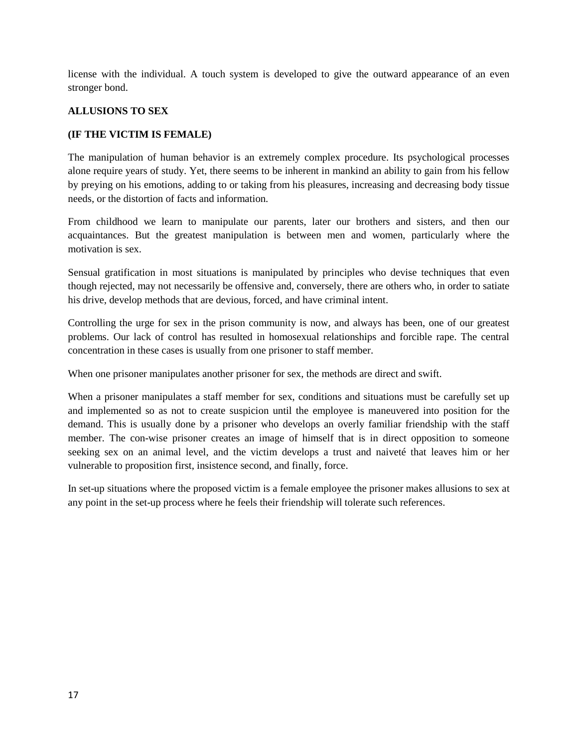license with the individual. A touch system is developed to give the outward appearance of an even stronger bond.

**ALLUSIONS TO SEX**

**(IF THE VICTIM IS FEMALE)**

The manipulation of human behavior is an extremely complex procedure. Its psychological processes alone require years of study. Yet, there seems to be inherent in mankind an ability to gain from his fellow by preying on his emotions, adding to or taking from his pleasures, increasing and decreasing body tissue needs, or the distortion of facts and information.

From childhood we learn to manipulate our parents, later our brothers and sisters, and then our acquaintances. But the greatest manipulation is between men and women, particularly where the motivation is sex.

Sensual gratification in most situations is manipulated by principles who devise techniques that even though rejected, may not necessarily be offensive and, conversely, there are others who, in order to satiate his drive, develop methods that are devious, forced, and have criminal intent.

Controlling the urge for sex in the prison community is now, and always has been, one of our greatest problems. Our lack of control has resulted in homosexual relationships and forcible rape. The central concentration in these cases is usually from one prisoner to staff member.

When one prisoner manipulates another prisoner for sex, the methods are direct and swift.

When a prisoner manipulates a staff member for sex, conditions and situations must be carefully set up and implemented so as not to create suspicion until the employee is maneuvered into position for the demand. This is usually done by a prisoner who develops an overly familiar friendship with the staff member. The con-wise prisoner creates an image of himself that is in direct opposition to someone seeking sex on an animal level, and the victim develops a trust and naiveté that leaves him or her vulnerable to proposition first, insistence second, and finally, force.

In set-up situations where the proposed victim is a female employee the prisoner makes allusions to sex at any point in the set-up process where he feels their friendship will tolerate such references.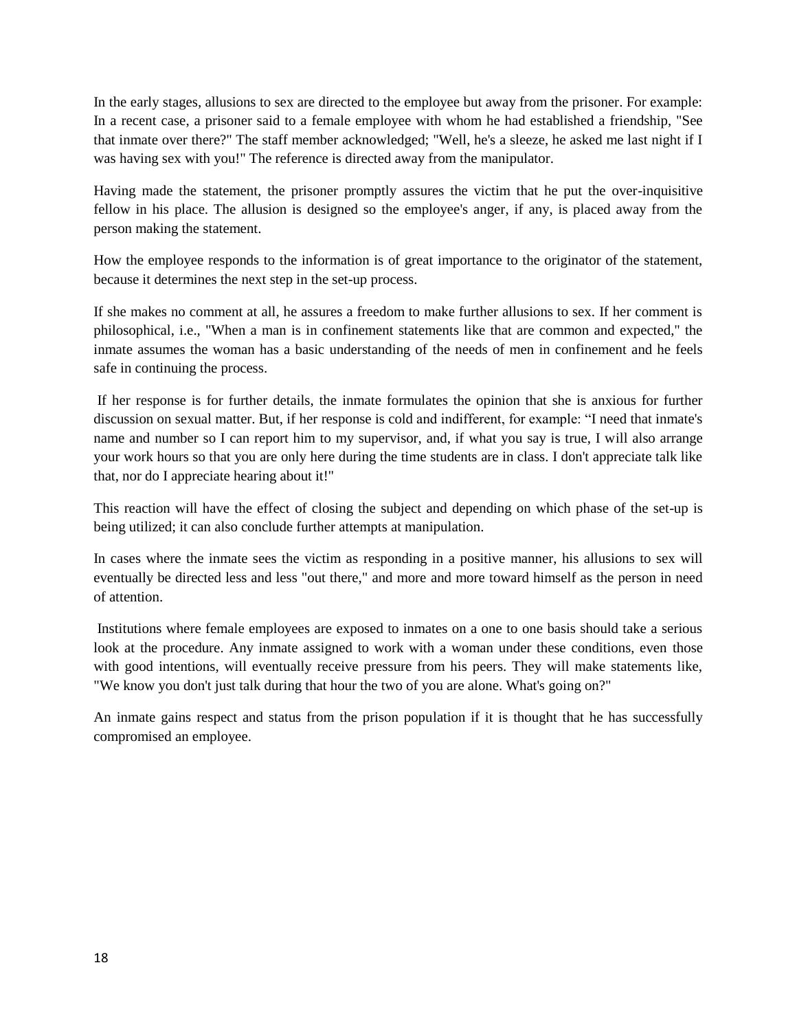In the early stages, allusions to sex are directed to the employee but away from the prisoner. For example: In a recent case, a prisoner said to a female employee with whom he had established a friendship, "See that inmate over there?" The staff member acknowledged; "Well, he's a sleeze, he asked me last night if I was having sex with you!" The reference is directed away from the manipulator.

Having made the statement, the prisoner promptly assures the victim that he put the over-inquisitive fellow in his place. The allusion is designed so the employee's anger, if any, is placed away from the person making the statement.

How the employee responds to the information is of great importance to the originator of the statement, because it determines the next step in the set-up process.

If she makes no comment at all, he assures a freedom to make further allusions to sex. If her comment is philosophical, i.e., "When a man is in confinement statements like that are common and expected," the inmate assumes the woman has a basic understanding of the needs of men in confinement and he feels safe in continuing the process.

If her response is for further details, the inmate formulates the opinion that she is anxious for further discussion on sexual matter. But, if her response is cold and indifferent, for example: "I need that inmate's name and number so I can report him to my supervisor, and, if what you say is true, I will also arrange your work hours so that you are only here during the time students are in class. I don't appreciate talk like that, nor do I appreciate hearing about it!"

This reaction will have the effect of closing the subject and depending on which phase of the set-up is being utilized; it can also conclude further attempts at manipulation.

In cases where the inmate sees the victim as responding in a positive manner, his allusions to sex will eventually be directed less and less "out there," and more and more toward himself as the person in need of attention.

Institutions where female employees are exposed to inmates on a one to one basis should take a serious look at the procedure. Any inmate assigned to work with a woman under these conditions, even those with good intentions, will eventually receive pressure from his peers. They will make statements like, "We know you don't just talk during that hour the two of you are alone. What's going on?"

An inmate gains respect and status from the prison population if it is thought that he has successfully compromised an employee.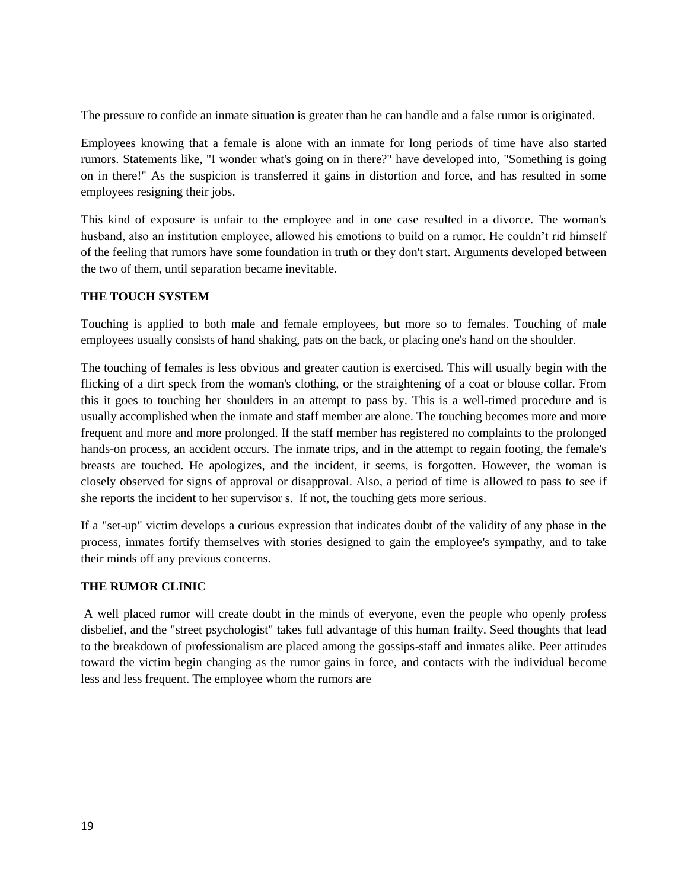The pressure to confide an inmate situation is greater than he can handle and a false rumor is originated.

Employees knowing that a female is alone with an inmate for long periods of time have also started rumors. Statements like, "I wonder what's going on in there?" have developed into, "Something is going on in there!" As the suspicion is transferred it gains in distortion and force, and has resulted in some employees resigning their jobs.

This kind of exposure is unfair to the employee and in one case resulted in a divorce. The woman's husband, also an institution employee, allowed his emotions to build on a rumor. He couldn't rid himself of the feeling that rumors have some foundation in truth or they don't start. Arguments developed between the two of them, until separation became inevitable.

**THE TOUCH SYSTEM**

Touching is applied to both male and female employees, but more so to females. Touching of male employees usually consists of hand shaking, pats on the back, or placing one's hand on the shoulder.

The touching of females is less obvious and greater caution is exercised. This will usually begin with the flicking of a dirt speck from the woman's clothing, or the straightening of a coat or blouse collar. From this it goes to touching her shoulders in an attempt to pass by. This is a well-timed procedure and is usually accomplished when the inmate and staff member are alone. The touching becomes more and more frequent and more and more prolonged. If the staff member has registered no complaints to the prolonged hands-on process, an accident occurs. The inmate trips, and in the attempt to regain footing, the female's breasts are touched. He apologizes, and the incident, it seems, is forgotten. However, the woman is closely observed for signs of approval or disapproval. Also, a period of time is allowed to pass to see if she reports the incident to her supervisor s. If not, the touching gets more serious.

If a "set-up" victim develops a curious expression that indicates doubt of the validity of any phase in the process, inmates fortify themselves with stories designed to gain the employee's sympathy, and to take their minds off any previous concerns.

**THE RUMOR CLINIC**

A well placed rumor will create doubt in the minds of everyone, even the people who openly profess disbelief, and the "street psychologist" takes full advantage of this human frailty. Seed thoughts that lead to the breakdown of professionalism are placed among the gossips-staff and inmates alike. Peer attitudes toward the victim begin changing as the rumor gains in force, and contacts with the individual become less and less frequent. The employee whom the rumors are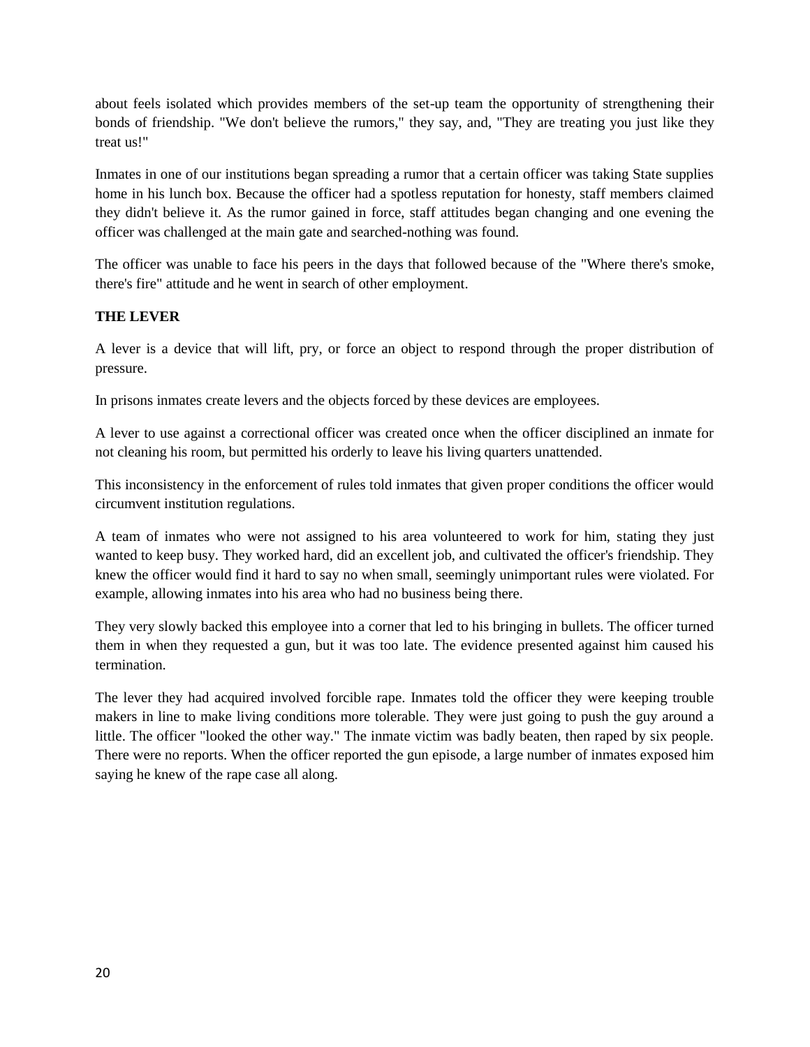about feels isolated which provides members of the set-up team the opportunity of strengthening their bonds of friendship. "We don't believe the rumors," they say, and, "They are treating you just like they treat us!"

Inmates in one of our institutions began spreading a rumor that a certain officer was taking State supplies home in his lunch box. Because the officer had a spotless reputation for honesty, staff members claimed they didn't believe it. As the rumor gained in force, staff attitudes began changing and one evening the officer was challenged at the main gate and searched-nothing was found.

The officer was unable to face his peers in the days that followed because of the "Where there's smoke, there's fire" attitude and he went in search of other employment.

**THE LEVER**

A lever is a device that will lift, pry, or force an object to respond through the proper distribution of pressure.

In prisons inmates create levers and the objects forced by these devices are employees.

A lever to use against a correctional officer was created once when the officer disciplined an inmate for not cleaning his room, but permitted his orderly to leave his living quarters unattended.

This inconsistency in the enforcement of rules told inmates that given proper conditions the officer would circumvent institution regulations.

A team of inmates who were not assigned to his area volunteered to work for him, stating they just wanted to keep busy. They worked hard, did an excellent job, and cultivated the officer's friendship. They knew the officer would find it hard to say no when small, seemingly unimportant rules were violated. For example, allowing inmates into his area who had no business being there.

They very slowly backed this employee into a corner that led to his bringing in bullets. The officer turned them in when they requested a gun, but it was too late. The evidence presented against him caused his termination.

The lever they had acquired involved forcible rape. Inmates told the officer they were keeping trouble makers in line to make living conditions more tolerable. They were just going to push the guy around a little. The officer "looked the other way." The inmate victim was badly beaten, then raped by six people. There were no reports. When the officer reported the gun episode, a large number of inmates exposed him saying he knew of the rape case all along.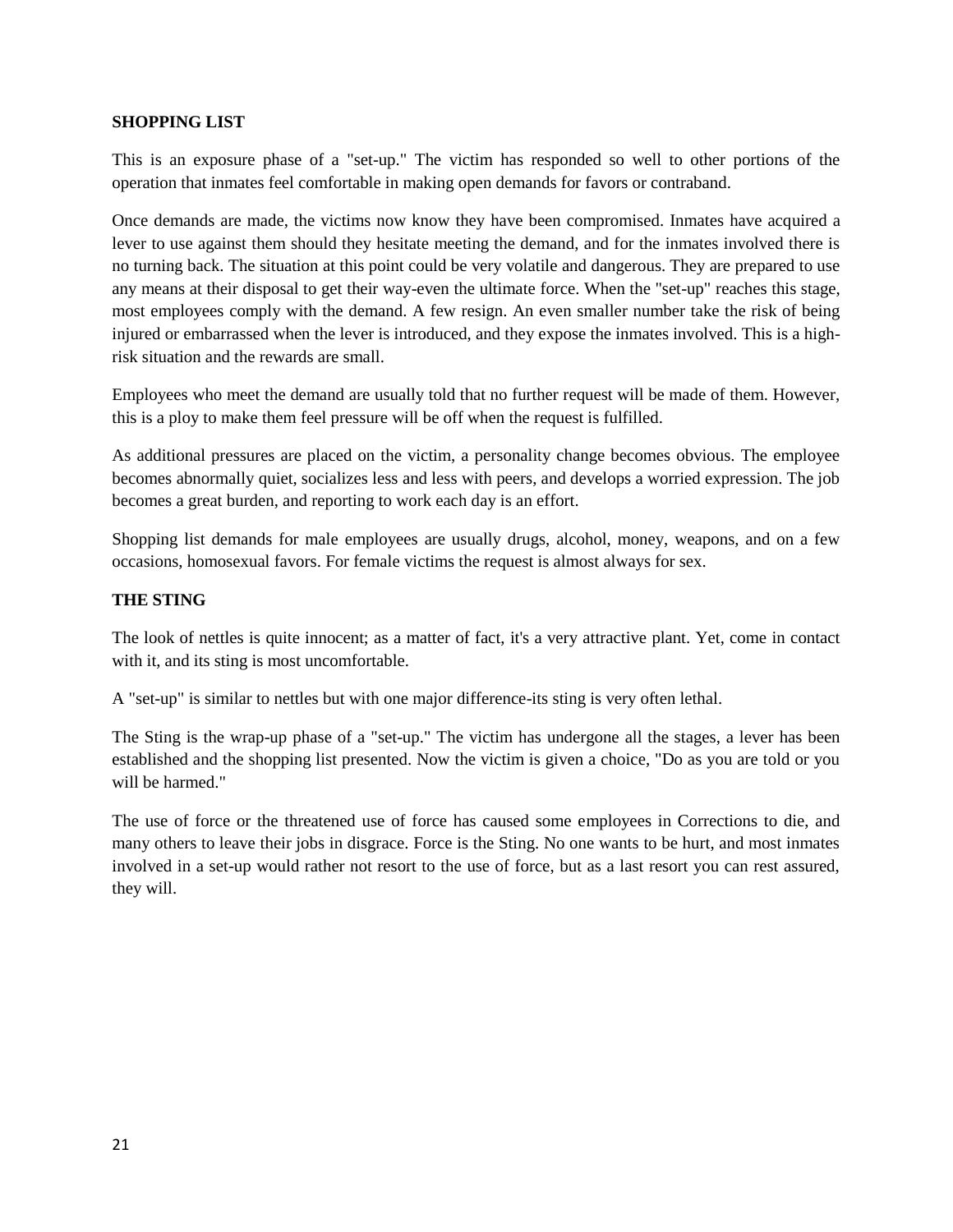## SHOPPING LIST

This is an exposure phase of a "set-up." The victim has responded so well to other portions of the operation that inmates feel comfortable in making open demands for favors or contraband.

Once demands are made, the victims now know they have been compromised. Inmates have acquired a lever to use against them should they hesitate meeting the demand, and for the inmates involved there is no turning back. The situation at this point could be very volatile and dangerous. They are prepared to use any means at their disposal to get their way-even the ultimate force. When the "set-up" reaches this stage, most employees comply with the demand. A few resign. An even smaller number take the risk of being injured or embarrassed when the lever is introduced, and they expose the inmates involved. This is a high-risk situation and the rewards are small.

Employees who meet the demand are usually told that no further request will be made of them. However, this is a ploy to make them feel pressure will be off when the request is fulfilled.

As additional pressures are placed on the victim, a personality change becomes obvious. The employee becomes abnormally quiet, socializes less and less with peers, and develops a worried expression. The job becomes a great burden, and reporting to work each day is an effort.

Shopping list demands for male employees are usually drugs, alcohol, money, weapons, and on a few occasions, homosexual favors. For female victims the request is almost always for sex.

## THE STING

The look of nettles is quite innocent; as a matter of fact, it's a very attractive plant. Yet, come in contact with it, and its sting is most uncomfortable.

A "set-up" is similar to nettles but with one major difference-its sting is very often lethal.

The Sting is the wrap-up phase of a "set-up." The victim has undergone all the stages, a lever has been established and the shopping list presented. Now the victim is given a choice, "Do as you are told or you will be harmed."

The use of force or the threatened use of force has caused some employees in Corrections to die, and many others to leave their jobs in disgrace. Force is the Sting. No one wants to be hurt, and most inmates involved in a set-up would rather not resort to the use of force, but as a last resort you can rest assured, they will.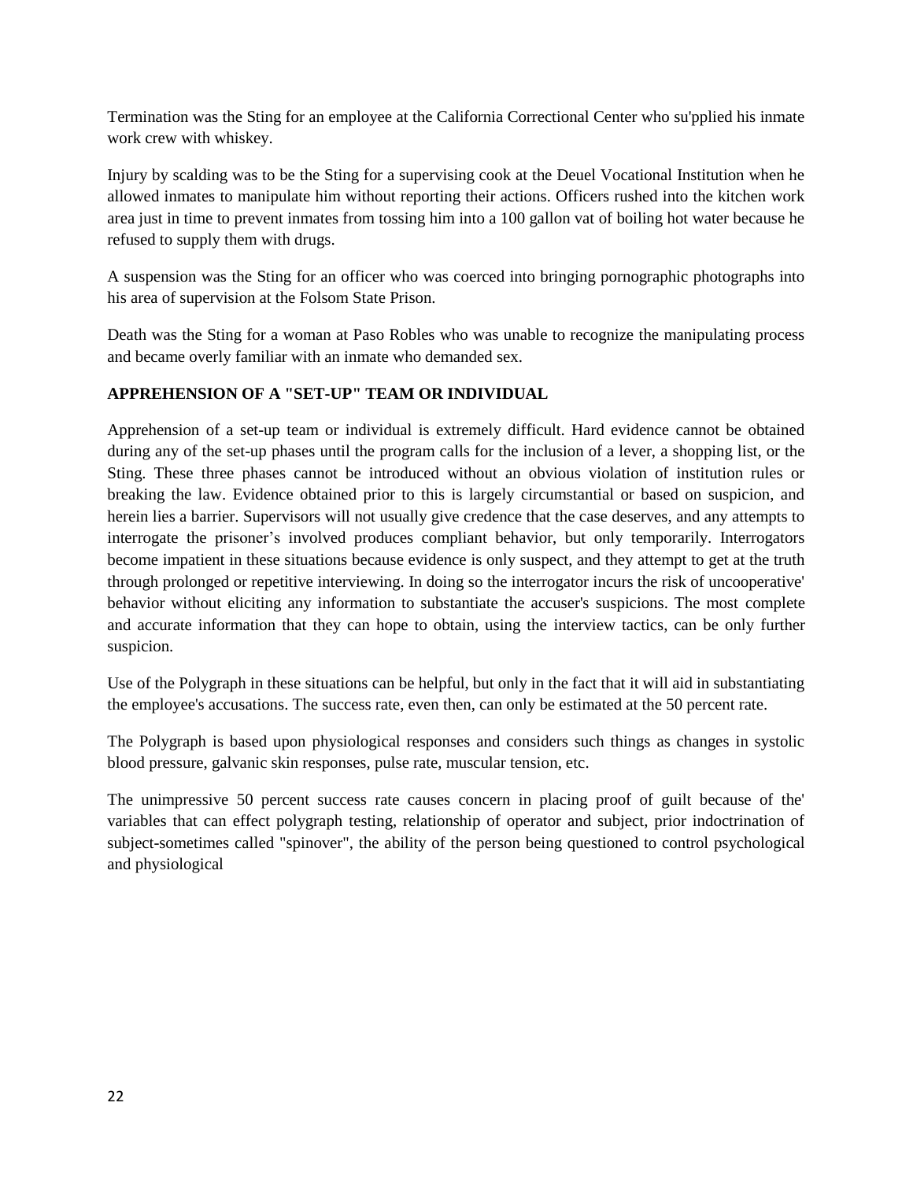Termination was the Sting for an employee at the California Correctional Center who su'pplied his inmate work crew with whiskey.

Injury by scalding was to be the Sting for a supervising cook at the Deuel Vocational Institution when he allowed inmates to manipulate him without reporting their actions. Officers rushed into the kitchen work area just in time to prevent inmates from tossing him into a 100 gallon vat of boiling hot water because he refused to supply them with drugs.

A suspension was the Sting for an officer who was coerced into bringing pornographic photographs into his area of supervision at the Folsom State Prison.

Death was the Sting for a woman at Paso Robles who was unable to recognize the manipulating process and became overly familiar with an inmate who demanded sex.

**APPREHENSION OF A "SET-UP" TEAM OR INDIVIDUAL**

Apprehension of a set-up team or individual is extremely difficult. Hard evidence cannot be obtained during any of the set-up phases until the program calls for the inclusion of a lever, a shopping list, or the Sting. These three phases cannot be introduced without an obvious violation of institution rules or breaking the law. Evidence obtained prior to this is largely circumstantial or based on suspicion, and herein lies a barrier. Supervisors will not usually give credence that the case deserves, and any attempts to interrogate the prisoner’s involved produces compliant behavior, but only temporarily. Interrogators become impatient in these situations because evidence is only suspect, and they attempt to get at the truth through prolonged or repetitive interviewing. In doing so the interrogator incurs the risk of uncooperative' behavior without eliciting any information to substantiate the accuser's suspicions. The most complete and accurate information that they can hope to obtain, using the interview tactics, can be only further suspicion.

Use of the Polygraph in these situations can be helpful, but only in the fact that it will aid in substantiating the employee's accusations. The success rate, even then, can only be estimated at the 50 percent rate.

The Polygraph is based upon physiological responses and considers such things as changes in systolic blood pressure, galvanic skin responses, pulse rate, muscular tension, etc.

The unimpressive 50 percent success rate causes concern in placing proof of guilt because of the' variables that can effect polygraph testing, relationship of operator and subject, prior indoctrination of subject-sometimes called "spinover", the ability of the person being questioned to control psychological and physiological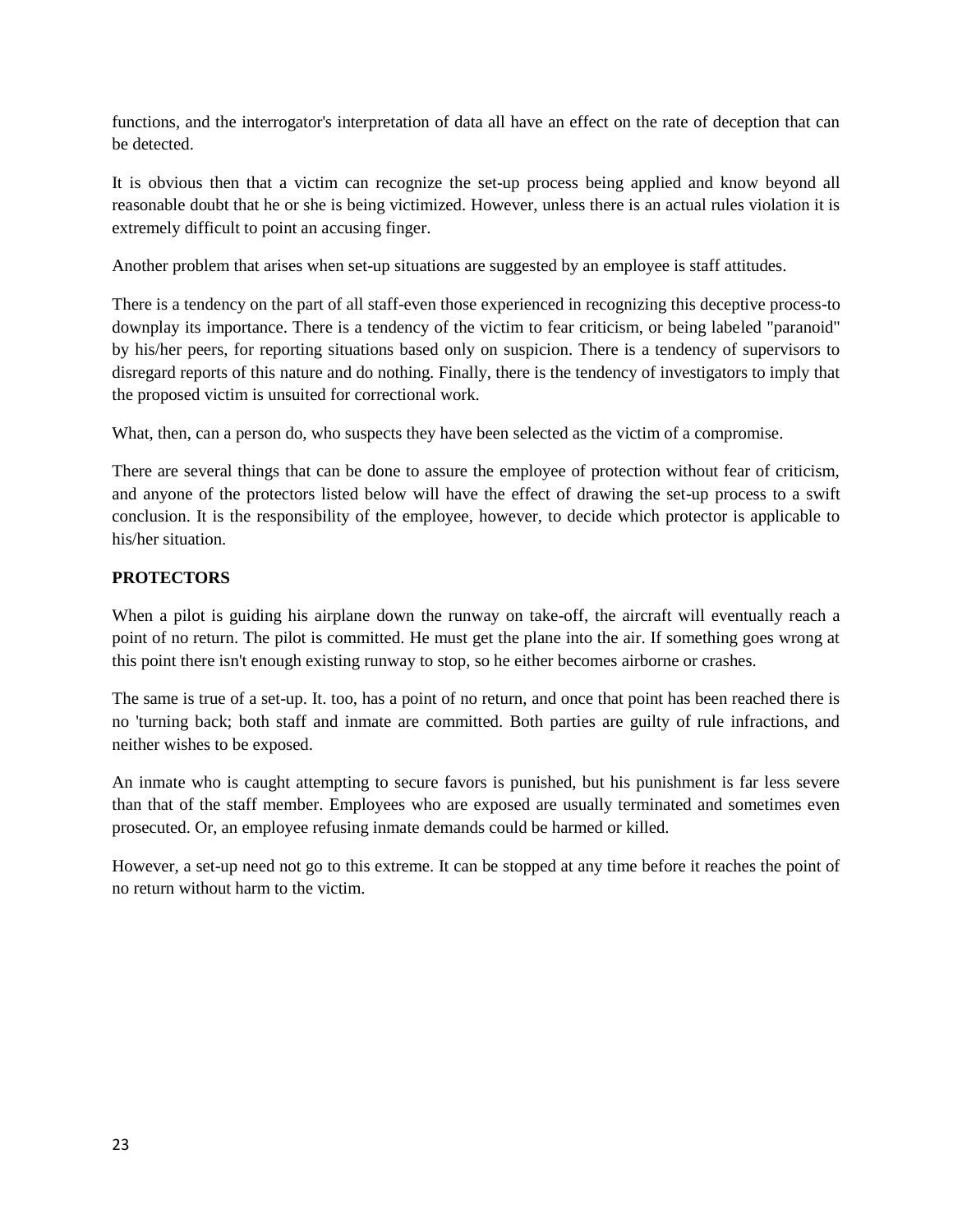functions, and the interrogator's interpretation of data all have an effect on the rate of deception that can be detected.

It is obvious then that a victim can recognize the set-up process being applied and know beyond all reasonable doubt that he or she is being victimized. However, unless there is an actual rules violation it is extremely difficult to point an accusing finger.

Another problem that arises when set-up situations are suggested by an employee is staff attitudes.

There is a tendency on the part of all staff-even those experienced in recognizing this deceptive process-to downplay its importance. There is a tendency of the victim to fear criticism, or being labeled "paranoid" by his/her peers, for reporting situations based only on suspicion. There is a tendency of supervisors to disregard reports of this nature and do nothing. Finally, there is the tendency of investigators to imply that the proposed victim is unsuited for correctional work.

What, then, can a person do, who suspects they have been selected as the victim of a compromise.

There are several things that can be done to assure the employee of protection without fear of criticism, and anyone of the protectors listed below will have the effect of drawing the set-up process to a swift conclusion. It is the responsibility of the employee, however, to decide which protector is applicable to his/her situation.

**PROTECTORS**

When a pilot is guiding his airplane down the runway on take-off, the aircraft will eventually reach a point of no return. The pilot is committed. He must get the plane into the air. If something goes wrong at this point there isn't enough existing runway to stop, so he either becomes airborne or crashes.

The same is true of a set-up. It. too, has a point of no return, and once that point has been reached there is no 'turning back; both staff and inmate are committed. Both parties are guilty of rule infractions, and neither wishes to be exposed.

An inmate who is caught attempting to secure favors is punished, but his punishment is far less severe than that of the staff member. Employees who are exposed are usually terminated and sometimes even prosecuted. Or, an employee refusing inmate demands could be harmed or killed.

However, a set-up need not go to this extreme. It can be stopped at any time before it reaches the point of no return without harm to the victim.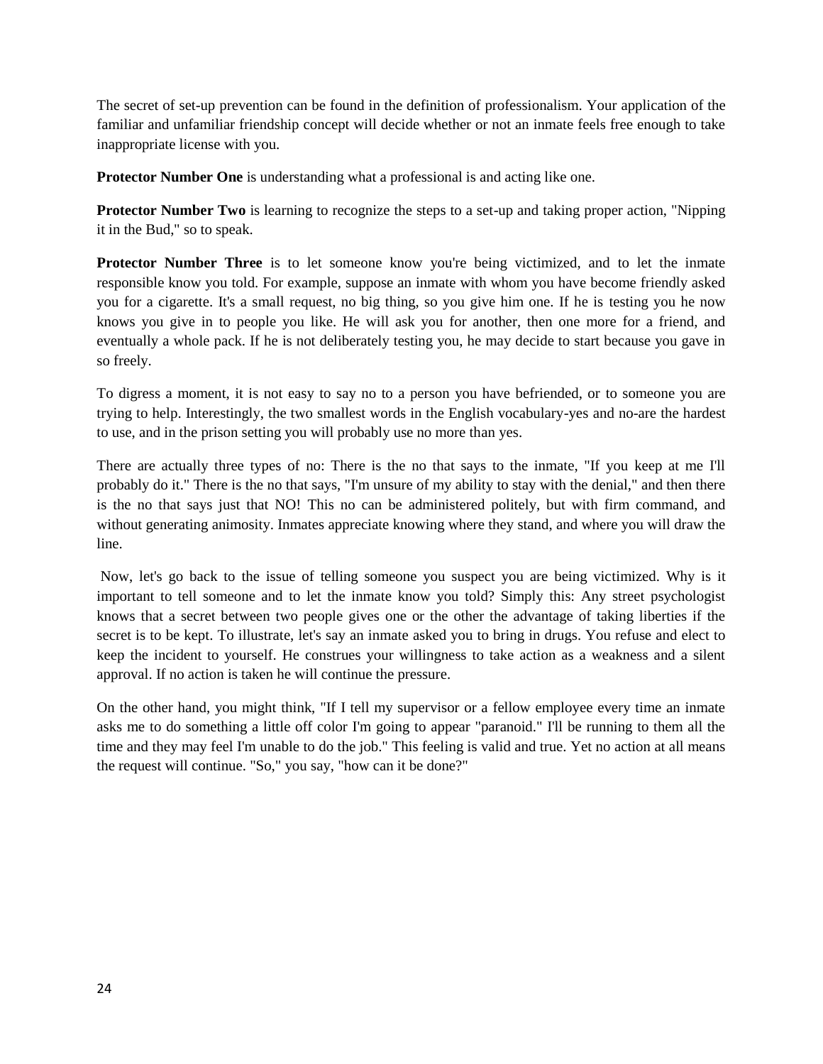The secret of set-up prevention can be found in the definition of professionalism. Your application of the familiar and unfamiliar friendship concept will decide whether or not an inmate feels free enough to take inappropriate license with you.

**Protector Number One** is understanding what a professional is and acting like one.

**Protector Number Two** is learning to recognize the steps to a set-up and taking proper action, "Nipping it in the Bud," so to speak.

**Protector Number Three** is to let someone know you're being victimized, and to let the inmate responsible know you told. For example, suppose an inmate with whom you have become friendly asked you for a cigarette. It's a small request, no big thing, so you give him one. If he is testing you he now knows you give in to people you like. He will ask you for another, then one more for a friend, and eventually a whole pack. If he is not deliberately testing you, he may decide to start because you gave in so freely.

To digress a moment, it is not easy to say no to a person you have befriended, or to someone you are trying to help. Interestingly, the two smallest words in the English vocabulary-yes and no-are the hardest to use, and in the prison setting you will probably use no more than yes.

There are actually three types of no: There is the no that says to the inmate, "If you keep at me I'll probably do it." There is the no that says, "I'm unsure of my ability to stay with the denial," and then there is the no that says just that NO! This no can be administered politely, but with firm command, and without generating animosity. Inmates appreciate knowing where they stand, and where you will draw the line.

Now, let's go back to the issue of telling someone you suspect you are being victimized. Why is it important to tell someone and to let the inmate know you told? Simply this: Any street psychologist knows that a secret between two people gives one or the other the advantage of taking liberties if the secret is to be kept. To illustrate, let's say an inmate asked you to bring in drugs. You refuse and elect to keep the incident to yourself. He construes your willingness to take action as a weakness and a silent approval. If no action is taken he will continue the pressure.

On the other hand, you might think, "If I tell my supervisor or a fellow employee every time an inmate asks me to do something a little off color I'm going to appear "paranoid." I'll be running to them all the time and they may feel I'm unable to do the job." This feeling is valid and true. Yet no action at all means the request will continue. "So," you say, "how can it be done?"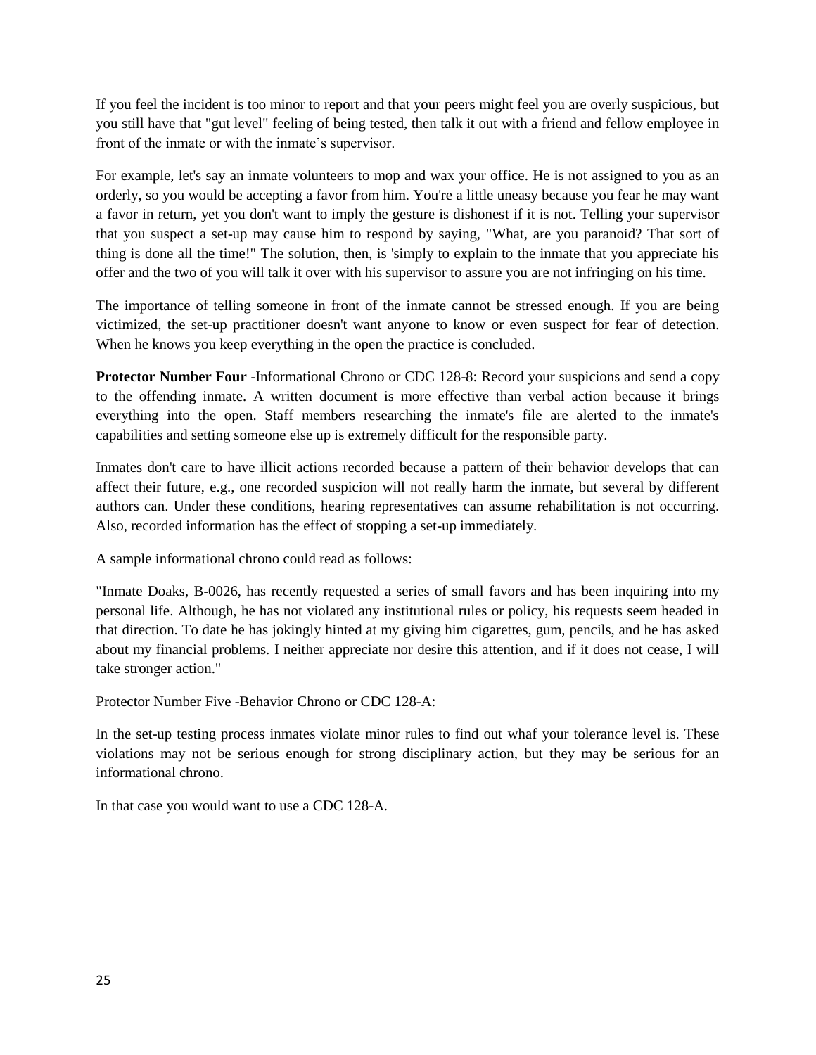If you feel the incident is too minor to report and that your peers might feel you are overly suspicious, but you still have that "gut level" feeling of being tested, then talk it out with a friend and fellow employee in front of the inmate or with the inmate's supervisor.

For example, let's say an inmate volunteers to mop and wax your office. He is not assigned to you as an orderly, so you would be accepting a favor from him. You're a little uneasy because you fear he may want a favor in return, yet you don't want to imply the gesture is dishonest if it is not. Telling your supervisor that you suspect a set-up may cause him to respond by saying, "What, are you paranoid? That sort of thing is done all the time!" The solution, then, is 'simply to explain to the inmate that you appreciate his offer and the two of you will talk it over with his supervisor to assure you are not infringing on his time.

The importance of telling someone in front of the inmate cannot be stressed enough. If you are being victimized, the set-up practitioner doesn't want anyone to know or even suspect for fear of detection. When he knows you keep everything in the open the practice is concluded.

**Protector Number Four** -Informational Chrono or CDC 128-8: Record your suspicions and send a copy to the offending inmate. A written document is more effective than verbal action because it brings everything into the open. Staff members researching the inmate's file are alerted to the inmate's capabilities and setting someone else up is extremely difficult for the responsible party.

Inmates don't care to have illicit actions recorded because a pattern of their behavior develops that can affect their future, e.g., one recorded suspicion will not really harm the inmate, but several by different authors can. Under these conditions, hearing representatives can assume rehabilitation is not occurring. Also, recorded information has the effect of stopping a set-up immediately.

A sample informational chrono could read as follows:

"Inmate Doaks, B-0026, has recently requested a series of small favors and has been inquiring into my personal life. Although, he has not violated any institutional rules or policy, his requests seem headed in that direction. To date he has jokingly hinted at my giving him cigarettes, gum, pencils, and he has asked about my financial problems. I neither appreciate nor desire this attention, and if it does not cease, I will take stronger action."

Protector Number Five -Behavior Chrono or CDC 128-A:

In the set-up testing process inmates violate minor rules to find out whaf your tolerance level is. These violations may not be serious enough for strong disciplinary action, but they may be serious for an informational chrono.

In that case you would want to use a CDC 128-A.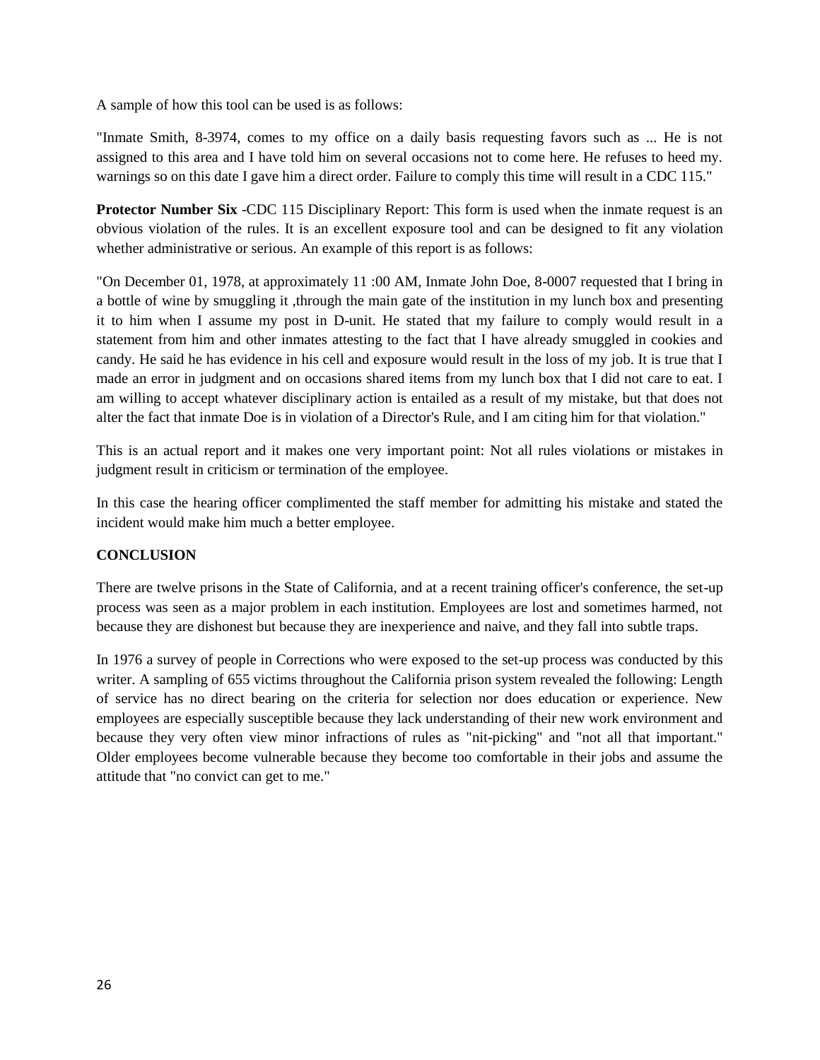A sample of how this tool can be used is as follows:

"Inmate Smith, 8-3974, comes to my office on a daily basis requesting favors such as ... He is not assigned to this area and I have told him on several occasions not to come here. He refuses to heed my. warnings so on this date I gave him a direct order. Failure to comply this time will result in a CDC 115."

**Protector Number Six** -CDC 115 Disciplinary Report: This form is used when the inmate request is an obvious violation of the rules. It is an excellent exposure tool and can be designed to fit any violation whether administrative or serious. An example of this report is as follows:

"On December 01, 1978, at approximately 11 :00 AM, Inmate John Doe, 8-0007 requested that I bring in a bottle of wine by smuggling it ,through the main gate of the institution in my lunch box and presenting it to him when I assume my post in D-unit. He stated that my failure to comply would result in a statement from him and other inmates attesting to the fact that I have already smuggled in cookies and candy. He said he has evidence in his cell and exposure would result in the loss of my job. It is true that I made an error in judgment and on occasions shared items from my lunch box that I did not care to eat. I am willing to accept whatever disciplinary action is entailed as a result of my mistake, but that does not alter the fact that inmate Doe is in violation of a Director's Rule, and I am citing him for that violation."

This is an actual report and it makes one very important point: Not all rules violations or mistakes in judgment result in criticism or termination of the employee.

In this case the hearing officer complimented the staff member for admitting his mistake and stated the incident would make him much a better employee.

**CONCLUSION**

There are twelve prisons in the State of California, and at a recent training officer's conference, the set-up process was seen as a major problem in each institution. Employees are lost and sometimes harmed, not because they are dishonest but because they are inexperience and naive, and they fall into subtle traps.

In 1976 a survey of people in Corrections who were exposed to the set-up process was conducted by this writer. A sampling of 655 victims throughout the California prison system revealed the following: Length of service has no direct bearing on the criteria for selection nor does education or experience. New employees are especially susceptible because they lack understanding of their new work environment and because they very often view minor infractions of rules as "nit-picking" and "not all that important." Older employees become vulnerable because they become too comfortable in their jobs and assume the attitude that "no convict can get to me."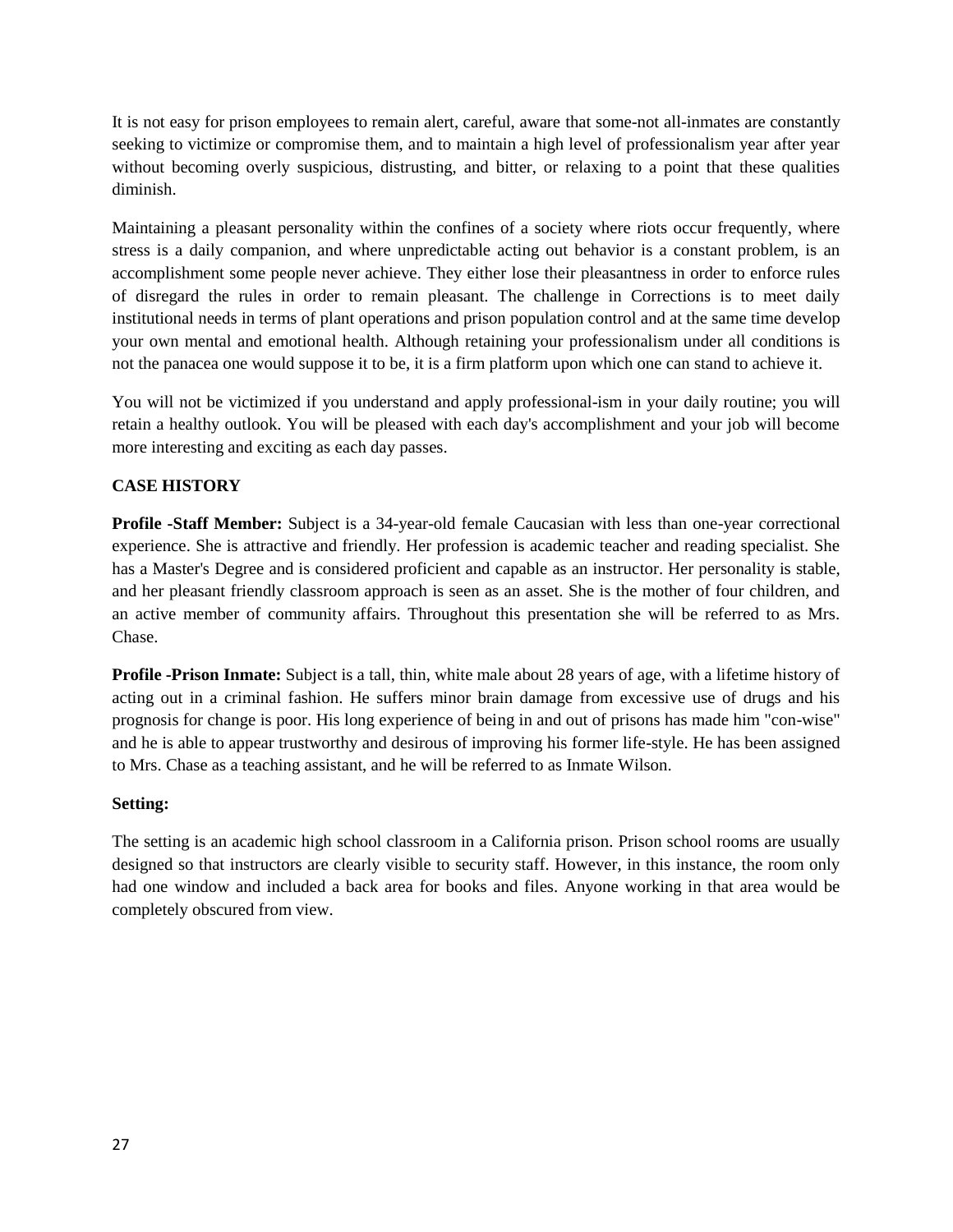It is not easy for prison employees to remain alert, careful, aware that some-not all-inmates are constantly seeking to victimize or compromise them, and to maintain a high level of professionalism year after year without becoming overly suspicious, distrusting, and bitter, or relaxing to a point that these qualities diminish.

Maintaining a pleasant personality within the confines of a society where riots occur frequently, where stress is a daily companion, and where unpredictable acting out behavior is a constant problem, is an accomplishment some people never achieve. They either lose their pleasantness in order to enforce rules of disregard the rules in order to remain pleasant. The challenge in Corrections is to meet daily institutional needs in terms of plant operations and prison population control and at the same time develop your own mental and emotional health. Although retaining your professionalism under all conditions is not the panacea one would suppose it to be, it is a firm platform upon which one can stand to achieve it.

You will not be victimized if you understand and apply professional-ism in your daily routine; you will retain a healthy outlook. You will be pleased with each day's accomplishment and your job will become more interesting and exciting as each day passes.

**CASE HISTORY**

**Profile -Staff Member:** Subject is a 34-year-old female Caucasian with less than one-year correctional experience. She is attractive and friendly. Her profession is academic teacher and reading specialist. She has a Master's Degree and is considered proficient and capable as an instructor. Her personality is stable, and her pleasant friendly classroom approach is seen as an asset. She is the mother of four children, and an active member of community affairs. Throughout this presentation she will be referred to as Mrs. Chase.

**Profile -Prison Inmate:** Subject is a tall, thin, white male about 28 years of age, with a lifetime history of acting out in a criminal fashion. He suffers minor brain damage from excessive use of drugs and his prognosis for change is poor. His long experience of being in and out of prisons has made him "con-wise" and he is able to appear trustworthy and desirous of improving his former life-style. He has been assigned to Mrs. Chase as a teaching assistant, and he will be referred to as Inmate Wilson.

**Setting:**

The setting is an academic high school classroom in a California prison. Prison school rooms are usually designed so that instructors are clearly visible to security staff. However, in this instance, the room only had one window and included a back area for books and files. Anyone working in that area would be completely obscured from view.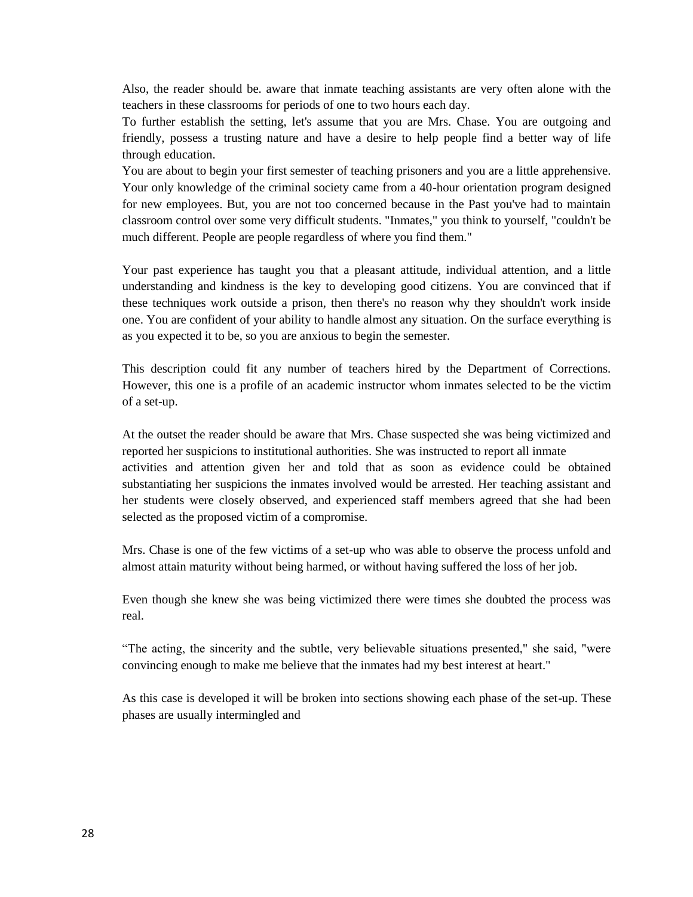Also, the reader should be. aware that inmate teaching assistants are very often alone with the teachers in these classrooms for periods of one to two hours each day.

To further establish the setting, let's assume that you are Mrs. Chase. You are outgoing and friendly, possess a trusting nature and have a desire to help people find a better way of life through education.

You are about to begin your first semester of teaching prisoners and you are a little apprehensive. Your only knowledge of the criminal society came from a 40-hour orientation program designed for new employees. But, you are not too concerned because in the Past you've had to maintain classroom control over some very difficult students. "Inmates," you think to yourself, "couldn't be much different. People are people regardless of where you find them."

Your past experience has taught you that a pleasant attitude, individual attention, and a little understanding and kindness is the key to developing good citizens. You are convinced that if these techniques work outside a prison, then there's no reason why they shouldn't work inside one. You are confident of your ability to handle almost any situation. On the surface everything is as you expected it to be, so you are anxious to begin the semester.

This description could fit any number of teachers hired by the Department of Corrections. However, this one is a profile of an academic instructor whom inmates selected to be the victim of a set-up.

At the outset the reader should be aware that Mrs. Chase suspected she was being victimized and reported her suspicions to institutional authorities. She was instructed to report all inmate activities and attention given her and told that as soon as evidence could be obtained substantiating her suspicions the inmates involved would be arrested. Her teaching assistant and her students were closely observed, and experienced staff members agreed that she had been selected as the proposed victim of a compromise.

Mrs. Chase is one of the few victims of a set-up who was able to observe the process unfold and almost attain maturity without being harmed, or without having suffered the loss of her job.

Even though she knew she was being victimized there were times she doubted the process was real.

"The acting, the sincerity and the subtle, very believable situations presented," she said, "were convincing enough to make me believe that the inmates had my best interest at heart."

As this case is developed it will be broken into sections showing each phase of the set-up. These phases are usually intermingled and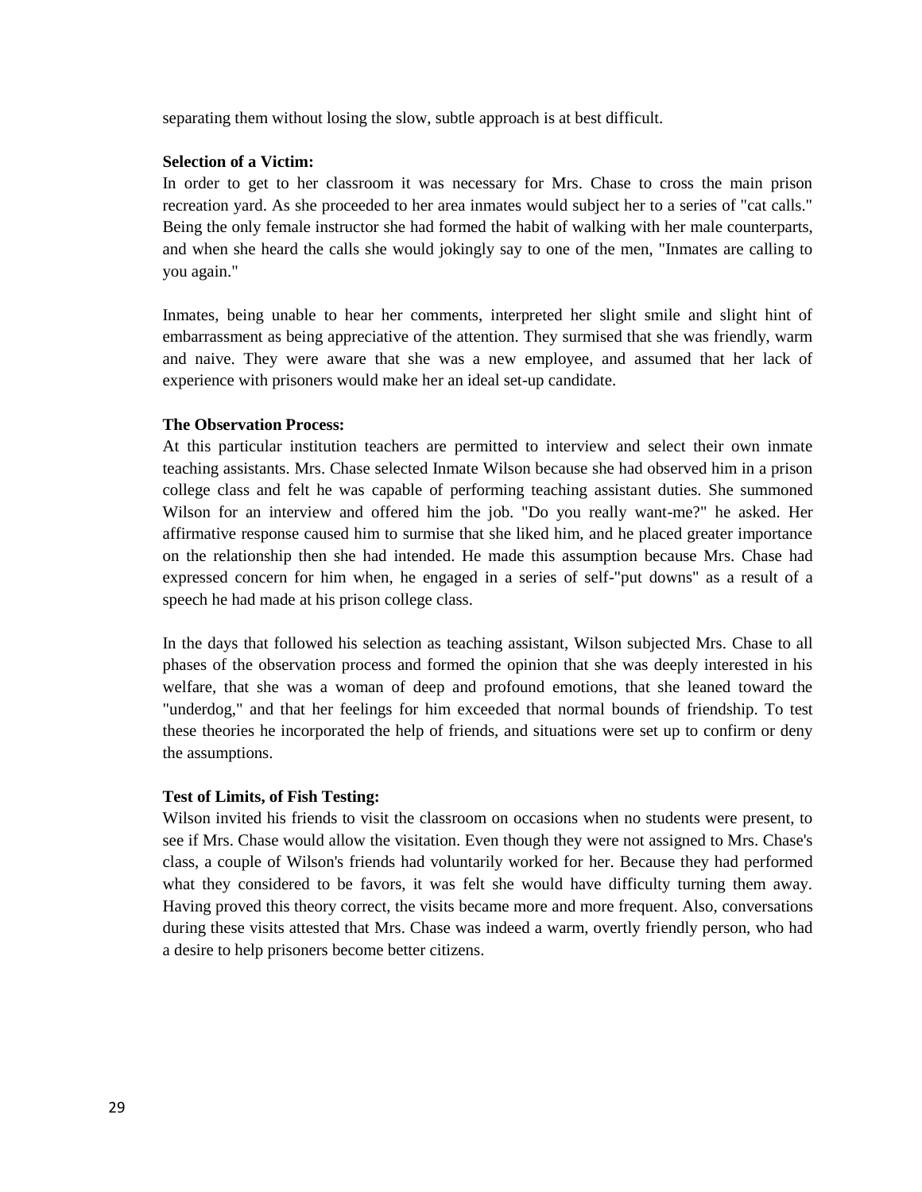separating them without losing the slow, subtle approach is at best difficult.

**Selection of a Victim:**

In order to get to her classroom it was necessary for Mrs. Chase to cross the main prison recreation yard. As she proceeded to her area inmates would subject her to a series of "cat calls." Being the only female instructor she had formed the habit of walking with her male counterparts, and when she heard the calls she would jokingly say to one of the men, "Inmates are calling to you again."

Inmates, being unable to hear her comments, interpreted her slight smile and slight hint of embarrassment as being appreciative of the attention. They surmised that she was friendly, warm and naive. They were aware that she was a new employee, and assumed that her lack of experience with prisoners would make her an ideal set-up candidate.

**The Observation Process:**

At this particular institution teachers are permitted to interview and select their own inmate teaching assistants. Mrs. Chase selected Inmate Wilson because she had observed him in a prison college class and felt he was capable of performing teaching assistant duties. She summoned Wilson for an interview and offered him the job. "Do you really want-me?" he asked. Her affirmative response caused him to surmise that she liked him, and he placed greater importance on the relationship then she had intended. He made this assumption because Mrs. Chase had expressed concern for him when, he engaged in a series of self-"put downs" as a result of a speech he had made at his prison college class.

In the days that followed his selection as teaching assistant, Wilson subjected Mrs. Chase to all phases of the observation process and formed the opinion that she was deeply interested in his welfare, that she was a woman of deep and profound emotions, that she leaned toward the "underdog," and that her feelings for him exceeded that normal bounds of friendship. To test these theories he incorporated the help of friends, and situations were set up to confirm or deny the assumptions.

**Test of Limits, of Fish Testing:**

Wilson invited his friends to visit the classroom on occasions when no students were present, to see if Mrs. Chase would allow the visitation. Even though they were not assigned to Mrs. Chase's class, a couple of Wilson's friends had voluntarily worked for her. Because they had performed what they considered to be favors, it was felt she would have difficulty turning them away. Having proved this theory correct, the visits became more and more frequent. Also, conversations during these visits attested that Mrs. Chase was indeed a warm, overtly friendly person, who had a desire to help prisoners become better citizens.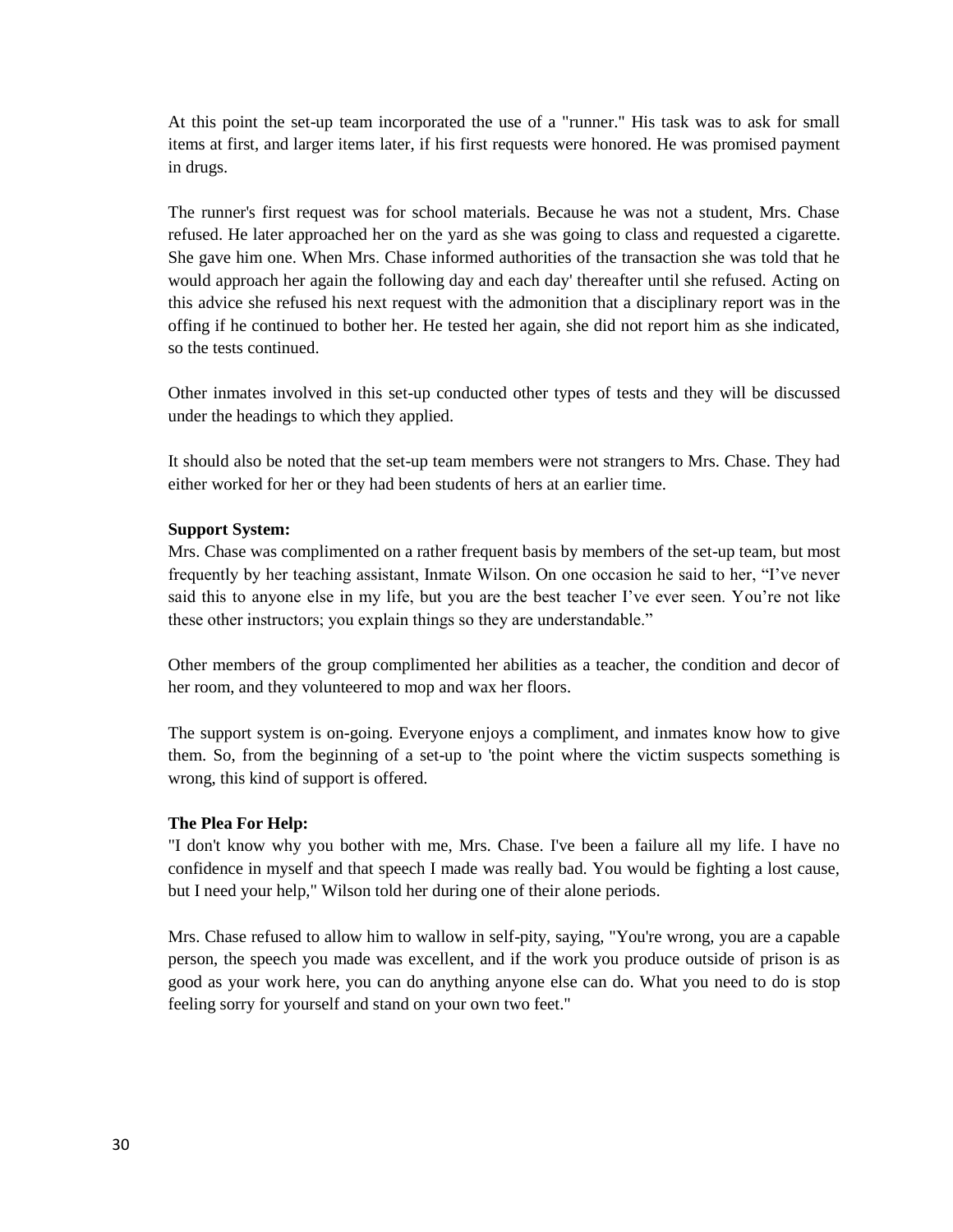At this point the set-up team incorporated the use of a "runner." His task was to ask for small items at first, and larger items later, if his first requests were honored. He was promised payment in drugs.

The runner's first request was for school materials. Because he was not a student, Mrs. Chase refused. He later approached her on the yard as she was going to class and requested a cigarette. She gave him one. When Mrs. Chase informed authorities of the transaction she was told that he would approach her again the following day and each day' thereafter until she refused. Acting on this advice she refused his next request with the admonition that a disciplinary report was in the offing if he continued to bother her. He tested her again, she did not report him as she indicated, so the tests continued.

Other inmates involved in this set-up conducted other types of tests and they will be discussed under the headings to which they applied.

It should also be noted that the set-up team members were not strangers to Mrs. Chase. They had either worked for her or they had been students of hers at an earlier time.

**Support System:**
Mrs. Chase was complimented on a rather frequent basis by members of the set-up team, but most frequently by her teaching assistant, Inmate Wilson. On one occasion he said to her, "I've never said this to anyone else in my life, but you are the best teacher I've ever seen. You're not like these other instructors; you explain things so they are understandable."

Other members of the group complimented her abilities as a teacher, the condition and decor of her room, and they volunteered to mop and wax her floors.

The support system is on-going. Everyone enjoys a compliment, and inmates know how to give them. So, from the beginning of a set-up to 'the point where the victim suspects something is wrong, this kind of support is offered.

**The Plea For Help:**
"I don't know why you bother with me, Mrs. Chase. I've been a failure all my life. I have no confidence in myself and that speech I made was really bad. You would be fighting a lost cause, but I need your help," Wilson told her during one of their alone periods.

Mrs. Chase refused to allow him to wallow in self-pity, saying, "You're wrong, you are a capable person, the speech you made was excellent, and if the work you produce outside of prison is as good as your work here, you can do anything anyone else can do. What you need to do is stop feeling sorry for yourself and stand on your own two feet."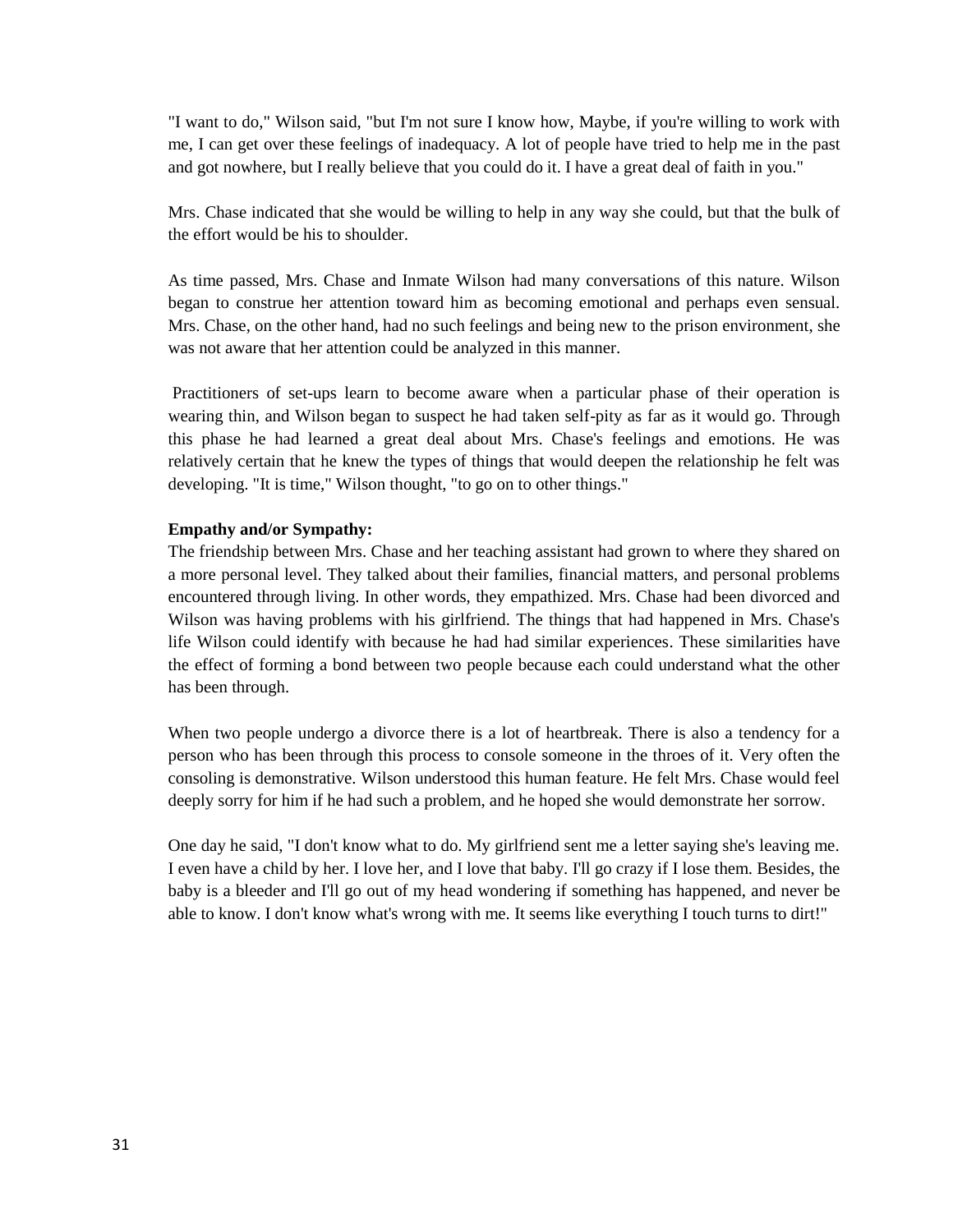"I want to do," Wilson said, "but I'm not sure I know how, Maybe, if you're willing to work with me, I can get over these feelings of inadequacy. A lot of people have tried to help me in the past and got nowhere, but I really believe that you could do it. I have a great deal of faith in you."

Mrs. Chase indicated that she would be willing to help in any way she could, but that the bulk of the effort would be his to shoulder.

As time passed, Mrs. Chase and Inmate Wilson had many conversations of this nature. Wilson began to construe her attention toward him as becoming emotional and perhaps even sensual. Mrs. Chase, on the other hand, had no such feelings and being new to the prison environment, she was not aware that her attention could be analyzed in this manner.

Practitioners of set-ups learn to become aware when a particular phase of their operation is wearing thin, and Wilson began to suspect he had taken self-pity as far as it would go. Through this phase he had learned a great deal about Mrs. Chase's feelings and emotions. He was relatively certain that he knew the types of things that would deepen the relationship he felt was developing. "It is time," Wilson thought, "to go on to other things."

**Empathy and/or Sympathy:**
The friendship between Mrs. Chase and her teaching assistant had grown to where they shared on a more personal level. They talked about their families, financial matters, and personal problems encountered through living. In other words, they empathized. Mrs. Chase had been divorced and Wilson was having problems with his girlfriend. The things that had happened in Mrs. Chase's life Wilson could identify with because he had had similar experiences. These similarities have the effect of forming a bond between two people because each could understand what the other has been through.

When two people undergo a divorce there is a lot of heartbreak. There is also a tendency for a person who has been through this process to console someone in the throes of it. Very often the consoling is demonstrative. Wilson understood this human feature. He felt Mrs. Chase would feel deeply sorry for him if he had such a problem, and he hoped she would demonstrate her sorrow.

One day he said, "I don't know what to do. My girlfriend sent me a letter saying she's leaving me. I even have a child by her. I love her, and I love that baby. I'll go crazy if I lose them. Besides, the baby is a bleeder and I'll go out of my head wondering if something has happened, and never be able to know. I don't know what's wrong with me. It seems like everything I touch turns to dirt!"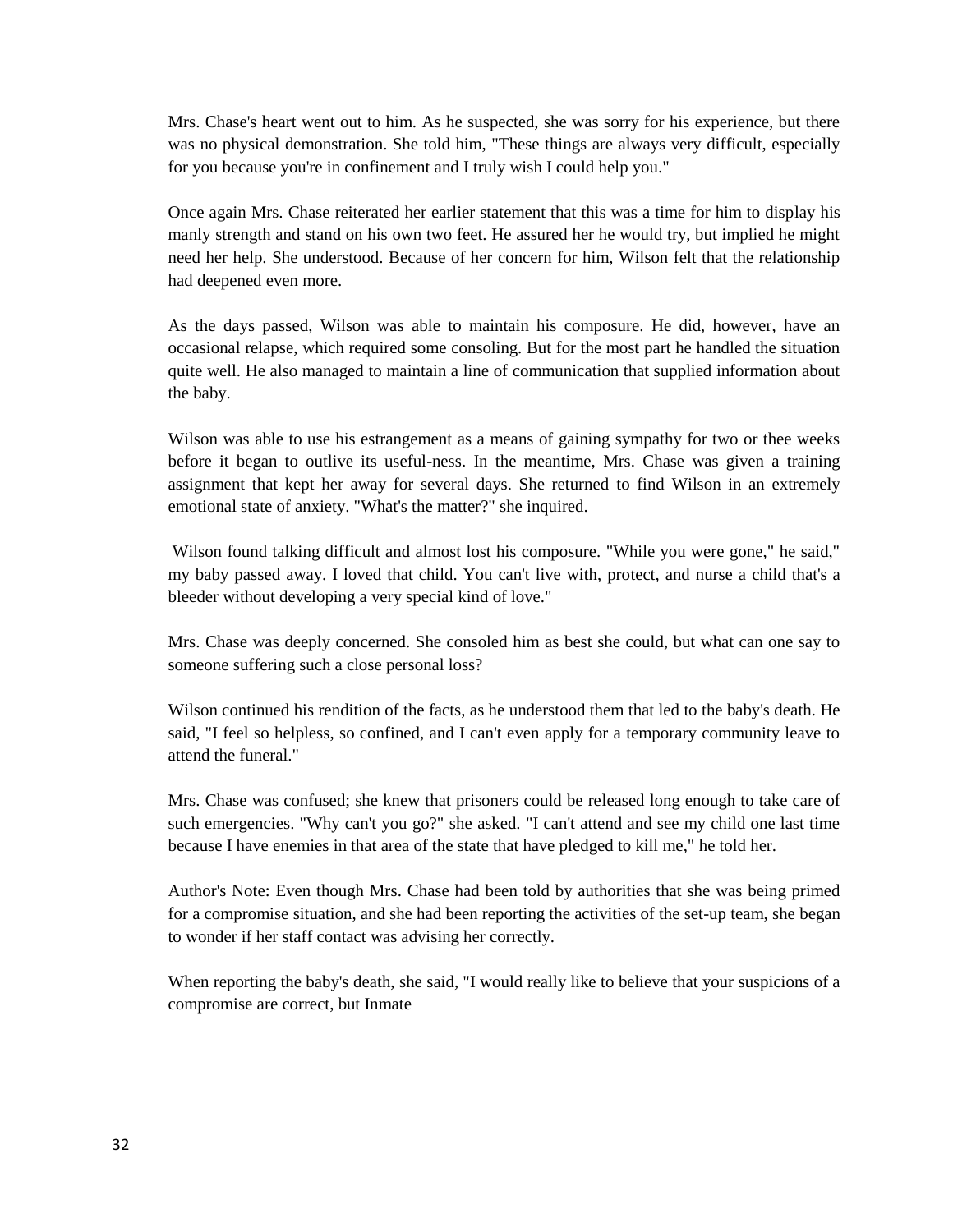Mrs. Chase's heart went out to him. As he suspected, she was sorry for his experience, but there was no physical demonstration. She told him, "These things are always very difficult, especially for you because you're in confinement and I truly wish I could help you."

Once again Mrs. Chase reiterated her earlier statement that this was a time for him to display his manly strength and stand on his own two feet. He assured her he would try, but implied he might need her help. She understood. Because of her concern for him, Wilson felt that the relationship had deepened even more.

As the days passed, Wilson was able to maintain his composure. He did, however, have an occasional relapse, which required some consoling. But for the most part he handled the situation quite well. He also managed to maintain a line of communication that supplied information about the baby.

Wilson was able to use his estrangement as a means of gaining sympathy for two or thee weeks before it began to outlive its useful-ness. In the meantime, Mrs. Chase was given a training assignment that kept her away for several days. She returned to find Wilson in an extremely emotional state of anxiety. "What's the matter?" she inquired.

Wilson found talking difficult and almost lost his composure. "While you were gone," he said," my baby passed away. I loved that child. You can't live with, protect, and nurse a child that's a bleeder without developing a very special kind of love."

Mrs. Chase was deeply concerned. She consoled him as best she could, but what can one say to someone suffering such a close personal loss?

Wilson continued his rendition of the facts, as he understood them that led to the baby's death. He said, "I feel so helpless, so confined, and I can't even apply for a temporary community leave to attend the funeral."

Mrs. Chase was confused; she knew that prisoners could be released long enough to take care of such emergencies. "Why can't you go?" she asked. "I can't attend and see my child one last time because I have enemies in that area of the state that have pledged to kill me," he told her.

Author's Note: Even though Mrs. Chase had been told by authorities that she was being primed for a compromise situation, and she had been reporting the activities of the set-up team, she began to wonder if her staff contact was advising her correctly.

When reporting the baby's death, she said, "I would really like to believe that your suspicions of a compromise are correct, but Inmate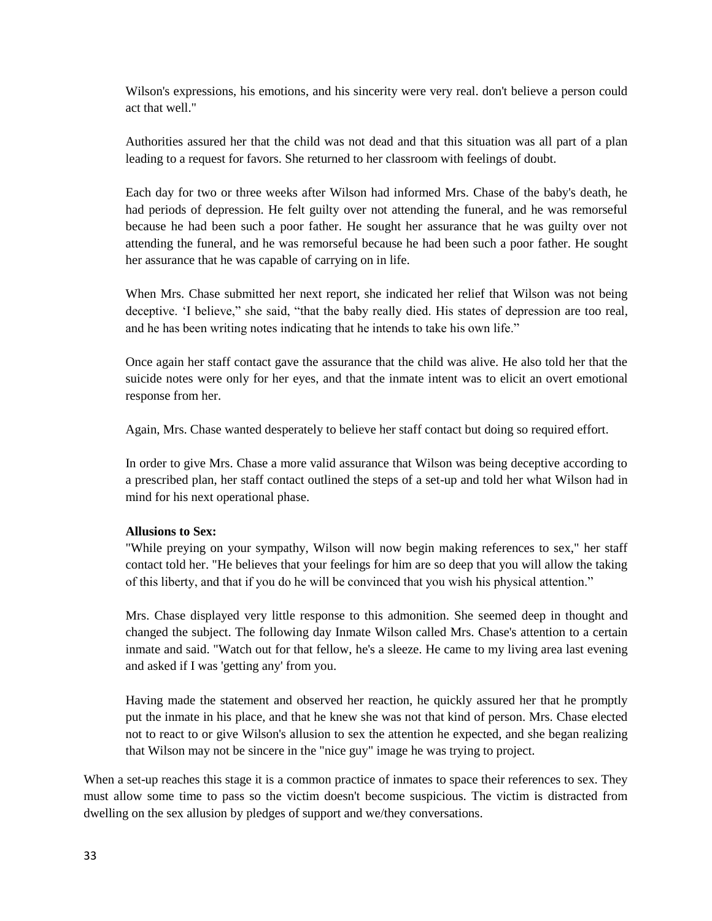Wilson's expressions, his emotions, and his sincerity were very real. don't believe a person could act that well."

Authorities assured her that the child was not dead and that this situation was all part of a plan leading to a request for favors. She returned to her classroom with feelings of doubt.

Each day for two or three weeks after Wilson had informed Mrs. Chase of the baby's death, he had periods of depression. He felt guilty over not attending the funeral, and he was remorseful because he had been such a poor father. He sought her assurance that he was guilty over not attending the funeral, and he was remorseful because he had been such a poor father. He sought her assurance that he was capable of carrying on in life.

When Mrs. Chase submitted her next report, she indicated her relief that Wilson was not being deceptive. 'I believe," she said, "that the baby really died. His states of depression are too real, and he has been writing notes indicating that he intends to take his own life."

Once again her staff contact gave the assurance that the child was alive. He also told her that the suicide notes were only for her eyes, and that the inmate intent was to elicit an overt emotional response from her.

Again, Mrs. Chase wanted desperately to believe her staff contact but doing so required effort.

In order to give Mrs. Chase a more valid assurance that Wilson was being deceptive according to a prescribed plan, her staff contact outlined the steps of a set-up and told her what Wilson had in mind for his next operational phase.

**Allusions to Sex:**
"While preying on your sympathy, Wilson will now begin making references to sex," her staff contact told her. "He believes that your feelings for him are so deep that you will allow the taking of this liberty, and that if you do he will be convinced that you wish his physical attention."

Mrs. Chase displayed very little response to this admonition. She seemed deep in thought and changed the subject. The following day Inmate Wilson called Mrs. Chase's attention to a certain inmate and said. "Watch out for that fellow, he's a sleeze. He came to my living area last evening and asked if I was 'getting any' from you.

Having made the statement and observed her reaction, he quickly assured her that he promptly put the inmate in his place, and that he knew she was not that kind of person. Mrs. Chase elected not to react to or give Wilson's allusion to sex the attention he expected, and she began realizing that Wilson may not be sincere in the "nice guy" image he was trying to project.

When a set-up reaches this stage it is a common practice of inmates to space their references to sex. They must allow some time to pass so the victim doesn't become suspicious. The victim is distracted from dwelling on the sex allusion by pledges of support and we/they conversations.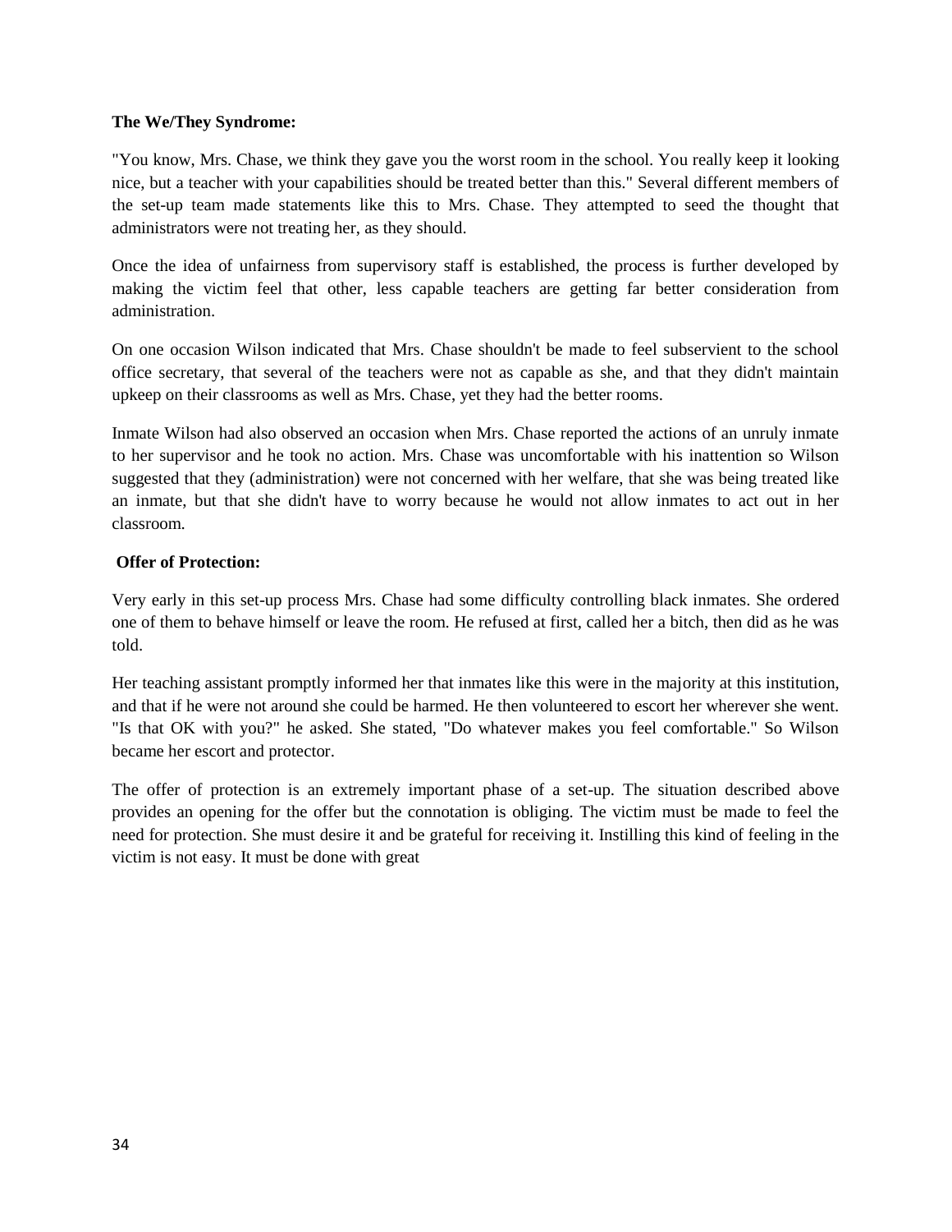**The We/They Syndrome:**

"You know, Mrs. Chase, we think they gave you the worst room in the school. You really keep it looking nice, but a teacher with your capabilities should be treated better than this." Several different members of the set-up team made statements like this to Mrs. Chase. They attempted to seed the thought that administrators were not treating her, as they should.

Once the idea of unfairness from supervisory staff is established, the process is further developed by making the victim feel that other, less capable teachers are getting far better consideration from administration.

On one occasion Wilson indicated that Mrs. Chase shouldn't be made to feel subservient to the school office secretary, that several of the teachers were not as capable as she, and that they didn't maintain upkeep on their classrooms as well as Mrs. Chase, yet they had the better rooms.

Inmate Wilson had also observed an occasion when Mrs. Chase reported the actions of an unruly inmate to her supervisor and he took no action. Mrs. Chase was uncomfortable with his inattention so Wilson suggested that they (administration) were not concerned with her welfare, that she was being treated like an inmate, but that she didn't have to worry because he would not allow inmates to act out in her classroom.

**Offer of Protection:**

Very early in this set-up process Mrs. Chase had some difficulty controlling black inmates. She ordered one of them to behave himself or leave the room. He refused at first, called her a bitch, then did as he was told.

Her teaching assistant promptly informed her that inmates like this were in the majority at this institution, and that if he were not around she could be harmed. He then volunteered to escort her wherever she went. "Is that OK with you?" he asked. She stated, "Do whatever makes you feel comfortable." So Wilson became her escort and protector.

The offer of protection is an extremely important phase of a set-up. The situation described above provides an opening for the offer but the connotation is obliging. The victim must be made to feel the need for protection. She must desire it and be grateful for receiving it. Instilling this kind of feeling in the victim is not easy. It must be done with great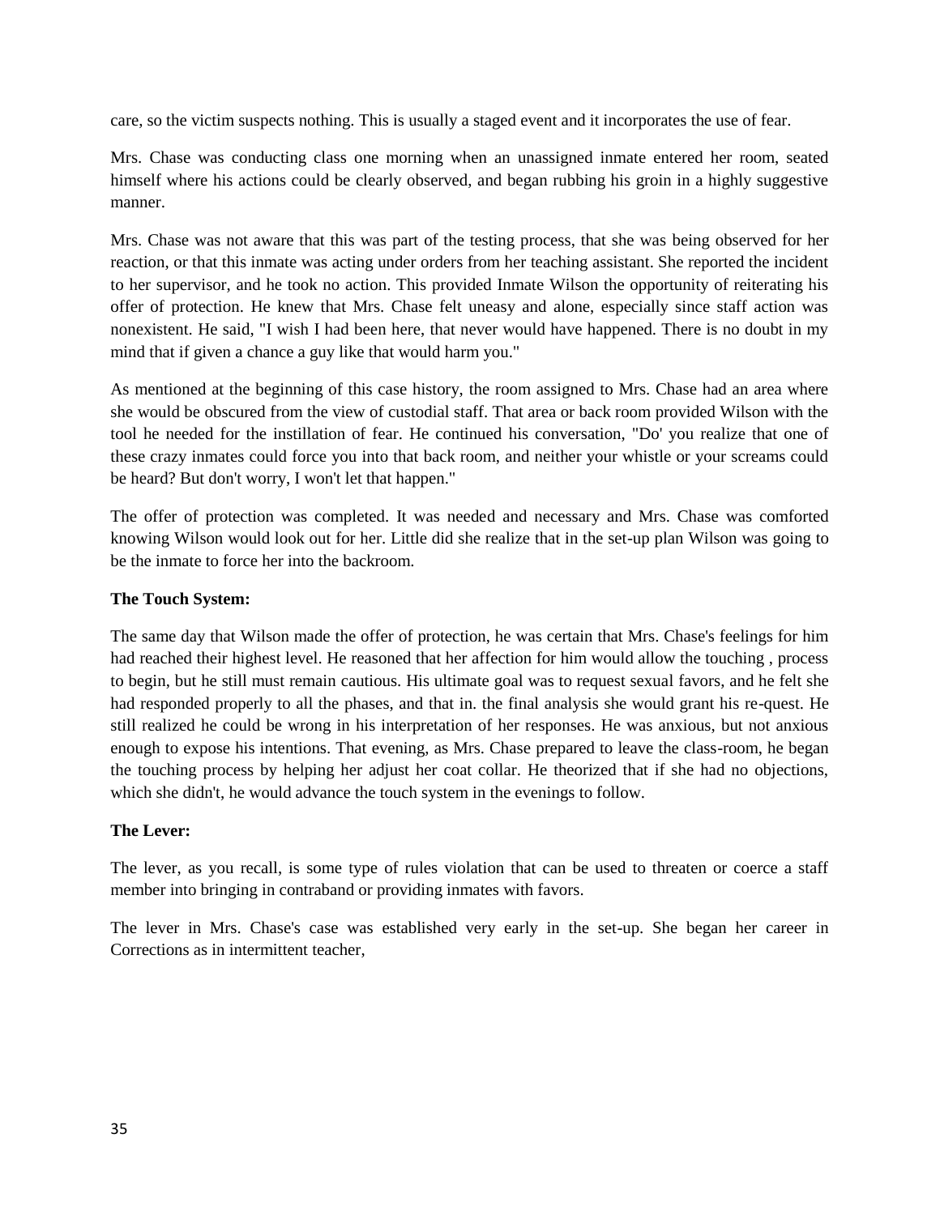care, so the victim suspects nothing. This is usually a staged event and it incorporates the use of fear.

Mrs. Chase was conducting class one morning when an unassigned inmate entered her room, seated himself where his actions could be clearly observed, and began rubbing his groin in a highly suggestive manner.

Mrs. Chase was not aware that this was part of the testing process, that she was being observed for her reaction, or that this inmate was acting under orders from her teaching assistant. She reported the incident to her supervisor, and he took no action. This provided Inmate Wilson the opportunity of reiterating his offer of protection. He knew that Mrs. Chase felt uneasy and alone, especially since staff action was nonexistent. He said, "I wish I had been here, that never would have happened. There is no doubt in my mind that if given a chance a guy like that would harm you."

As mentioned at the beginning of this case history, the room assigned to Mrs. Chase had an area where she would be obscured from the view of custodial staff. That area or back room provided Wilson with the tool he needed for the instillation of fear. He continued his conversation, "Do' you realize that one of these crazy inmates could force you into that back room, and neither your whistle or your screams could be heard? But don't worry, I won't let that happen."

The offer of protection was completed. It was needed and necessary and Mrs. Chase was comforted knowing Wilson would look out for her. Little did she realize that in the set-up plan Wilson was going to be the inmate to force her into the backroom.

**The Touch System:**

The same day that Wilson made the offer of protection, he was certain that Mrs. Chase's feelings for him had reached their highest level. He reasoned that her affection for him would allow the touching , process to begin, but he still must remain cautious. His ultimate goal was to request sexual favors, and he felt she had responded properly to all the phases, and that in. the final analysis she would grant his re-quest. He still realized he could be wrong in his interpretation of her responses. He was anxious, but not anxious enough to expose his intentions. That evening, as Mrs. Chase prepared to leave the class-room, he began the touching process by helping her adjust her coat collar. He theorized that if she had no objections, which she didn't, he would advance the touch system in the evenings to follow.

**The Lever:**

The lever, as you recall, is some type of rules violation that can be used to threaten or coerce a staff member into bringing in contraband or providing inmates with favors.

The lever in Mrs. Chase's case was established very early in the set-up. She began her career in Corrections as in intermittent teacher,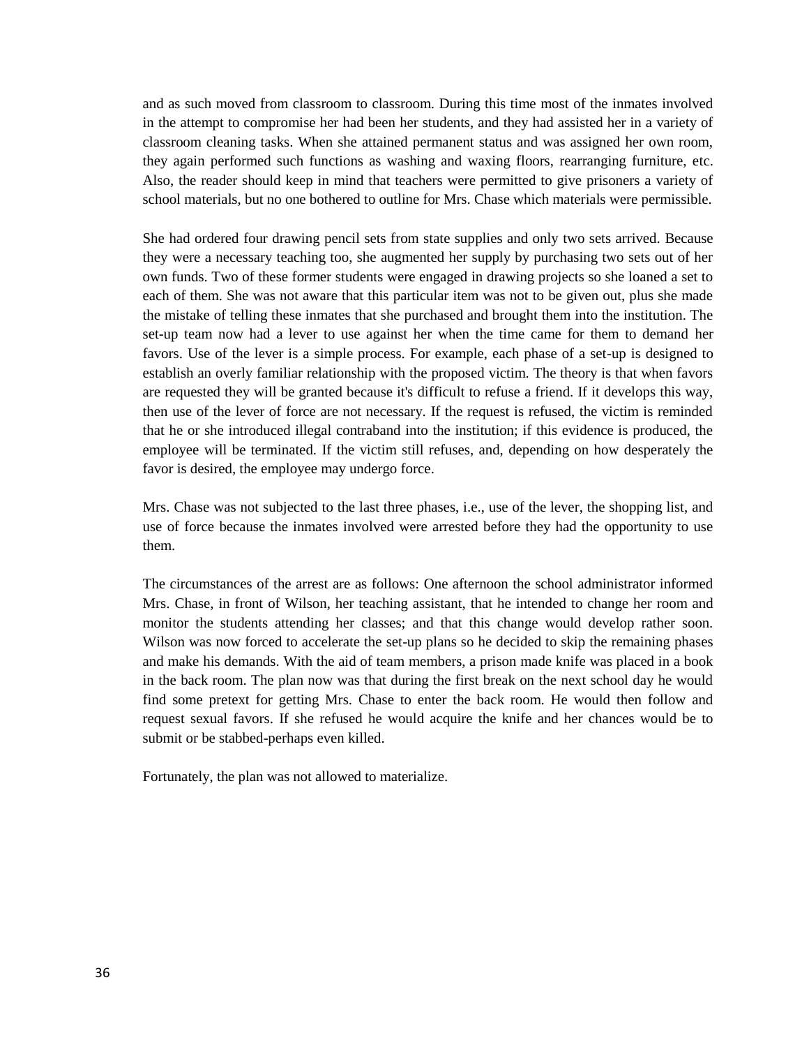and as such moved from classroom to classroom. During this time most of the inmates involved in the attempt to compromise her had been her students, and they had assisted her in a variety of classroom cleaning tasks. When she attained permanent status and was assigned her own room, they again performed such functions as washing and waxing floors, rearranging furniture, etc. Also, the reader should keep in mind that teachers were permitted to give prisoners a variety of school materials, but no one bothered to outline for Mrs. Chase which materials were permissible.

She had ordered four drawing pencil sets from state supplies and only two sets arrived. Because they were a necessary teaching too, she augmented her supply by purchasing two sets out of her own funds. Two of these former students were engaged in drawing projects so she loaned a set to each of them. She was not aware that this particular item was not to be given out, plus she made the mistake of telling these inmates that she purchased and brought them into the institution. The set-up team now had a lever to use against her when the time came for them to demand her favors. Use of the lever is a simple process. For example, each phase of a set-up is designed to establish an overly familiar relationship with the proposed victim. The theory is that when favors are requested they will be granted because it's difficult to refuse a friend. If it develops this way, then use of the lever of force are not necessary. If the request is refused, the victim is reminded that he or she introduced illegal contraband into the institution; if this evidence is produced, the employee will be terminated. If the victim still refuses, and, depending on how desperately the favor is desired, the employee may undergo force.

Mrs. Chase was not subjected to the last three phases, i.e., use of the lever, the shopping list, and use of force because the inmates involved were arrested before they had the opportunity to use them.

The circumstances of the arrest are as follows: One afternoon the school administrator informed Mrs. Chase, in front of Wilson, her teaching assistant, that he intended to change her room and monitor the students attending her classes; and that this change would develop rather soon. Wilson was now forced to accelerate the set-up plans so he decided to skip the remaining phases and make his demands. With the aid of team members, a prison made knife was placed in a book in the back room. The plan now was that during the first break on the next school day he would find some pretext for getting Mrs. Chase to enter the back room. He would then follow and request sexual favors. If she refused he would acquire the knife and her chances would be to submit or be stabbed-perhaps even killed.

Fortunately, the plan was not allowed to materialize.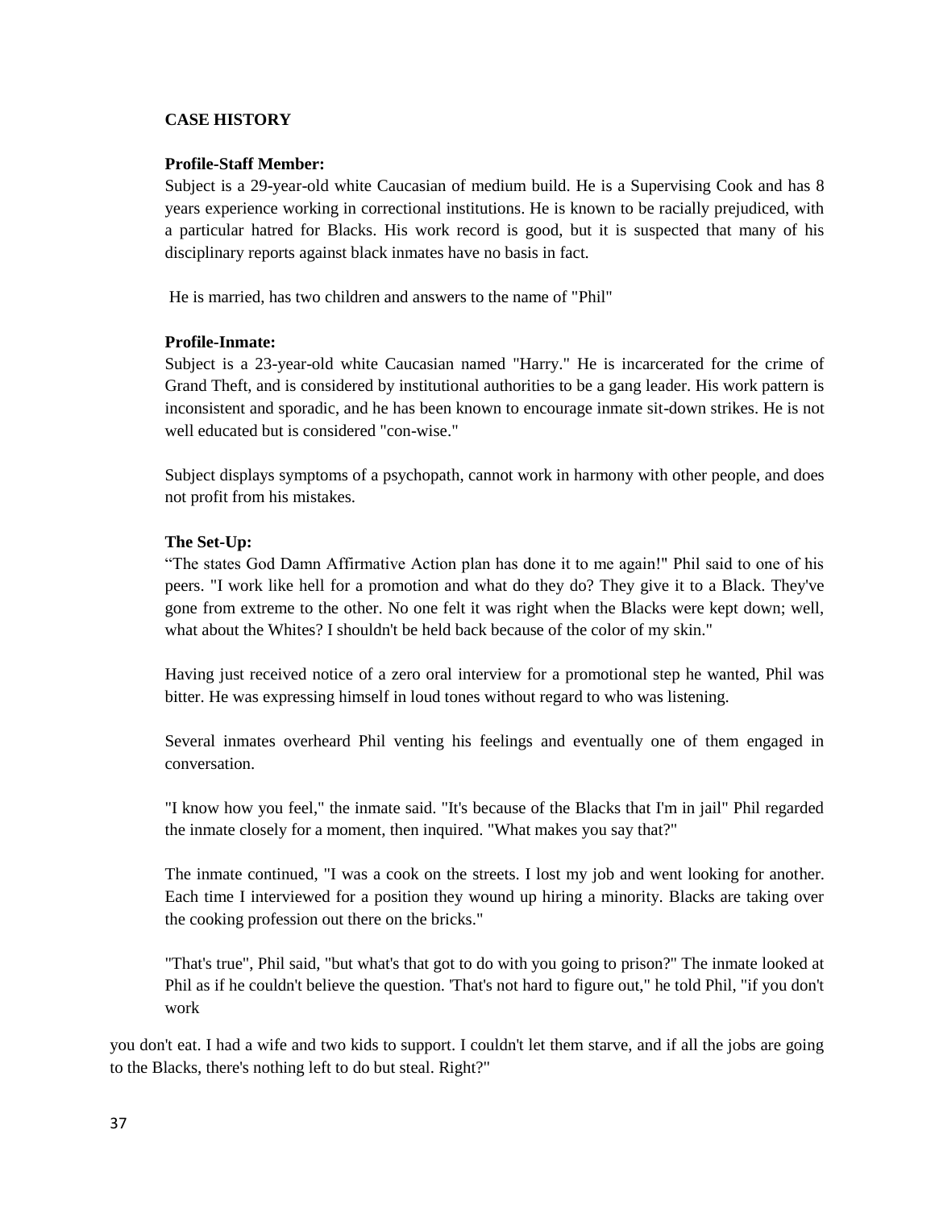**CASE HISTORY**

**Profile-Staff Member:**

Subject is a 29-year-old white Caucasian of medium build. He is a Supervising Cook and has 8 years experience working in correctional institutions. He is known to be racially prejudiced, with a particular hatred for Blacks. His work record is good, but it is suspected that many of his disciplinary reports against black inmates have no basis in fact.

He is married, has two children and answers to the name of "Phil"

**Profile-Inmate:**

Subject is a 23-year-old white Caucasian named "Harry." He is incarcerated for the crime of Grand Theft, and is considered by institutional authorities to be a gang leader. His work pattern is inconsistent and sporadic, and he has been known to encourage inmate sit-down strikes. He is not well educated but is considered "con-wise."

Subject displays symptoms of a psychopath, cannot work in harmony with other people, and does not profit from his mistakes.

**The Set-Up:**

"The states God Damn Affirmative Action plan has done it to me again!" Phil said to one of his peers. "I work like hell for a promotion and what do they do? They give it to a Black. They've gone from extreme to the other. No one felt it was right when the Blacks were kept down; well, what about the Whites? I shouldn't be held back because of the color of my skin."

Having just received notice of a zero oral interview for a promotional step he wanted, Phil was bitter. He was expressing himself in loud tones without regard to who was listening.

Several inmates overheard Phil venting his feelings and eventually one of them engaged in conversation.

"I know how you feel," the inmate said. "It's because of the Blacks that I'm in jail" Phil regarded the inmate closely for a moment, then inquired. "What makes you say that?"

The inmate continued, "I was a cook on the streets. I lost my job and went looking for another. Each time I interviewed for a position they wound up hiring a minority. Blacks are taking over the cooking profession out there on the bricks."

"That's true", Phil said, "but what's that got to do with you going to prison?" The inmate looked at Phil as if he couldn't believe the question. 'That's not hard to figure out," he told Phil, "if you don't work you don't eat. I had a wife and two kids to support. I couldn't let them starve, and if all the jobs are going to the Blacks, there's nothing left to do but steal. Right?"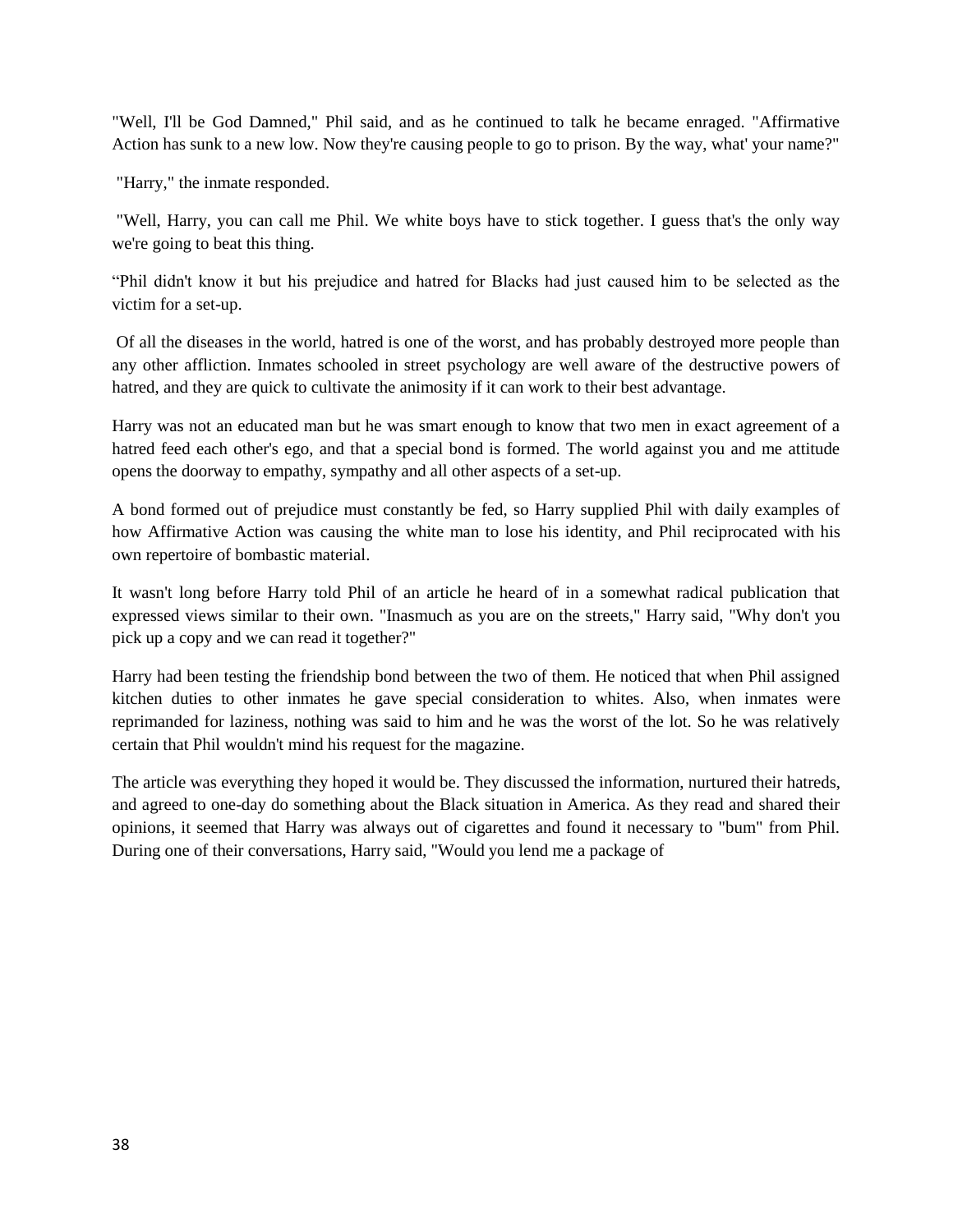"Well, I'll be God Damned," Phil said, and as he continued to talk he became enraged. "Affirmative Action has sunk to a new low. Now they're causing people to go to prison. By the way, what' your name?"

"Harry," the inmate responded.

"Well, Harry, you can call me Phil. We white boys have to stick together. I guess that's the only way we're going to beat this thing.

“Phil didn't know it but his prejudice and hatred for Blacks had just caused him to be selected as the victim for a set-up.

Of all the diseases in the world, hatred is one of the worst, and has probably destroyed more people than any other affliction. Inmates schooled in street psychology are well aware of the destructive powers of hatred, and they are quick to cultivate the animosity if it can work to their best advantage.

Harry was not an educated man but he was smart enough to know that two men in exact agreement of a hatred feed each other's ego, and that a special bond is formed. The world against you and me attitude opens the doorway to empathy, sympathy and all other aspects of a set-up.

A bond formed out of prejudice must constantly be fed, so Harry supplied Phil with daily examples of how Affirmative Action was causing the white man to lose his identity, and Phil reciprocated with his own repertoire of bombastic material.

It wasn't long before Harry told Phil of an article he heard of in a somewhat radical publication that expressed views similar to their own. "Inasmuch as you are on the streets," Harry said, "Why don't you pick up a copy and we can read it together?"

Harry had been testing the friendship bond between the two of them. He noticed that when Phil assigned kitchen duties to other inmates he gave special consideration to whites. Also, when inmates were reprimanded for laziness, nothing was said to him and he was the worst of the lot. So he was relatively certain that Phil wouldn't mind his request for the magazine.

The article was everything they hoped it would be. They discussed the information, nurtured their hatreds, and agreed to one-day do something about the Black situation in America. As they read and shared their opinions, it seemed that Harry was always out of cigarettes and found it necessary to "bum" from Phil. During one of their conversations, Harry said, "Would you lend me a package of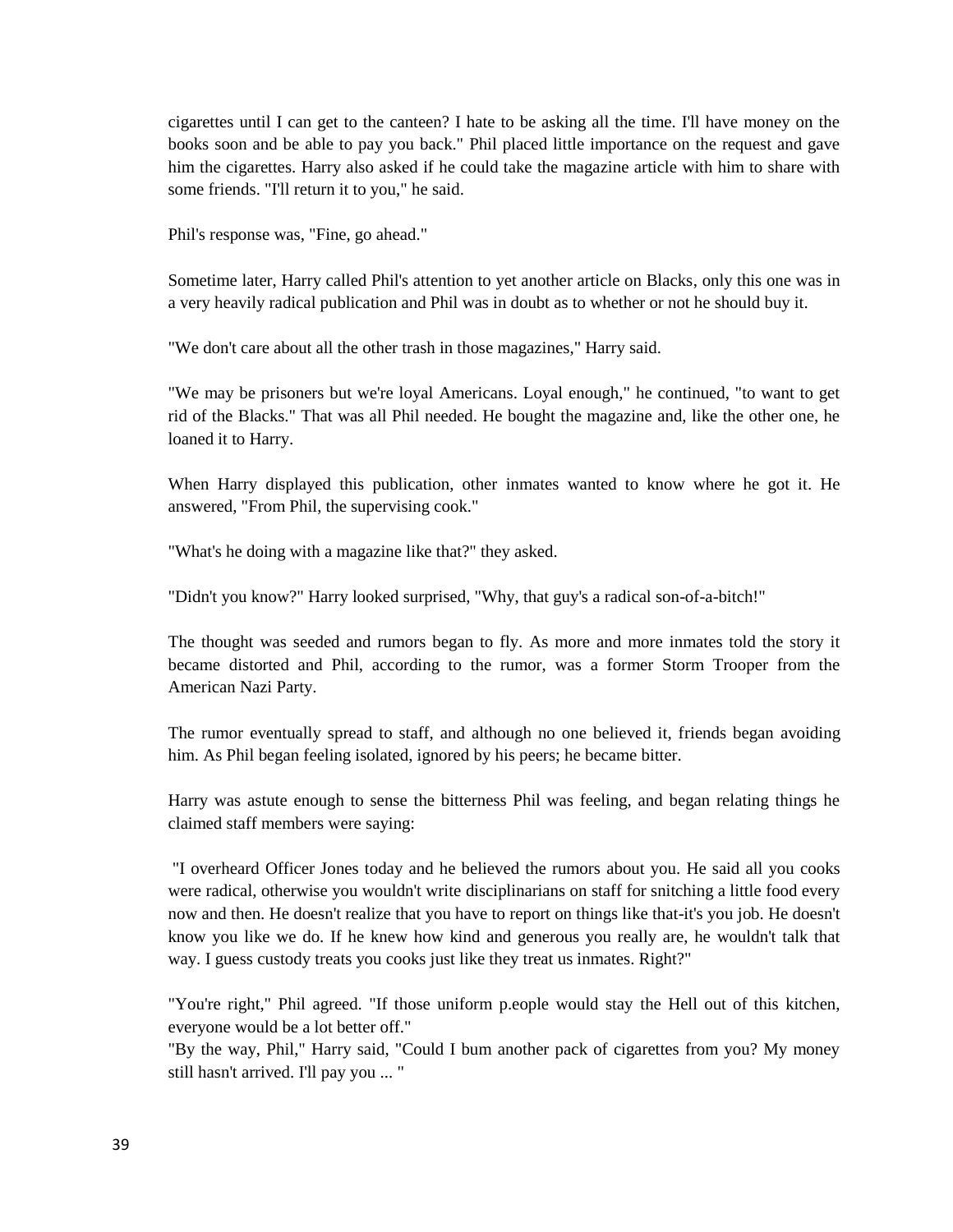cigarettes until I can get to the canteen? I hate to be asking all the time. I'll have money on the books soon and be able to pay you back." Phil placed little importance on the request and gave him the cigarettes. Harry also asked if he could take the magazine article with him to share with some friends. "I'll return it to you," he said.

Phil's response was, "Fine, go ahead."

Sometime later, Harry called Phil's attention to yet another article on Blacks, only this one was in a very heavily radical publication and Phil was in doubt as to whether or not he should buy it.

"We don't care about all the other trash in those magazines," Harry said.

"We may be prisoners but we're loyal Americans. Loyal enough," he continued, "to want to get rid of the Blacks." That was all Phil needed. He bought the magazine and, like the other one, he loaned it to Harry.

When Harry displayed this publication, other inmates wanted to know where he got it. He answered, "From Phil, the supervising cook."

"What's he doing with a magazine like that?" they asked.

"Didn't you know?" Harry looked surprised, "Why, that guy's a radical son-of-a-bitch!"

The thought was seeded and rumors began to fly. As more and more inmates told the story it became distorted and Phil, according to the rumor, was a former Storm Trooper from the American Nazi Party.

The rumor eventually spread to staff, and although no one believed it, friends began avoiding him. As Phil began feeling isolated, ignored by his peers; he became bitter.

Harry was astute enough to sense the bitterness Phil was feeling, and began relating things he claimed staff members were saying:

"I overheard Officer Jones today and he believed the rumors about you. He said all you cooks were radical, otherwise you wouldn't write disciplinarians on staff for snitching a little food every now and then. He doesn't realize that you have to report on things like that-it's you job. He doesn't know you like we do. If he knew how kind and generous you really are, he wouldn't talk that way. I guess custody treats you cooks just like they treat us inmates. Right?"

"You're right," Phil agreed. "If those uniform p.eople would stay the Hell out of this kitchen, everyone would be a lot better off."

"By the way, Phil," Harry said, "Could I bum another pack of cigarettes from you? My money still hasn't arrived. I'll pay you ... "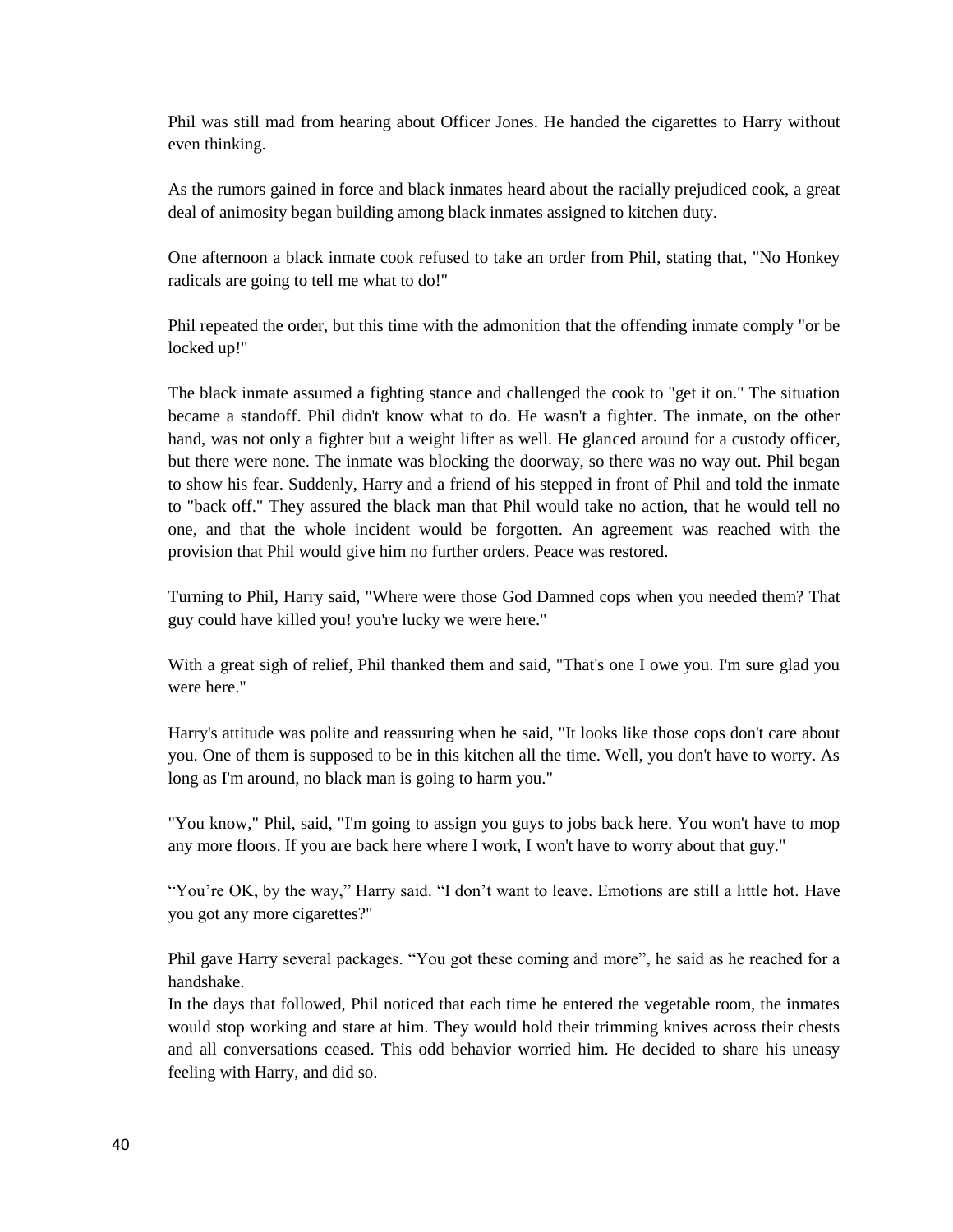Phil was still mad from hearing about Officer Jones. He handed the cigarettes to Harry without even thinking.

As the rumors gained in force and black inmates heard about the racially prejudiced cook, a great deal of animosity began building among black inmates assigned to kitchen duty.

One afternoon a black inmate cook refused to take an order from Phil, stating that, "No Honkey radicals are going to tell me what to do!"

Phil repeated the order, but this time with the admonition that the offending inmate comply "or be locked up!"

The black inmate assumed a fighting stance and challenged the cook to "get it on." The situation became a standoff. Phil didn't know what to do. He wasn't a fighter. The inmate, on tbe other hand, was not only a fighter but a weight lifter as well. He glanced around for a custody officer, but there were none. The inmate was blocking the doorway, so there was no way out. Phil began to show his fear. Suddenly, Harry and a friend of his stepped in front of Phil and told the inmate to "back off." They assured the black man that Phil would take no action, that he would tell no one, and that the whole incident would be forgotten. An agreement was reached with the provision that Phil would give him no further orders. Peace was restored.

Turning to Phil, Harry said, "Where were those God Damned cops when you needed them? That guy could have killed you! you're lucky we were here."

With a great sigh of relief, Phil thanked them and said, "That's one I owe you. I'm sure glad you were here."

Harry's attitude was polite and reassuring when he said, "It looks like those cops don't care about you. One of them is supposed to be in this kitchen all the time. Well, you don't have to worry. As long as I'm around, no black man is going to harm you."

"You know," Phil, said, "I'm going to assign you guys to jobs back here. You won't have to mop any more floors. If you are back here where I work, I won't have to worry about that guy."

“You’re OK, by the way,” Harry said. “I don’t want to leave. Emotions are still a little hot. Have you got any more cigarettes?"

Phil gave Harry several packages. “You got these coming and more”, he said as he reached for a handshake.

In the days that followed, Phil noticed that each time he entered the vegetable room, the inmates would stop working and stare at him. They would hold their trimming knives across their chests and all conversations ceased. This odd behavior worried him. He decided to share his uneasy feeling with Harry, and did so.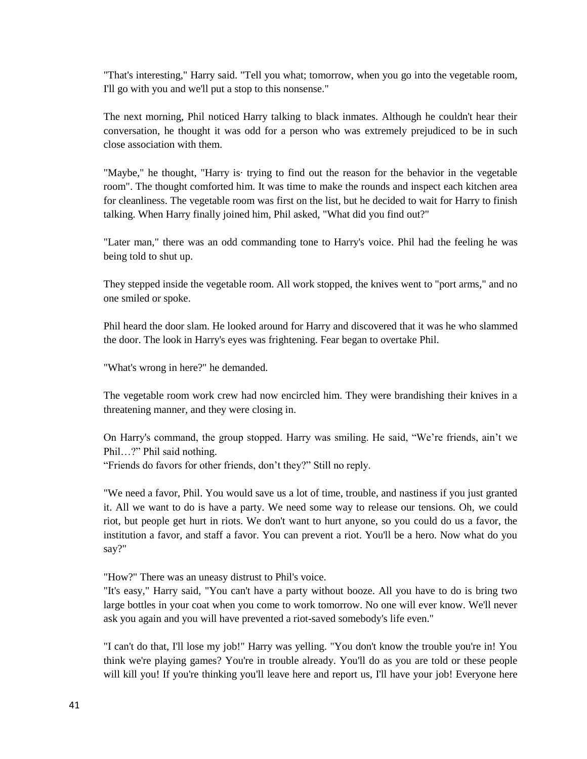"That's interesting," Harry said. "Tell you what; tomorrow, when you go into the vegetable room, I'll go with you and we'll put a stop to this nonsense."

The next morning, Phil noticed Harry talking to black inmates. Although he couldn't hear their conversation, he thought it was odd for a person who was extremely prejudiced to be in such close association with them.

"Maybe," he thought, "Harry is· trying to find out the reason for the behavior in the vegetable room". The thought comforted him. It was time to make the rounds and inspect each kitchen area for cleanliness. The vegetable room was first on the list, but he decided to wait for Harry to finish talking. When Harry finally joined him, Phil asked, "What did you find out?"

"Later man," there was an odd commanding tone to Harry's voice. Phil had the feeling he was being told to shut up.

They stepped inside the vegetable room. All work stopped, the knives went to "port arms," and no one smiled or spoke.

Phil heard the door slam. He looked around for Harry and discovered that it was he who slammed the door. The look in Harry's eyes was frightening. Fear began to overtake Phil.

"What's wrong in here?" he demanded.

The vegetable room work crew had now encircled him. They were brandishing their knives in a threatening manner, and they were closing in.

On Harry's command, the group stopped. Harry was smiling. He said, "We're friends, ain't we Phil…?" Phil said nothing.
"Friends do favors for other friends, don't they?" Still no reply.

"We need a favor, Phil. You would save us a lot of time, trouble, and nastiness if you just granted it. All we want to do is have a party. We need some way to release our tensions. Oh, we could riot, but people get hurt in riots. We don't want to hurt anyone, so you could do us a favor, the institution a favor, and staff a favor. You can prevent a riot. You'll be a hero. Now what do you say?"

"How?" There was an uneasy distrust to Phil's voice.
"It's easy," Harry said, "You can't have a party without booze. All you have to do is bring two large bottles in your coat when you come to work tomorrow. No one will ever know. We'll never ask you again and you will have prevented a riot-saved somebody's life even."

"I can't do that, I'll lose my job!" Harry was yelling. "You don't know the trouble you're in! You think we're playing games? You're in trouble already. You'll do as you are told or these people will kill you! If you're thinking you'll leave here and report us, I'll have your job! Everyone here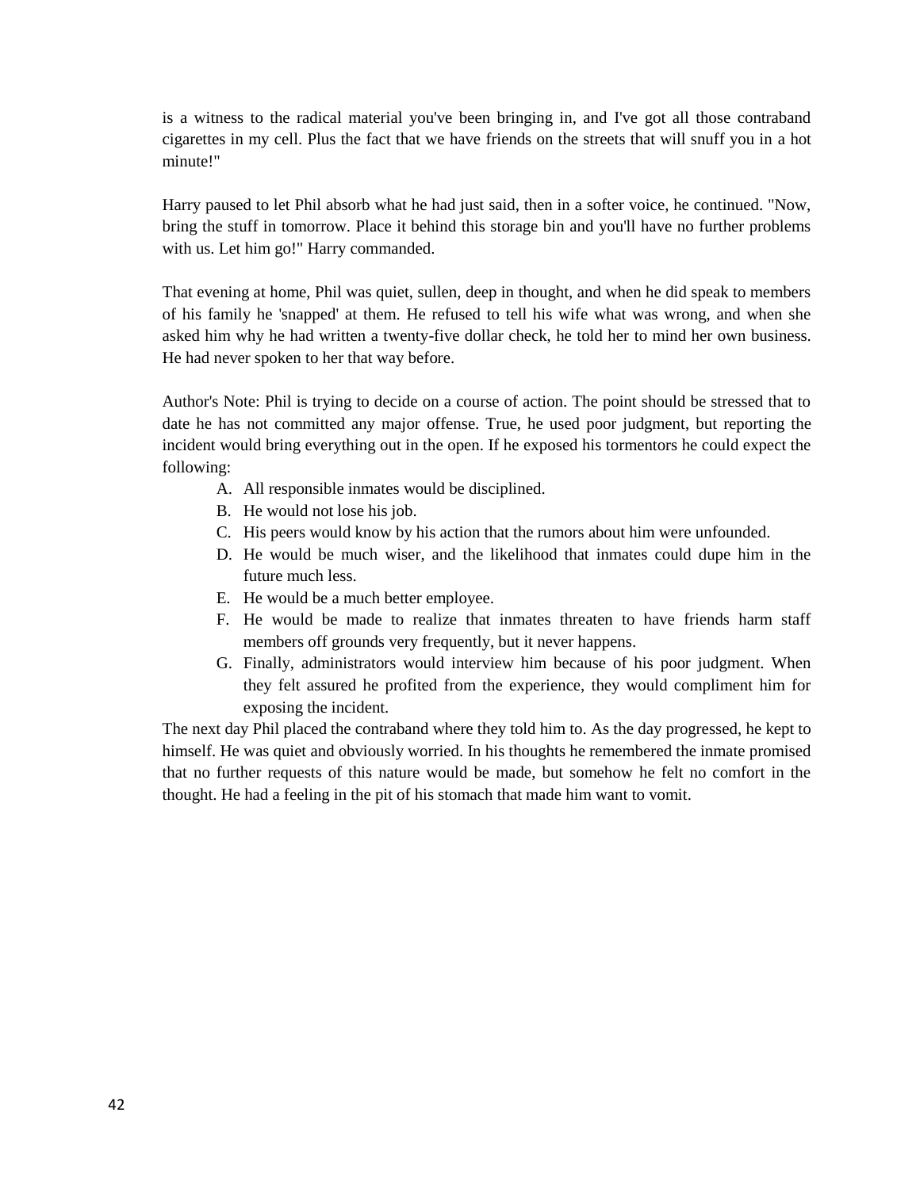is a witness to the radical material you've been bringing in, and I've got all those contraband cigarettes in my cell. Plus the fact that we have friends on the streets that will snuff you in a hot minute!"

Harry paused to let Phil absorb what he had just said, then in a softer voice, he continued. "Now, bring the stuff in tomorrow. Place it behind this storage bin and you'll have no further problems with us. Let him go!" Harry commanded.

That evening at home, Phil was quiet, sullen, deep in thought, and when he did speak to members of his family he 'snapped' at them. He refused to tell his wife what was wrong, and when she asked him why he had written a twenty-five dollar check, he told her to mind her own business. He had never spoken to her that way before.

Author's Note: Phil is trying to decide on a course of action. The point should be stressed that to date he has not committed any major offense. True, he used poor judgment, but reporting the incident would bring everything out in the open. If he exposed his tormentors he could expect the following:

A. All responsible inmates would be disciplined.
B. He would not lose his job.
C. His peers would know by his action that the rumors about him were unfounded.
D. He would be much wiser, and the likelihood that inmates could dupe him in the future much less.
E. He would be a much better employee.
F. He would be made to realize that inmates threaten to have friends harm staff members off grounds very frequently, but it never happens.
G. Finally, administrators would interview him because of his poor judgment. When they felt assured he profited from the experience, they would compliment him for exposing the incident.

The next day Phil placed the contraband where they told him to. As the day progressed, he kept to himself. He was quiet and obviously worried. In his thoughts he remembered the inmate promised that no further requests of this nature would be made, but somehow he felt no comfort in the thought. He had a feeling in the pit of his stomach that made him want to vomit.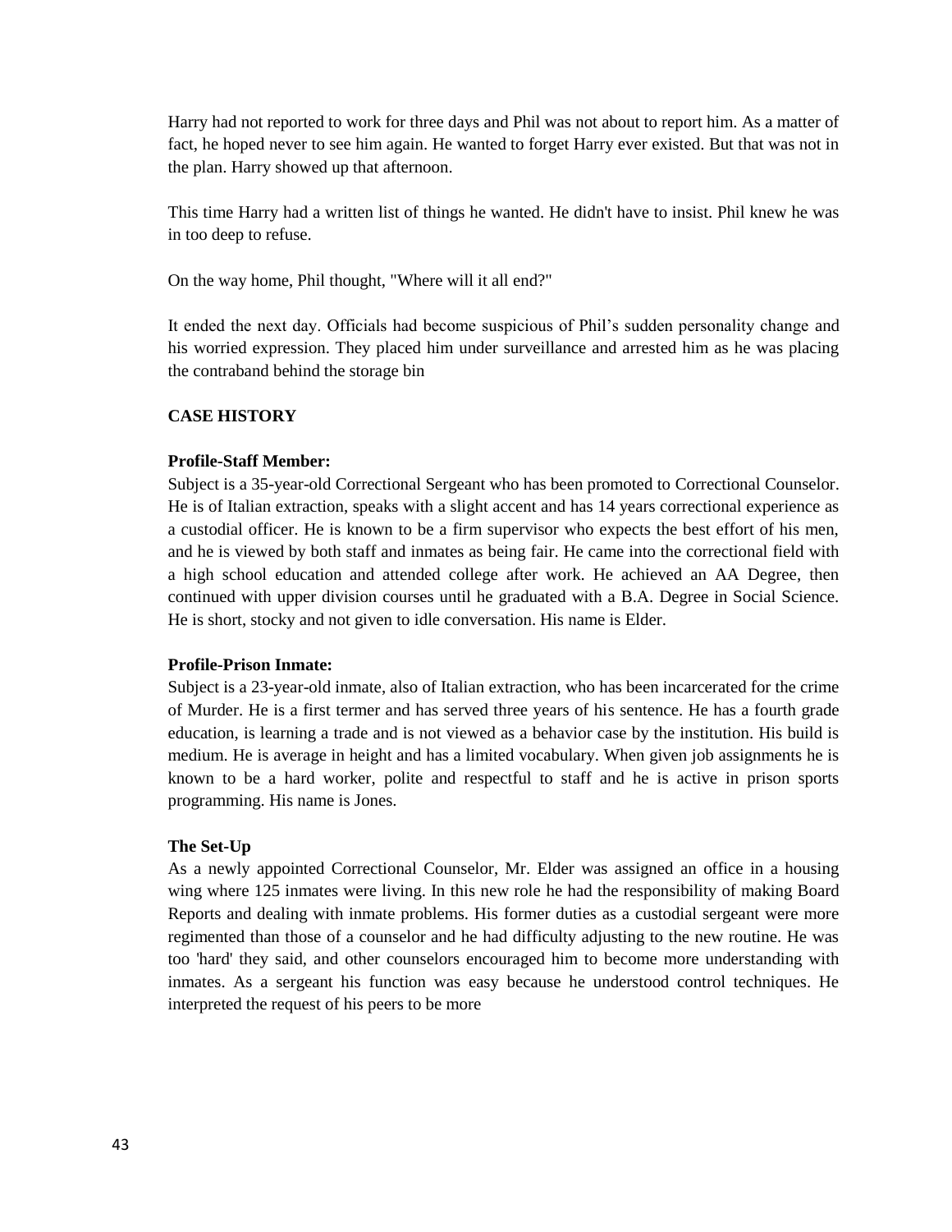Harry had not reported to work for three days and Phil was not about to report him. As a matter of fact, he hoped never to see him again. He wanted to forget Harry ever existed. But that was not in the plan. Harry showed up that afternoon.

This time Harry had a written list of things he wanted. He didn't have to insist. Phil knew he was in too deep to refuse.

On the way home, Phil thought, "Where will it all end?"

It ended the next day. Officials had become suspicious of Phil's sudden personality change and his worried expression. They placed him under surveillance and arrested him as he was placing the contraband behind the storage bin

**CASE HISTORY**

**Profile-Staff Member:**
Subject is a 35-year-old Correctional Sergeant who has been promoted to Correctional Counselor. He is of Italian extraction, speaks with a slight accent and has 14 years correctional experience as a custodial officer. He is known to be a firm supervisor who expects the best effort of his men, and he is viewed by both staff and inmates as being fair. He came into the correctional field with a high school education and attended college after work. He achieved an AA Degree, then continued with upper division courses until he graduated with a B.A. Degree in Social Science. He is short, stocky and not given to idle conversation. His name is Elder.

**Profile-Prison Inmate:**
Subject is a 23-year-old inmate, also of Italian extraction, who has been incarcerated for the crime of Murder. He is a first termer and has served three years of his sentence. He has a fourth grade education, is learning a trade and is not viewed as a behavior case by the institution. His build is medium. He is average in height and has a limited vocabulary. When given job assignments he is known to be a hard worker, polite and respectful to staff and he is active in prison sports programming. His name is Jones.

**The Set-Up**
As a newly appointed Correctional Counselor, Mr. Elder was assigned an office in a housing wing where 125 inmates were living. In this new role he had the responsibility of making Board Reports and dealing with inmate problems. His former duties as a custodial sergeant were more regimented than those of a counselor and he had difficulty adjusting to the new routine. He was too 'hard' they said, and other counselors encouraged him to become more understanding with inmates. As a sergeant his function was easy because he understood control techniques. He interpreted the request of his peers to be more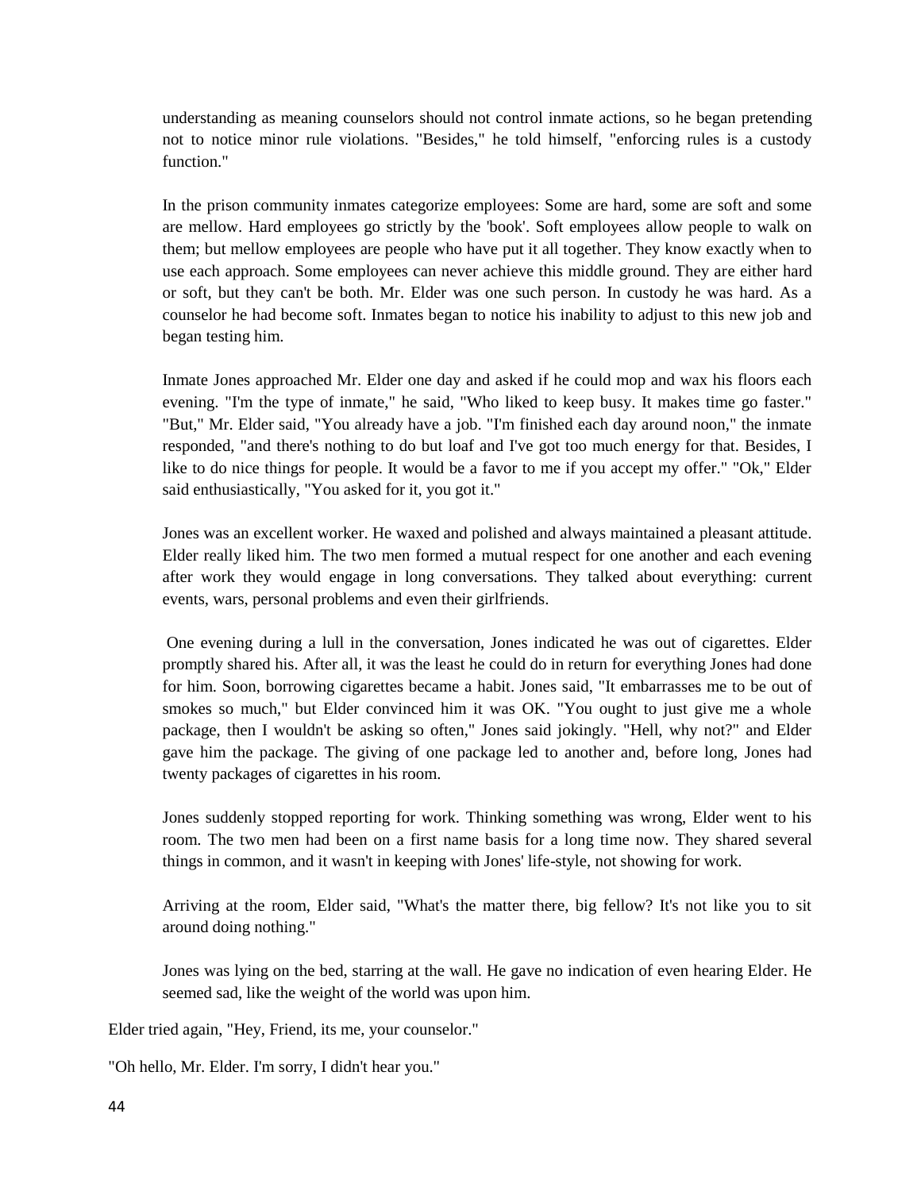understanding as meaning counselors should not control inmate actions, so he began pretending not to notice minor rule violations. "Besides," he told himself, "enforcing rules is a custody function."

In the prison community inmates categorize employees: Some are hard, some are soft and some are mellow. Hard employees go strictly by the 'book'. Soft employees allow people to walk on them; but mellow employees are people who have put it all together. They know exactly when to use each approach. Some employees can never achieve this middle ground. They are either hard or soft, but they can't be both. Mr. Elder was one such person. In custody he was hard. As a counselor he had become soft. Inmates began to notice his inability to adjust to this new job and began testing him.

Inmate Jones approached Mr. Elder one day and asked if he could mop and wax his floors each evening. "I'm the type of inmate," he said, "Who liked to keep busy. It makes time go faster." "But," Mr. Elder said, "You already have a job. "I'm finished each day around noon," the inmate responded, "and there's nothing to do but loaf and I've got too much energy for that. Besides, I like to do nice things for people. It would be a favor to me if you accept my offer." "Ok," Elder said enthusiastically, "You asked for it, you got it."

Jones was an excellent worker. He waxed and polished and always maintained a pleasant attitude. Elder really liked him. The two men formed a mutual respect for one another and each evening after work they would engage in long conversations. They talked about everything: current events, wars, personal problems and even their girlfriends.

One evening during a lull in the conversation, Jones indicated he was out of cigarettes. Elder promptly shared his. After all, it was the least he could do in return for everything Jones had done for him. Soon, borrowing cigarettes became a habit. Jones said, "It embarrasses me to be out of smokes so much," but Elder convinced him it was OK. "You ought to just give me a whole package, then I wouldn't be asking so often," Jones said jokingly. "Hell, why not?" and Elder gave him the package. The giving of one package led to another and, before long, Jones had twenty packages of cigarettes in his room.

Jones suddenly stopped reporting for work. Thinking something was wrong, Elder went to his room. The two men had been on a first name basis for a long time now. They shared several things in common, and it wasn't in keeping with Jones' life-style, not showing for work.

Arriving at the room, Elder said, "What's the matter there, big fellow? It's not like you to sit around doing nothing."

Jones was lying on the bed, starring at the wall. He gave no indication of even hearing Elder. He seemed sad, like the weight of the world was upon him.

Elder tried again, "Hey, Friend, its me, your counselor."

"Oh hello, Mr. Elder. I'm sorry, I didn't hear you."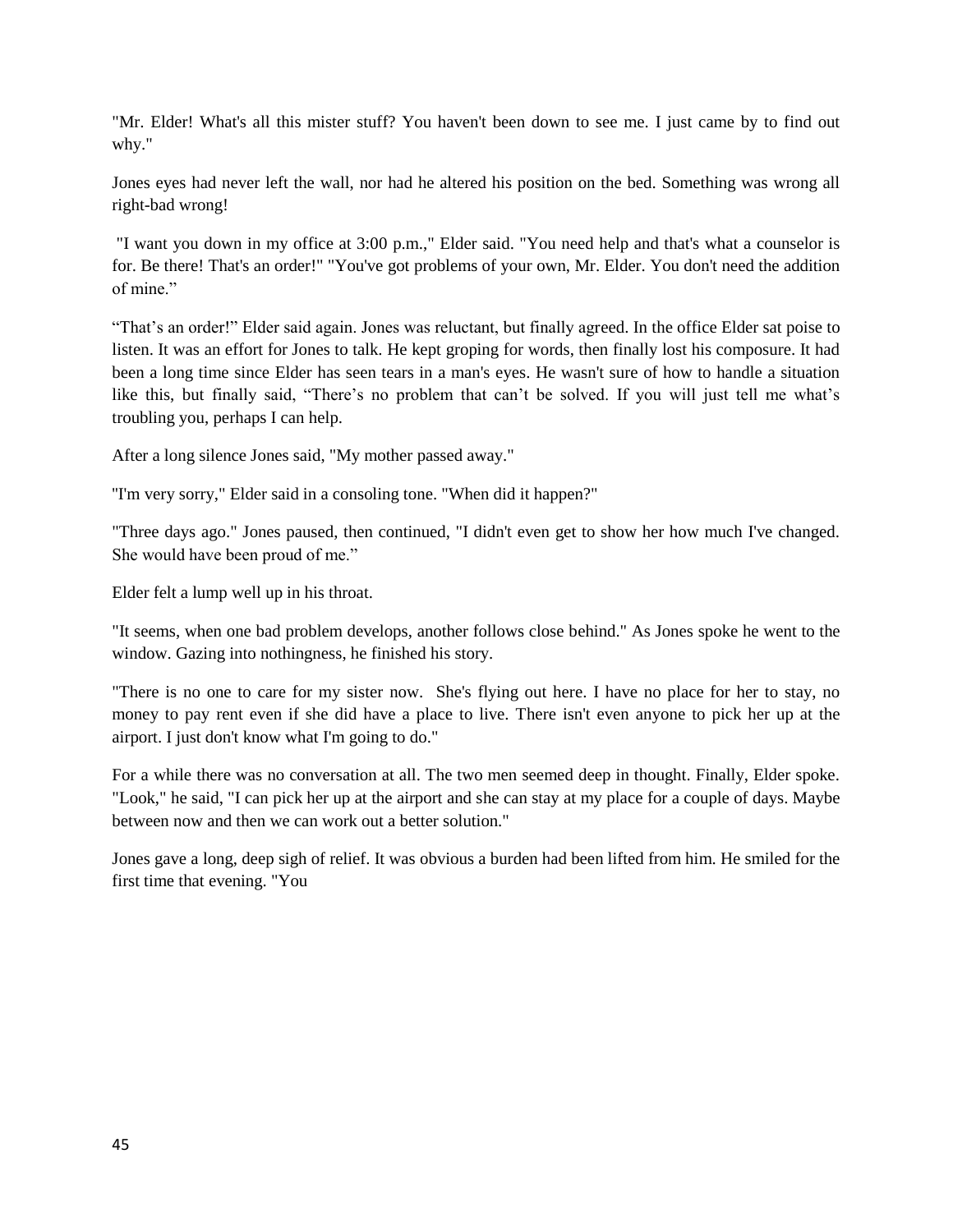"Mr. Elder! What's all this mister stuff? You haven't been down to see me. I just came by to find out why."

Jones eyes had never left the wall, nor had he altered his position on the bed. Something was wrong all right-bad wrong!

"I want you down in my office at 3:00 p.m.," Elder said. "You need help and that's what a counselor is for. Be there! That's an order!" "You've got problems of your own, Mr. Elder. You don't need the addition of mine."

"That's an order!" Elder said again. Jones was reluctant, but finally agreed. In the office Elder sat poise to listen. It was an effort for Jones to talk. He kept groping for words, then finally lost his composure. It had been a long time since Elder has seen tears in a man's eyes. He wasn't sure of how to handle a situation like this, but finally said, "There's no problem that can't be solved. If you will just tell me what's troubling you, perhaps I can help.

After a long silence Jones said, "My mother passed away."

"I'm very sorry," Elder said in a consoling tone. "When did it happen?"

"Three days ago." Jones paused, then continued, "I didn't even get to show her how much I've changed. She would have been proud of me."

Elder felt a lump well up in his throat.

"It seems, when one bad problem develops, another follows close behind." As Jones spoke he went to the window. Gazing into nothingness, he finished his story.

"There is no one to care for my sister now. She's flying out here. I have no place for her to stay, no money to pay rent even if she did have a place to live. There isn't even anyone to pick her up at the airport. I just don't know what I'm going to do."

For a while there was no conversation at all. The two men seemed deep in thought. Finally, Elder spoke. "Look," he said, "I can pick her up at the airport and she can stay at my place for a couple of days. Maybe between now and then we can work out a better solution."

Jones gave a long, deep sigh of relief. It was obvious a burden had been lifted from him. He smiled for the first time that evening. "You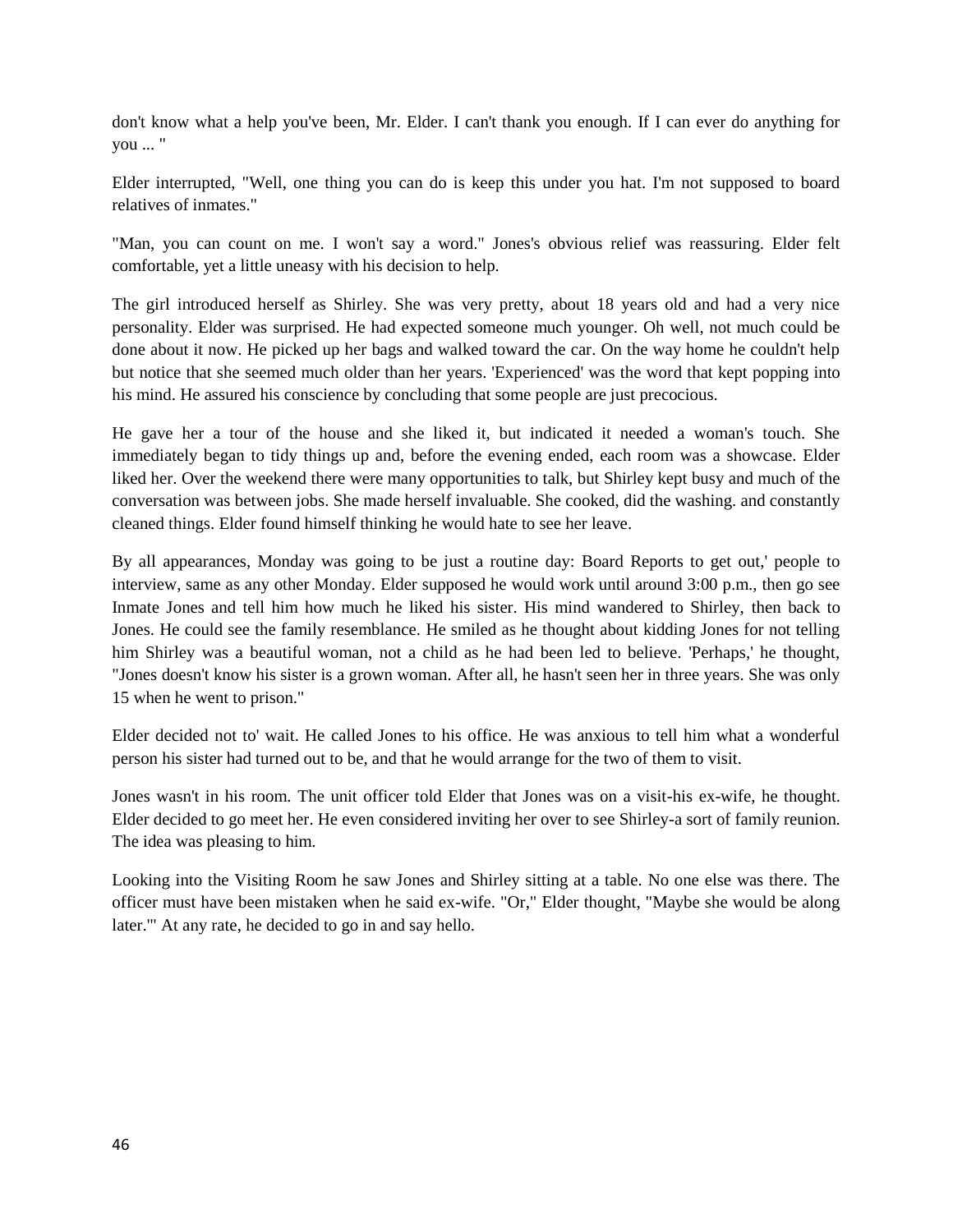don't know what a help you've been, Mr. Elder. I can't thank you enough. If I can ever do anything for you ... "

Elder interrupted, "Well, one thing you can do is keep this under you hat. I'm not supposed to board relatives of inmates."

"Man, you can count on me. I won't say a word." Jones's obvious relief was reassuring. Elder felt comfortable, yet a little uneasy with his decision to help.

The girl introduced herself as Shirley. She was very pretty, about 18 years old and had a very nice personality. Elder was surprised. He had expected someone much younger. Oh well, not much could be done about it now. He picked up her bags and walked toward the car. On the way home he couldn't help but notice that she seemed much older than her years. 'Experienced' was the word that kept popping into his mind. He assured his conscience by concluding that some people are just precocious.

He gave her a tour of the house and she liked it, but indicated it needed a woman's touch. She immediately began to tidy things up and, before the evening ended, each room was a showcase. Elder liked her. Over the weekend there were many opportunities to talk, but Shirley kept busy and much of the conversation was between jobs. She made herself invaluable. She cooked, did the washing. and constantly cleaned things. Elder found himself thinking he would hate to see her leave.

By all appearances, Monday was going to be just a routine day: Board Reports to get out,' people to interview, same as any other Monday. Elder supposed he would work until around 3:00 p.m., then go see Inmate Jones and tell him how much he liked his sister. His mind wandered to Shirley, then back to Jones. He could see the family resemblance. He smiled as he thought about kidding Jones for not telling him Shirley was a beautiful woman, not a child as he had been led to believe. 'Perhaps,' he thought, "Jones doesn't know his sister is a grown woman. After all, he hasn't seen her in three years. She was only 15 when he went to prison."

Elder decided not to' wait. He called Jones to his office. He was anxious to tell him what a wonderful person his sister had turned out to be, and that he would arrange for the two of them to visit.

Jones wasn't in his room. The unit officer told Elder that Jones was on a visit-his ex-wife, he thought. Elder decided to go meet her. He even considered inviting her over to see Shirley-a sort of family reunion. The idea was pleasing to him.

Looking into the Visiting Room he saw Jones and Shirley sitting at a table. No one else was there. The officer must have been mistaken when he said ex-wife. "Or," Elder thought, "Maybe she would be along later.'" At any rate, he decided to go in and say hello.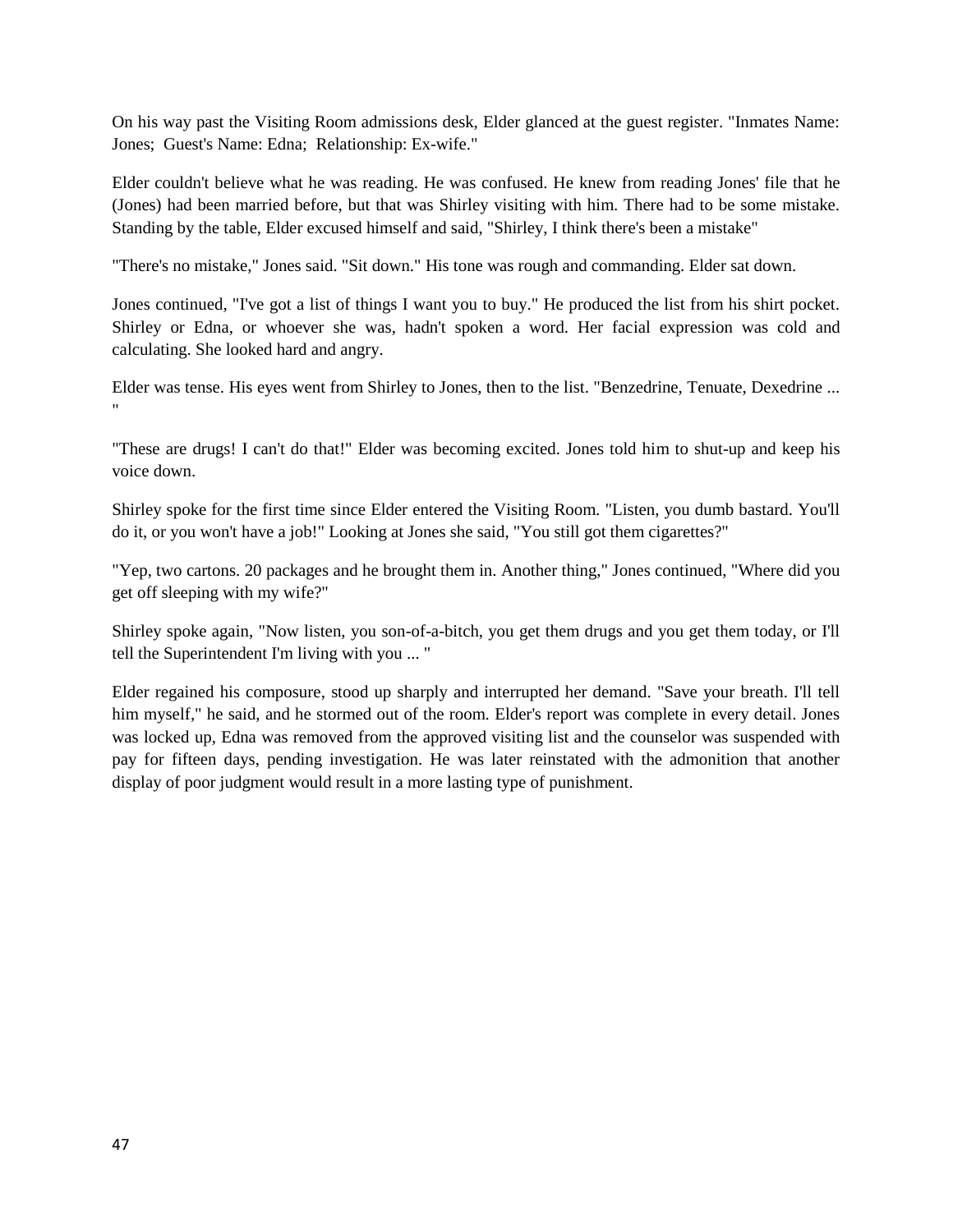On his way past the Visiting Room admissions desk, Elder glanced at the guest register. "Inmates Name: Jones; Guest's Name: Edna; Relationship: Ex-wife."

Elder couldn't believe what he was reading. He was confused. He knew from reading Jones' file that he (Jones) had been married before, but that was Shirley visiting with him. There had to be some mistake. Standing by the table, Elder excused himself and said, "Shirley, I think there's been a mistake"

"There's no mistake," Jones said. "Sit down." His tone was rough and commanding. Elder sat down.

Jones continued, "I've got a list of things I want you to buy." He produced the list from his shirt pocket. Shirley or Edna, or whoever she was, hadn't spoken a word. Her facial expression was cold and calculating. She looked hard and angry.

Elder was tense. His eyes went from Shirley to Jones, then to the list. "Benzedrine, Tenuate, Dexedrine ... "

"These are drugs! I can't do that!" Elder was becoming excited. Jones told him to shut-up and keep his voice down.

Shirley spoke for the first time since Elder entered the Visiting Room. "Listen, you dumb bastard. You'll do it, or you won't have a job!" Looking at Jones she said, "You still got them cigarettes?"

"Yep, two cartons. 20 packages and he brought them in. Another thing," Jones continued, "Where did you get off sleeping with my wife?"

Shirley spoke again, "Now listen, you son-of-a-bitch, you get them drugs and you get them today, or I'll tell the Superintendent I'm living with you ... "

Elder regained his composure, stood up sharply and interrupted her demand. "Save your breath. I'll tell him myself," he said, and he stormed out of the room. Elder's report was complete in every detail. Jones was locked up, Edna was removed from the approved visiting list and the counselor was suspended with pay for fifteen days, pending investigation. He was later reinstated with the admonition that another display of poor judgment would result in a more lasting type of punishment.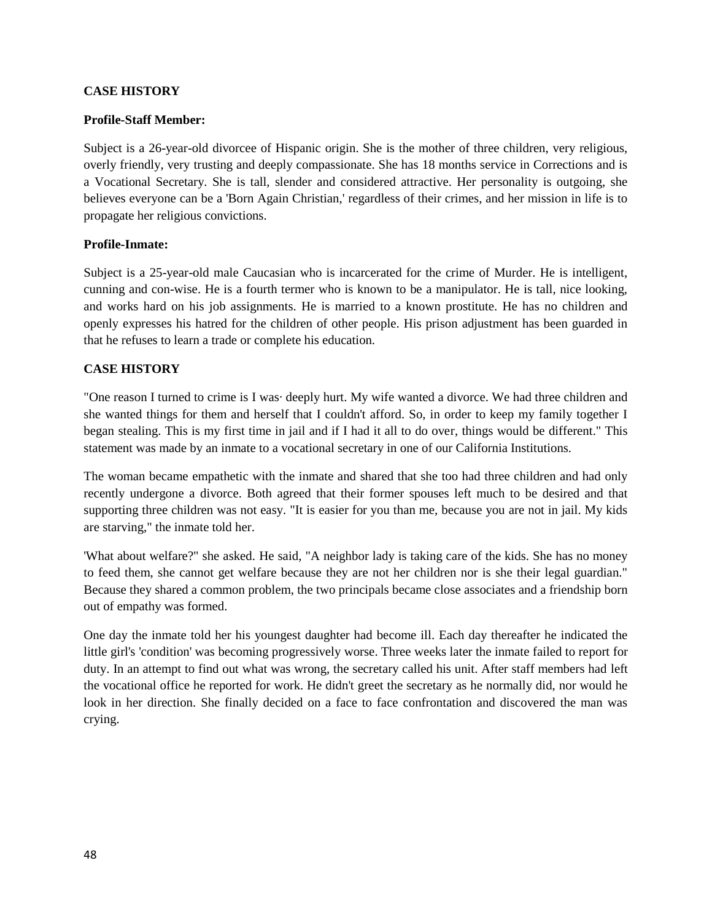**CASE HISTORY**

**Profile-Staff Member:**

Subject is a 26-year-old divorcee of Hispanic origin. She is the mother of three children, very religious, overly friendly, very trusting and deeply compassionate. She has 18 months service in Corrections and is a Vocational Secretary. She is tall, slender and considered attractive. Her personality is outgoing, she believes everyone can be a 'Born Again Christian,' regardless of their crimes, and her mission in life is to propagate her religious convictions.

**Profile-Inmate:**

Subject is a 25-year-old male Caucasian who is incarcerated for the crime of Murder. He is intelligent, cunning and con-wise. He is a fourth termer who is known to be a manipulator. He is tall, nice looking, and works hard on his job assignments. He is married to a known prostitute. He has no children and openly expresses his hatred for the children of other people. His prison adjustment has been guarded in that he refuses to learn a trade or complete his education.

**CASE HISTORY**

"One reason I turned to crime is I was· deeply hurt. My wife wanted a divorce. We had three children and she wanted things for them and herself that I couldn't afford. So, in order to keep my family together I began stealing. This is my first time in jail and if I had it all to do over, things would be different." This statement was made by an inmate to a vocational secretary in one of our California Institutions.

The woman became empathetic with the inmate and shared that she too had three children and had only recently undergone a divorce. Both agreed that their former spouses left much to be desired and that supporting three children was not easy. "It is easier for you than me, because you are not in jail. My kids are starving," the inmate told her.

'What about welfare?" she asked. He said, "A neighbor lady is taking care of the kids. She has no money to feed them, she cannot get welfare because they are not her children nor is she their legal guardian." Because they shared a common problem, the two principals became close associates and a friendship born out of empathy was formed.

One day the inmate told her his youngest daughter had become ill. Each day thereafter he indicated the little girl's 'condition' was becoming progressively worse. Three weeks later the inmate failed to report for duty. In an attempt to find out what was wrong, the secretary called his unit. After staff members had left the vocational office he reported for work. He didn't greet the secretary as he normally did, nor would he look in her direction. She finally decided on a face to face confrontation and discovered the man was crying.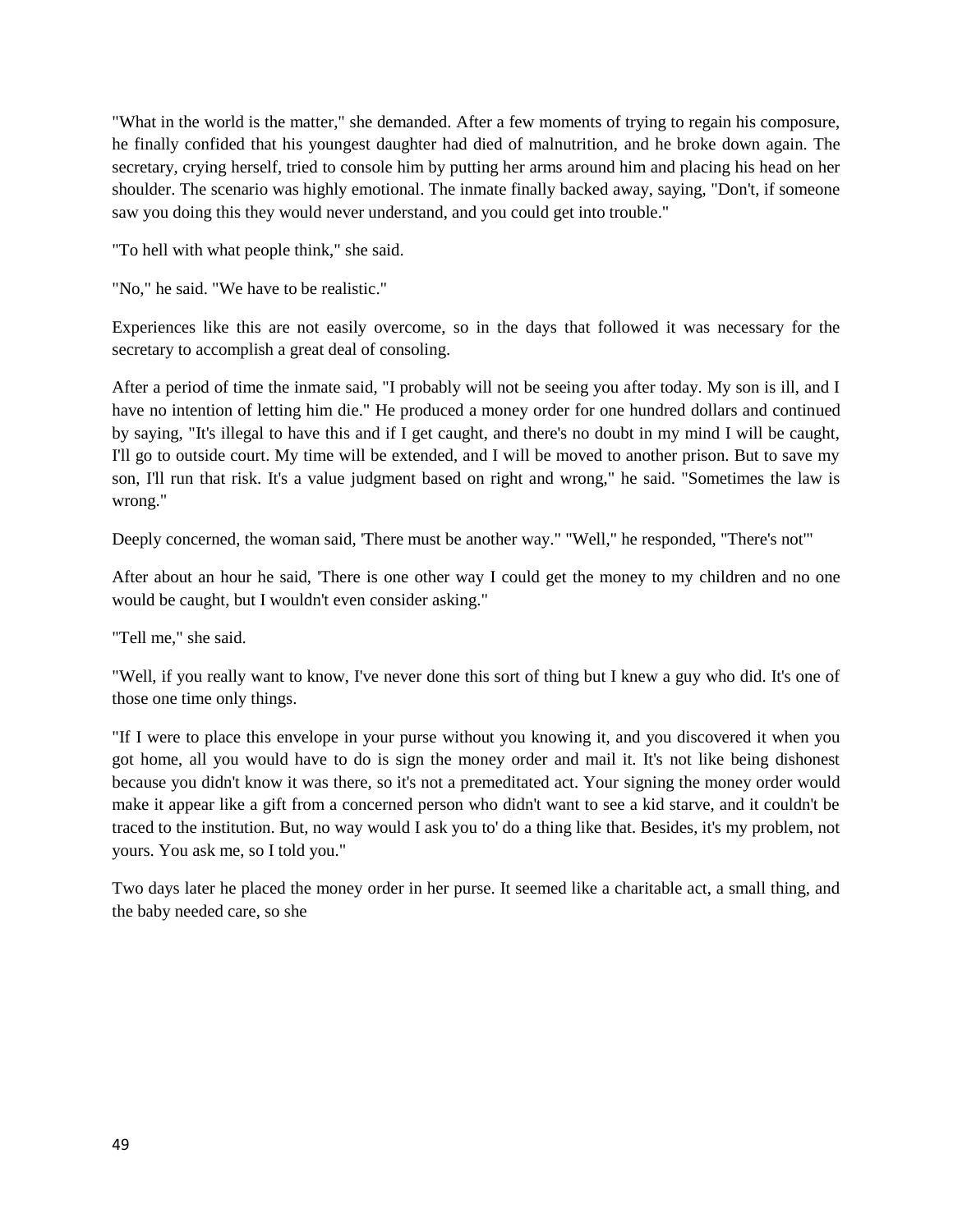"What in the world is the matter," she demanded. After a few moments of trying to regain his composure, he finally confided that his youngest daughter had died of malnutrition, and he broke down again. The secretary, crying herself, tried to console him by putting her arms around him and placing his head on her shoulder. The scenario was highly emotional. The inmate finally backed away, saying, "Don't, if someone saw you doing this they would never understand, and you could get into trouble."

"To hell with what people think," she said.

"No," he said. "We have to be realistic."

Experiences like this are not easily overcome, so in the days that followed it was necessary for the secretary to accomplish a great deal of consoling.

After a period of time the inmate said, "I probably will not be seeing you after today. My son is ill, and I have no intention of letting him die." He produced a money order for one hundred dollars and continued by saying, "It's illegal to have this and if I get caught, and there's no doubt in my mind I will be caught, I'll go to outside court. My time will be extended, and I will be moved to another prison. But to save my son, I'll run that risk. It's a value judgment based on right and wrong," he said. "Sometimes the law is wrong."

Deeply concerned, the woman said, 'There must be another way." "Well," he responded, "There's not'"

After about an hour he said, 'There is one other way I could get the money to my children and no one would be caught, but I wouldn't even consider asking."

"Tell me," she said.

"Well, if you really want to know, I've never done this sort of thing but I knew a guy who did. It's one of those one time only things.

"If I were to place this envelope in your purse without you knowing it, and you discovered it when you got home, all you would have to do is sign the money order and mail it. It's not like being dishonest because you didn't know it was there, so it's not a premeditated act. Your signing the money order would make it appear like a gift from a concerned person who didn't want to see a kid starve, and it couldn't be traced to the institution. But, no way would I ask you to' do a thing like that. Besides, it's my problem, not yours. You ask me, so I told you."

Two days later he placed the money order in her purse. It seemed like a charitable act, a small thing, and the baby needed care, so she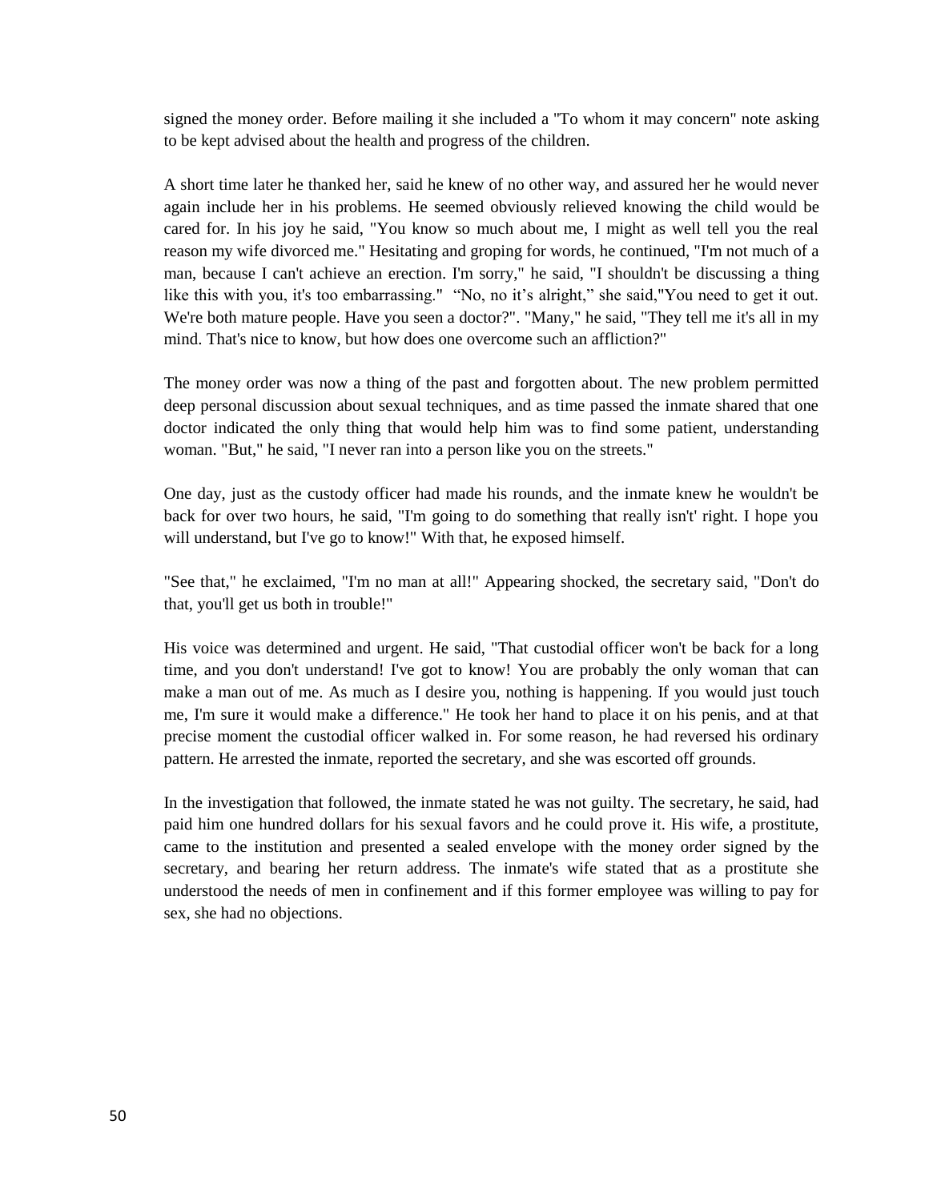signed the money order. Before mailing it she included a "To whom it may concern" note asking to be kept advised about the health and progress of the children.

A short time later he thanked her, said he knew of no other way, and assured her he would never again include her in his problems. He seemed obviously relieved knowing the child would be cared for. In his joy he said, "You know so much about me, I might as well tell you the real reason my wife divorced me." Hesitating and groping for words, he continued, "I'm not much of a man, because I can't achieve an erection. I'm sorry," he said, "I shouldn't be discussing a thing like this with you, it's too embarrassing." "No, no it's alright," she said,"You need to get it out. We're both mature people. Have you seen a doctor?". "Many," he said, "They tell me it's all in my mind. That's nice to know, but how does one overcome such an affliction?"

The money order was now a thing of the past and forgotten about. The new problem permitted deep personal discussion about sexual techniques, and as time passed the inmate shared that one doctor indicated the only thing that would help him was to find some patient, understanding woman. "But," he said, "I never ran into a person like you on the streets."

One day, just as the custody officer had made his rounds, and the inmate knew he wouldn't be back for over two hours, he said, "I'm going to do something that really isn't' right. I hope you will understand, but I've go to know!" With that, he exposed himself.

"See that," he exclaimed, "I'm no man at all!" Appearing shocked, the secretary said, "Don't do that, you'll get us both in trouble!"

His voice was determined and urgent. He said, "That custodial officer won't be back for a long time, and you don't understand! I've got to know! You are probably the only woman that can make a man out of me. As much as I desire you, nothing is happening. If you would just touch me, I'm sure it would make a difference." He took her hand to place it on his penis, and at that precise moment the custodial officer walked in. For some reason, he had reversed his ordinary pattern. He arrested the inmate, reported the secretary, and she was escorted off grounds.

In the investigation that followed, the inmate stated he was not guilty. The secretary, he said, had paid him one hundred dollars for his sexual favors and he could prove it. His wife, a prostitute, came to the institution and presented a sealed envelope with the money order signed by the secretary, and bearing her return address. The inmate's wife stated that as a prostitute she understood the needs of men in confinement and if this former employee was willing to pay for sex, she had no objections.